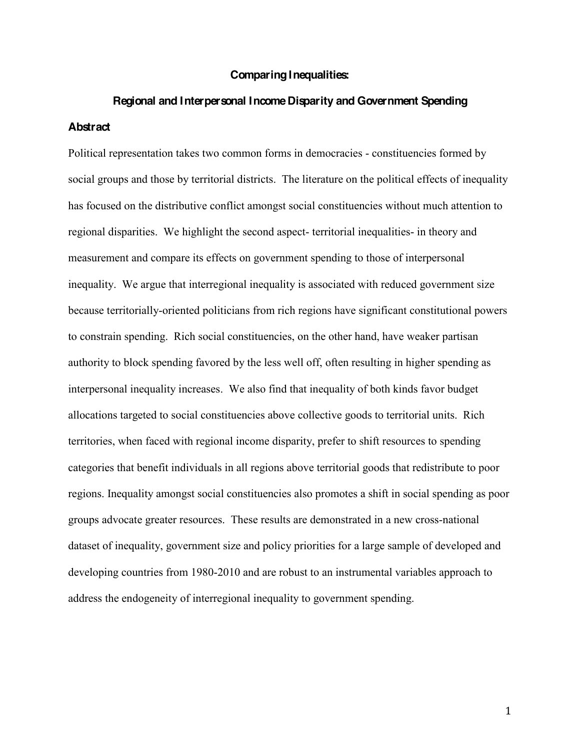# Comparing Inequalities:

## Regional and Interpersonal Income Disparity and Government Spending

### Abstract

Political representation takes two common forms in democracies - constituencies formed by social groups and those by territorial districts. The literature on the political effects of inequality has focused on the distributive conflict amongst social constituencies without much attention to regional disparities. We highlight the second aspect- territorial inequalities- in theory and measurement and compare its effects on government spending to those of interpersonal inequality. We argue that interregional inequality is associated with reduced government size because territorially-oriented politicians from rich regions have significant constitutional powers to constrain spending. Rich social constituencies, on the other hand, have weaker partisan authority to block spending favored by the less well off, often resulting in higher spending as interpersonal inequality increases. We also find that inequality of both kinds favor budget allocations targeted to social constituencies above collective goods to territorial units. Rich territories, when faced with regional income disparity, prefer to shift resources to spending categories that benefit individuals in all regions above territorial goods that redistribute to poor regions. Inequality amongst social constituencies also promotes a shift in social spending as poor groups advocate greater resources. These results are demonstrated in a new cross-national dataset of inequality, government size and policy priorities for a large sample of developed and developing countries from 1980-2010 and are robust to an instrumental variables approach to address the endogeneity of interregional inequality to government spending.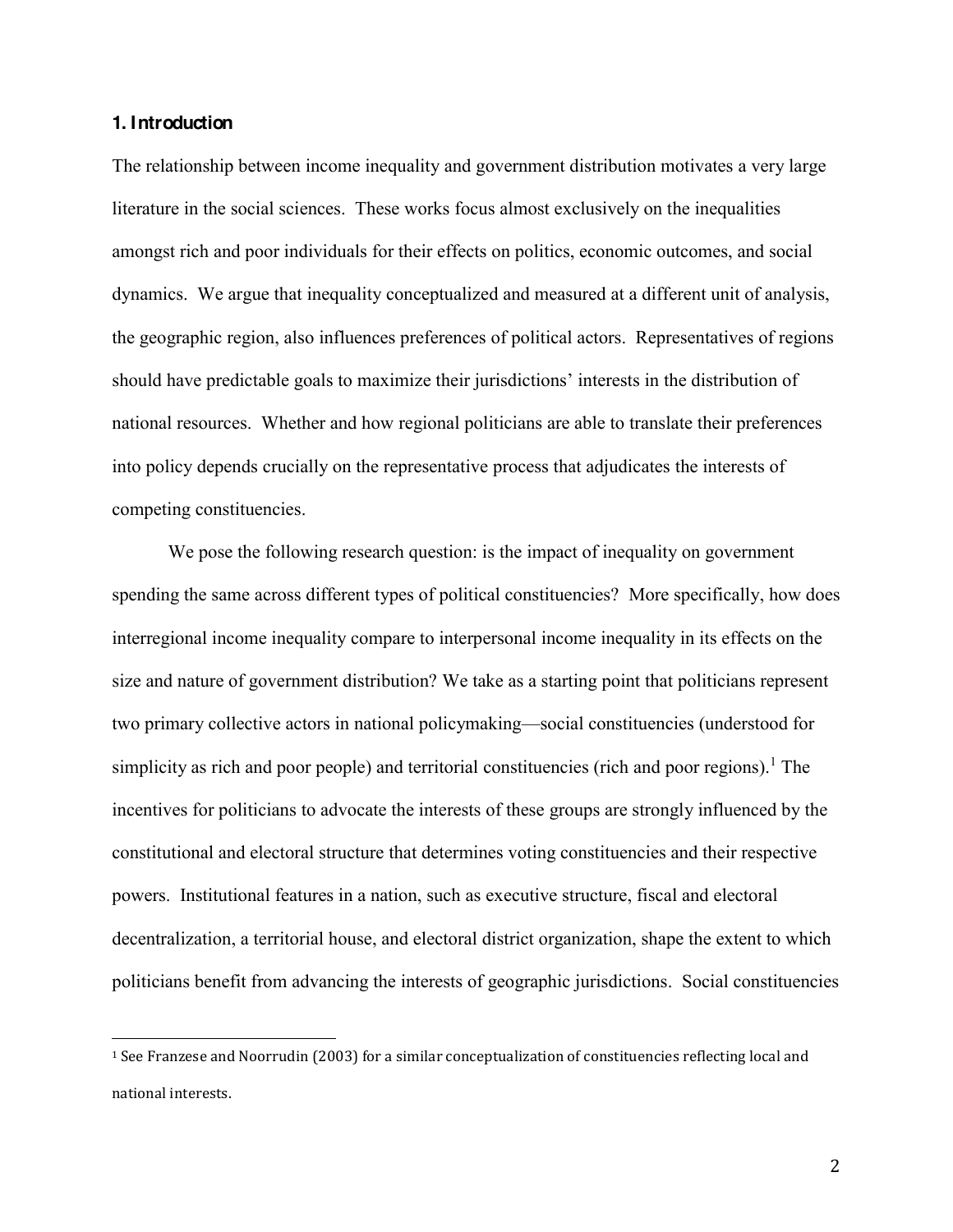## 1. Introduction

The relationship between income inequality and government distribution motivates a very large literature in the social sciences. These works focus almost exclusively on the inequalities amongst rich and poor individuals for their effects on politics, economic outcomes, and social dynamics. We argue that inequality conceptualized and measured at a different unit of analysis, the geographic region, also influences preferences of political actors. Representatives of regions should have predictable goals to maximize their jurisdictions' interests in the distribution of national resources. Whether and how regional politicians are able to translate their preferences into policy depends crucially on the representative process that adjudicates the interests of competing constituencies.

We pose the following research question: is the impact of inequality on government spending the same across different types of political constituencies? More specifically, how does interregional income inequality compare to interpersonal income inequality in its effects on the size and nature of government distribution? We take as a starting point that politicians represent two primary collective actors in national policymaking—social constituencies (understood for simplicity as rich and poor people) and territorial constituencies (rich and poor regions).[1] The incentives for politicians to advocate the interests of these groups are strongly influenced by the constitutional and electoral structure that determines voting constituencies and their respective powers. Institutional features in a nation, such as executive structure, fiscal and electoral decentralization, a territorial house, and electoral district organization, shape the extent to which politicians benefit from advancing the interests of geographic jurisdictions. Social constituencies

[1] See Franzese and Noorrudin (2003) for a similar conceptualization of constituencies reflecting local and national interests.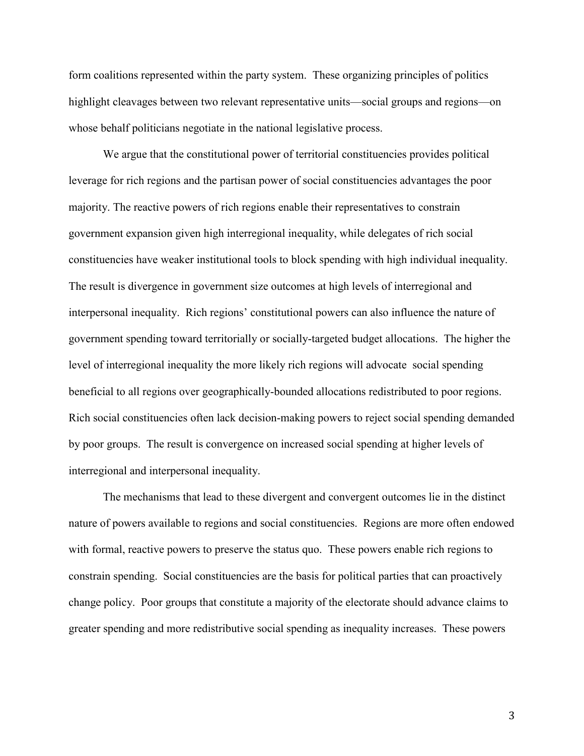form coalitions represented within the party system. These organizing principles of politics highlight cleavages between two relevant representative units—social groups and regions—on whose behalf politicians negotiate in the national legislative process.

We argue that the constitutional power of territorial constituencies provides political leverage for rich regions and the partisan power of social constituencies advantages the poor majority. The reactive powers of rich regions enable their representatives to constrain government expansion given high interregional inequality, while delegates of rich social constituencies have weaker institutional tools to block spending with high individual inequality. The result is divergence in government size outcomes at high levels of interregional and interpersonal inequality. Rich regions' constitutional powers can also influence the nature of government spending toward territorially or socially-targeted budget allocations. The higher the level of interregional inequality the more likely rich regions will advocate social spending beneficial to all regions over geographically-bounded allocations redistributed to poor regions. Rich social constituencies often lack decision-making powers to reject social spending demanded by poor groups. The result is convergence on increased social spending at higher levels of interregional and interpersonal inequality.

The mechanisms that lead to these divergent and convergent outcomes lie in the distinct nature of powers available to regions and social constituencies. Regions are more often endowed with formal, reactive powers to preserve the status quo. These powers enable rich regions to constrain spending. Social constituencies are the basis for political parties that can proactively change policy. Poor groups that constitute a majority of the electorate should advance claims to greater spending and more redistributive social spending as inequality increases. These powers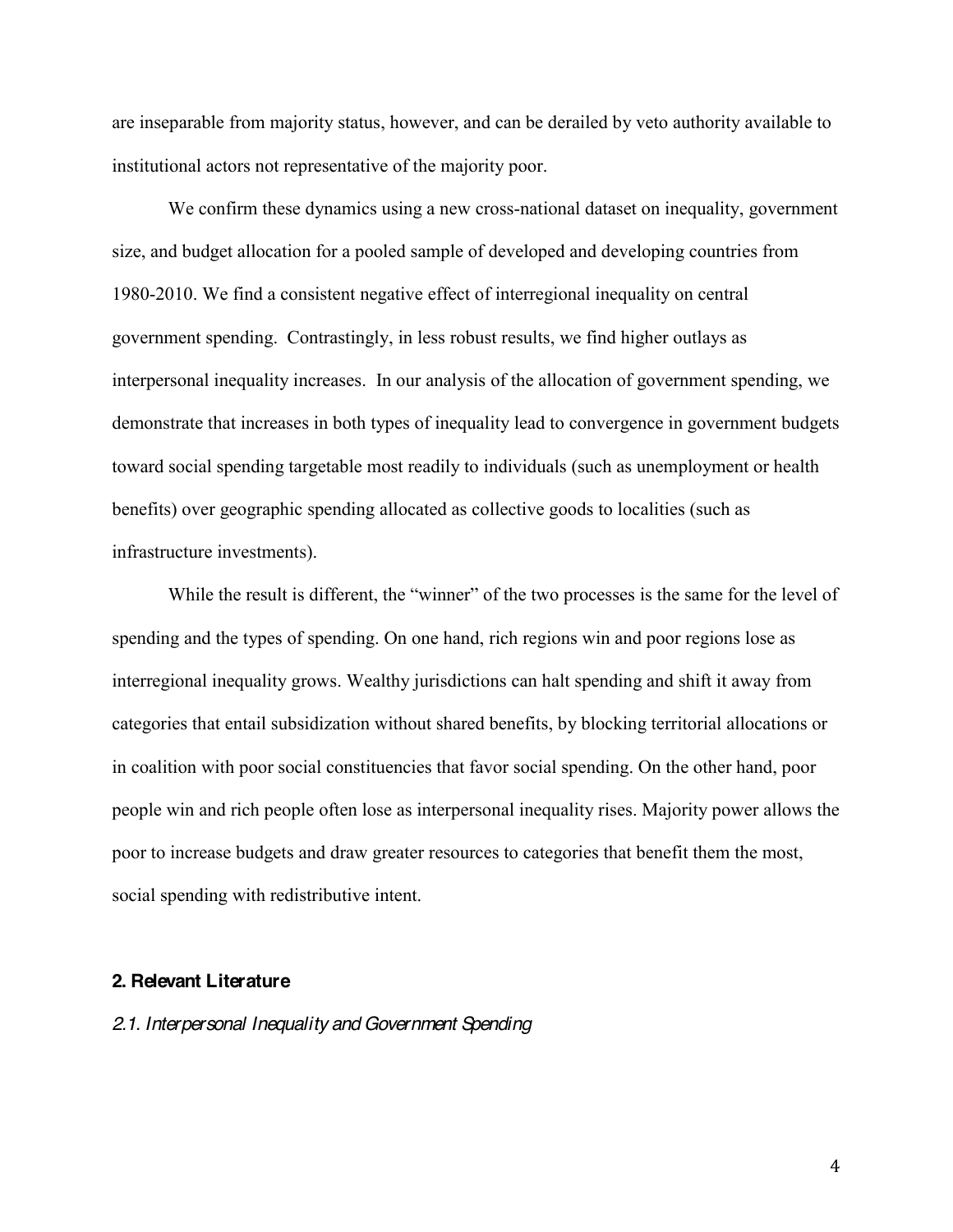are inseparable from majority status, however, and can be derailed by veto authority available to institutional actors not representative of the majority poor.

We confirm these dynamics using a new cross-national dataset on inequality, government size, and budget allocation for a pooled sample of developed and developing countries from 1980-2010. We find a consistent negative effect of interregional inequality on central government spending. Contrastingly, in less robust results, we find higher outlays as interpersonal inequality increases. In our analysis of the allocation of government spending, we demonstrate that increases in both types of inequality lead to convergence in government budgets toward social spending targetable most readily to individuals (such as unemployment or health benefits) over geographic spending allocated as collective goods to localities (such as infrastructure investments).

While the result is different, the "winner" of the two processes is the same for the level of spending and the types of spending. On one hand, rich regions win and poor regions lose as interregional inequality grows. Wealthy jurisdictions can halt spending and shift it away from categories that entail subsidization without shared benefits, by blocking territorial allocations or in coalition with poor social constituencies that favor social spending. On the other hand, poor people win and rich people often lose as interpersonal inequality rises. Majority power allows the poor to increase budgets and draw greater resources to categories that benefit them the most, social spending with redistributive intent.

## 2. Relevant Literature

### *2.1. Interpersonal Inequality and Government Spending*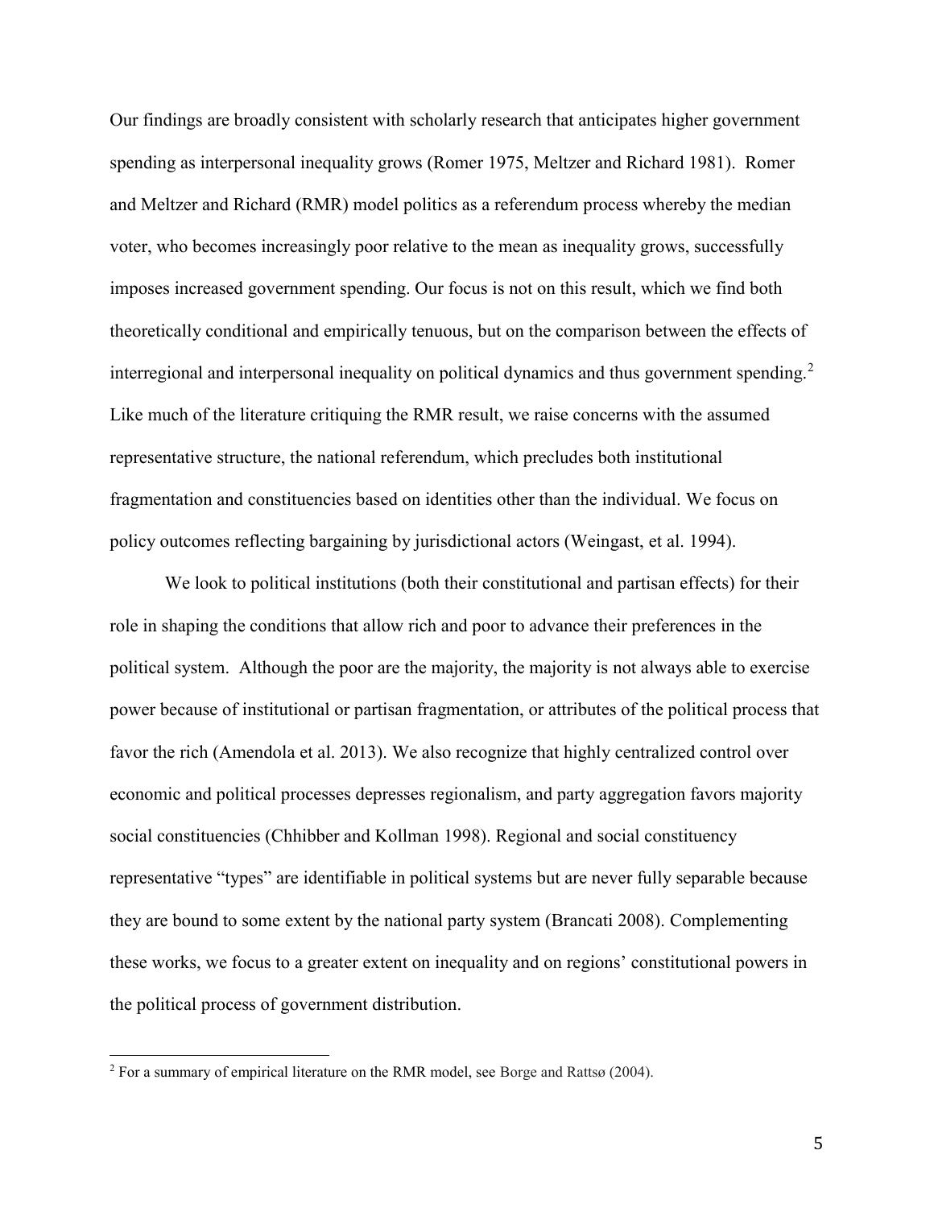Our findings are broadly consistent with scholarly research that anticipates higher government spending as interpersonal inequality grows (Romer 1975, Meltzer and Richard 1981). Romer and Meltzer and Richard (RMR) model politics as a referendum process whereby the median voter, who becomes increasingly poor relative to the mean as inequality grows, successfully imposes increased government spending. Our focus is not on this result, which we find both theoretically conditional and empirically tenuous, but on the comparison between the effects of interregional and interpersonal inequality on political dynamics and thus government spending.[2] Like much of the literature critiquing the RMR result, we raise concerns with the assumed representative structure, the national referendum, which precludes both institutional fragmentation and constituencies based on identities other than the individual. We focus on policy outcomes reflecting bargaining by jurisdictional actors (Weingast, et al. 1994).

We look to political institutions (both their constitutional and partisan effects) for their role in shaping the conditions that allow rich and poor to advance their preferences in the political system. Although the poor are the majority, the majority is not always able to exercise power because of institutional or partisan fragmentation, or attributes of the political process that favor the rich (Amendola et al. 2013). We also recognize that highly centralized control over economic and political processes depresses regionalism, and party aggregation favors majority social constituencies (Chhibber and Kollman 1998). Regional and social constituency representative "types" are identifiable in political systems but are never fully separable because they are bound to some extent by the national party system (Brancati 2008). Complementing these works, we focus to a greater extent on inequality and on regions' constitutional powers in the political process of government distribution.

[2] For a summary of empirical literature on the RMR model, see Borge and Rattsø (2004).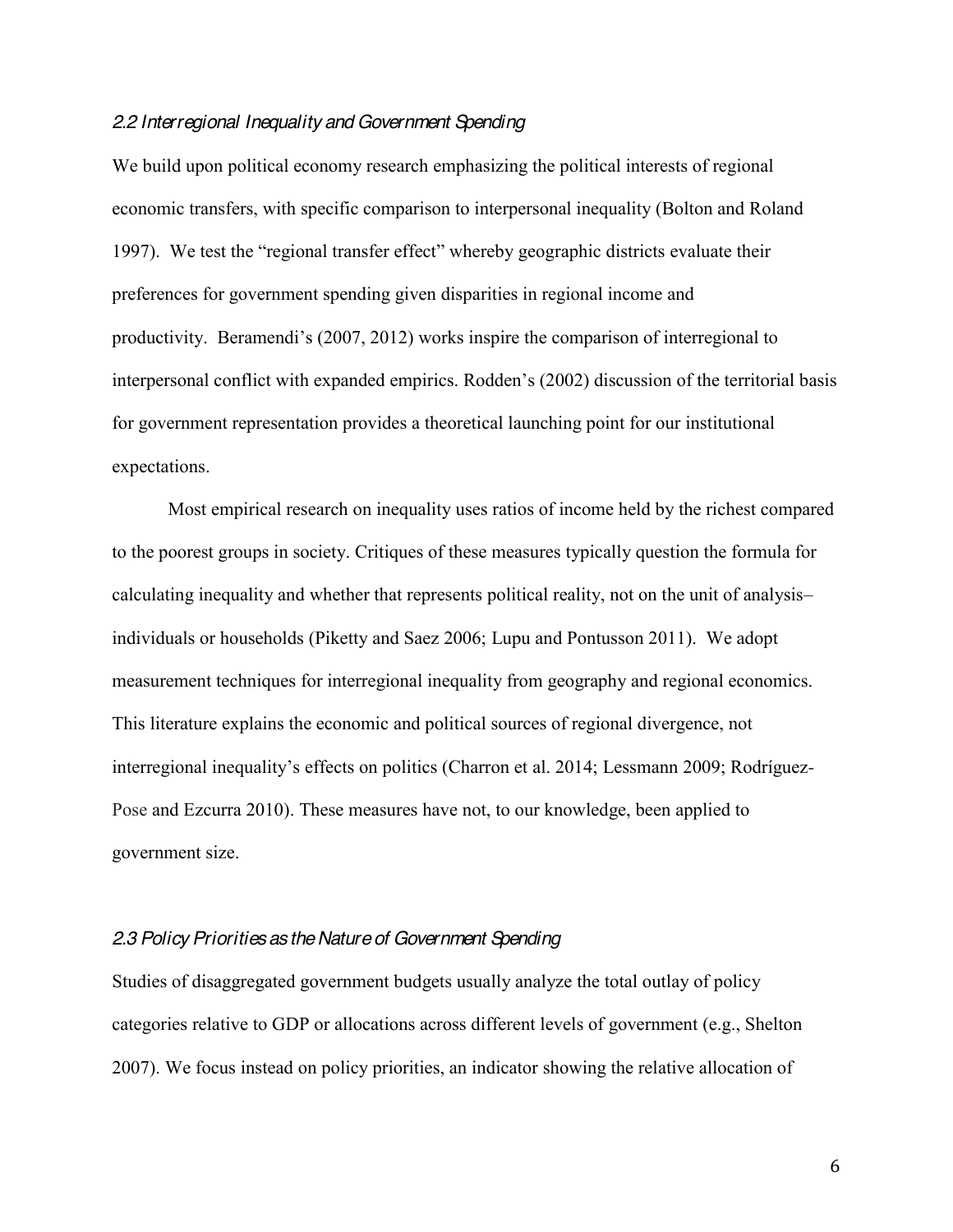### *2.2 Interregional Inequality and Government Spending*

We build upon political economy research emphasizing the political interests of regional economic transfers, with specific comparison to interpersonal inequality (Bolton and Roland 1997). We test the "regional transfer effect" whereby geographic districts evaluate their preferences for government spending given disparities in regional income and productivity. Beramendi's (2007, 2012) works inspire the comparison of interregional to interpersonal conflict with expanded empirics. Rodden's (2002) discussion of the territorial basis for government representation provides a theoretical launching point for our institutional expectations.

Most empirical research on inequality uses ratios of income held by the richest compared to the poorest groups in society. Critiques of these measures typically question the formula for calculating inequality and whether that represents political reality, not on the unit of analysis– individuals or households (Piketty and Saez 2006; Lupu and Pontusson 2011). We adopt measurement techniques for interregional inequality from geography and regional economics. This literature explains the economic and political sources of regional divergence, not interregional inequality's effects on politics (Charron et al. 2014; Lessmann 2009; Rodríguez-Pose and Ezcurra 2010). These measures have not, to our knowledge, been applied to government size.

### *2.3 Policy Priorities as the Nature of Government Spending*

Studies of disaggregated government budgets usually analyze the total outlay of policy categories relative to GDP or allocations across different levels of government (e.g., Shelton 2007). We focus instead on policy priorities, an indicator showing the relative allocation of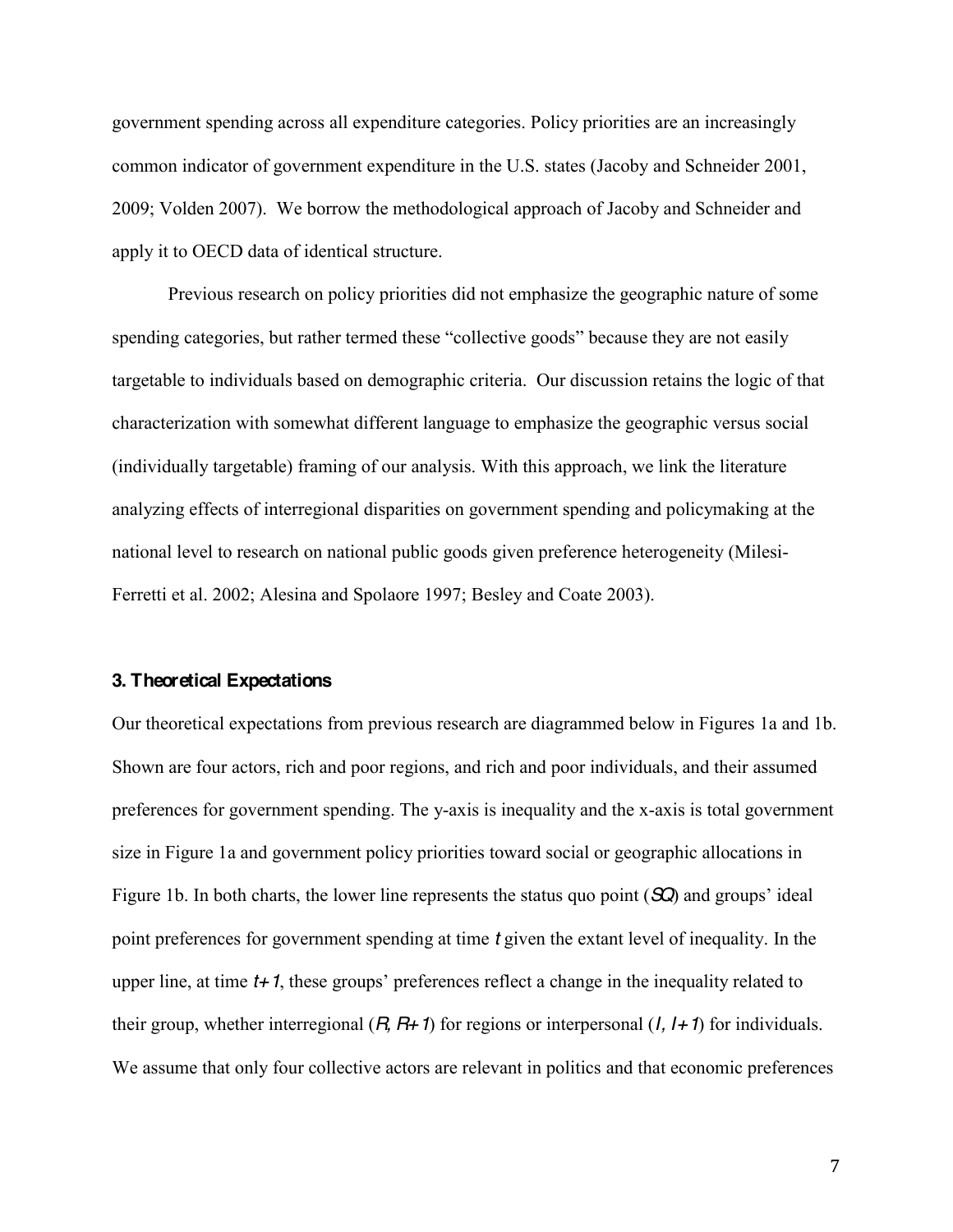government spending across all expenditure categories. Policy priorities are an increasingly common indicator of government expenditure in the U.S. states (Jacoby and Schneider 2001, 2009; Volden 2007). We borrow the methodological approach of Jacoby and Schneider and apply it to OECD data of identical structure.

Previous research on policy priorities did not emphasize the geographic nature of some spending categories, but rather termed these "collective goods" because they are not easily targetable to individuals based on demographic criteria. Our discussion retains the logic of that characterization with somewhat different language to emphasize the geographic versus social (individually targetable) framing of our analysis. With this approach, we link the literature analyzing effects of interregional disparities on government spending and policymaking at the national level to research on national public goods given preference heterogeneity (Milesi-Ferretti et al. 2002; Alesina and Spolaore 1997; Besley and Coate 2003).

## 3. Theoretical Expectations

Our theoretical expectations from previous research are diagrammed below in Figures 1a and 1b. Shown are four actors, rich and poor regions, and rich and poor individuals, and their assumed preferences for government spending. The y-axis is inequality and the x-axis is total government size in Figure 1a and government policy priorities toward social or geographic allocations in Figure 1b. In both charts, the lower line represents the status quo point (*SQ*) and groups' ideal point preferences for government spending at time *t* given the extant level of inequality. In the upper line, at time *t+1*, these groups' preferences reflect a change in the inequality related to their group, whether interregional (*R, R+1*) for regions or interpersonal (*I, I+1*) for individuals. We assume that only four collective actors are relevant in politics and that economic preferences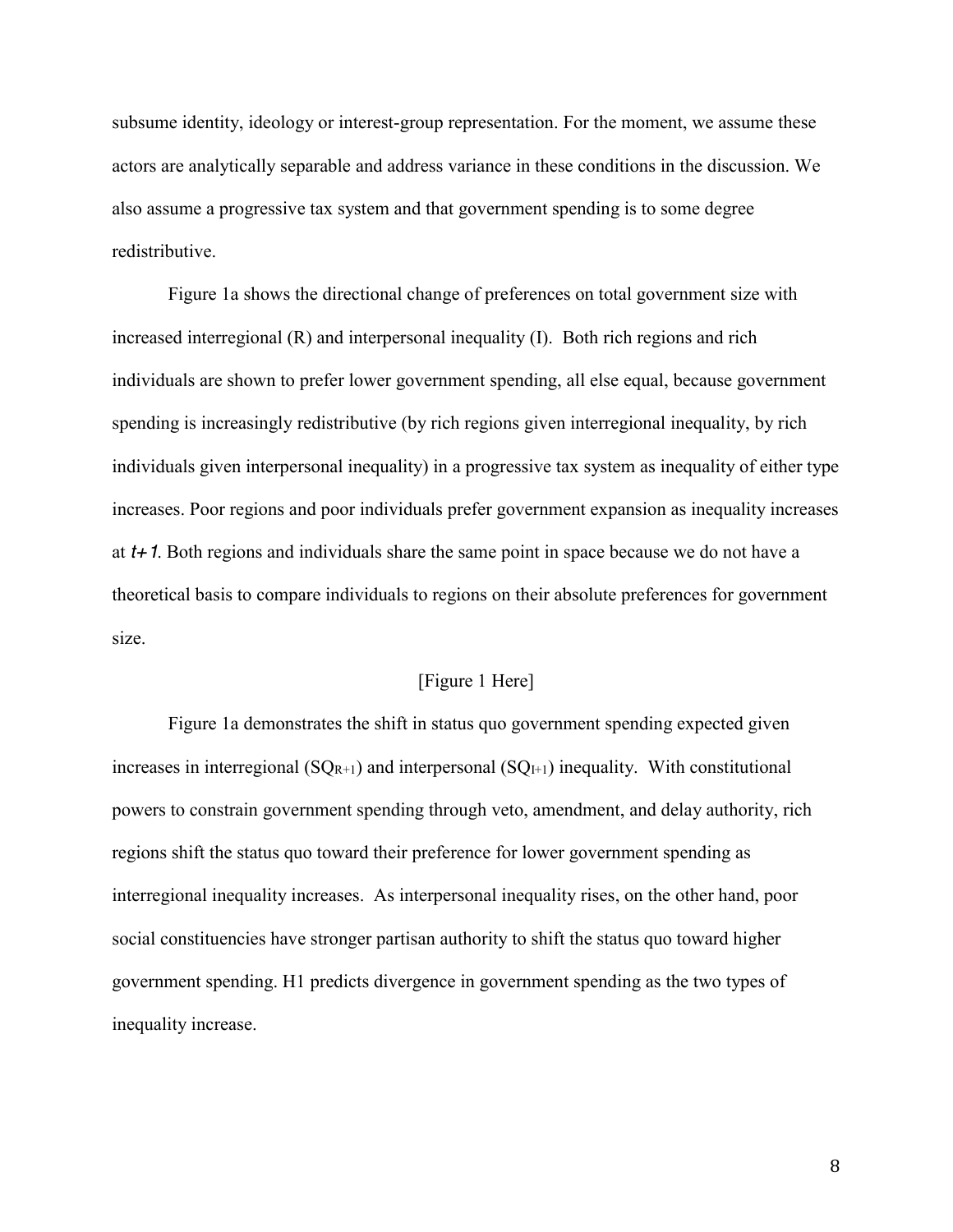subsume identity, ideology or interest-group representation. For the moment, we assume these actors are analytically separable and address variance in these conditions in the discussion. We also assume a progressive tax system and that government spending is to some degree redistributive.

Figure 1a shows the directional change of preferences on total government size with increased interregional (R) and interpersonal inequality (I). Both rich regions and rich individuals are shown to prefer lower government spending, all else equal, because government spending is increasingly redistributive (by rich regions given interregional inequality, by rich individuals given interpersonal inequality) in a progressive tax system as inequality of either type increases. Poor regions and poor individuals prefer government expansion as inequality increases at *t+1*. Both regions and individuals share the same point in space because we do not have a theoretical basis to compare individuals to regions on their absolute preferences for government size.

[Figure 1 Here]

Figure 1a demonstrates the shift in status quo government spending expected given increases in interregional ($SQ_{R+1}$) and interpersonal ($SQ_{I+1}$) inequality. With constitutional powers to constrain government spending through veto, amendment, and delay authority, rich regions shift the status quo toward their preference for lower government spending as interregional inequality increases. As interpersonal inequality rises, on the other hand, poor social constituencies have stronger partisan authority to shift the status quo toward higher government spending. H1 predicts divergence in government spending as the two types of inequality increase.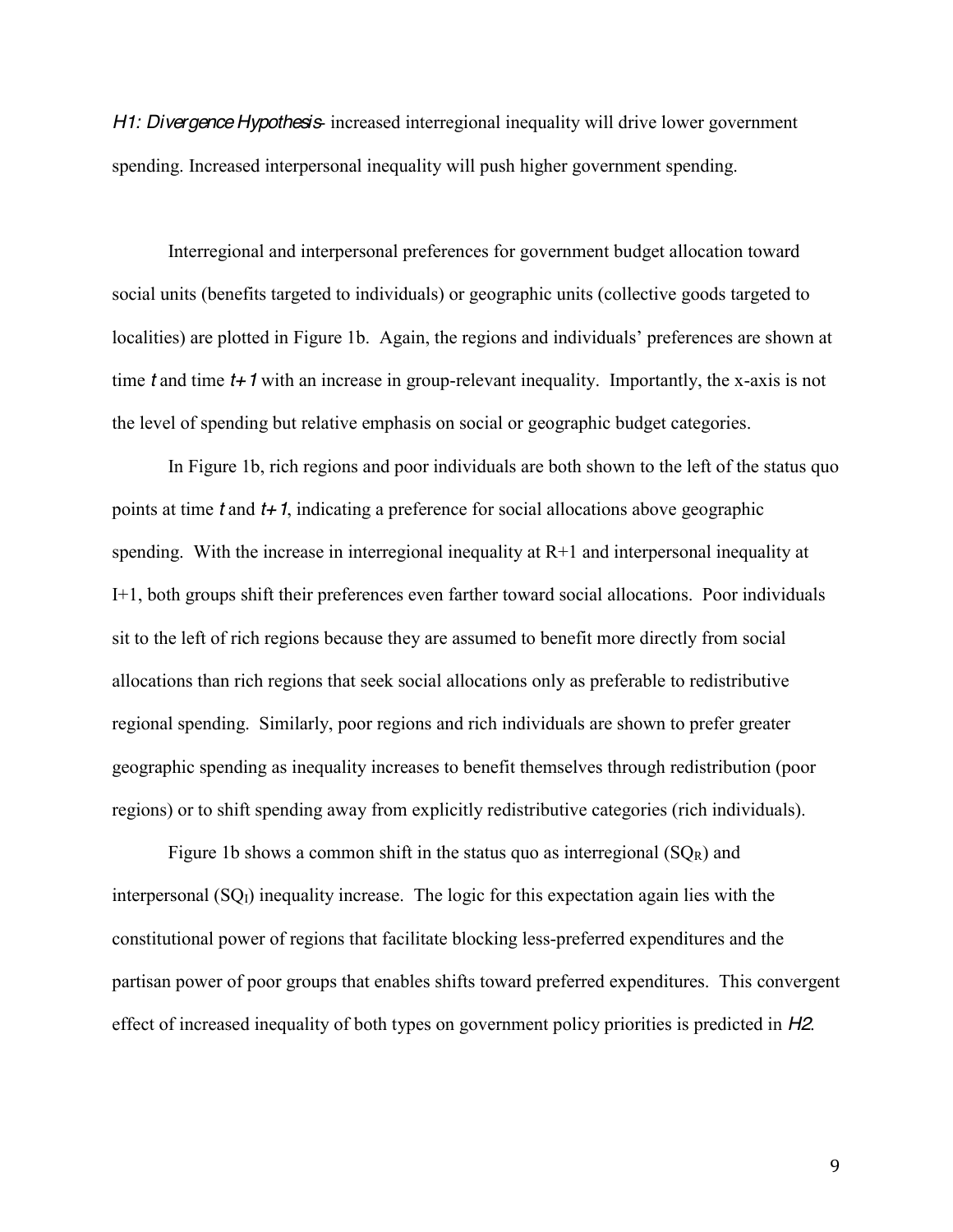*H1: Divergence Hypothesis*- increased interregional inequality will drive lower government spending. Increased interpersonal inequality will push higher government spending.

Interregional and interpersonal preferences for government budget allocation toward social units (benefits targeted to individuals) or geographic units (collective goods targeted to localities) are plotted in Figure 1b. Again, the regions and individuals' preferences are shown at time *t* and time *t+1* with an increase in group-relevant inequality. Importantly, the x-axis is not the level of spending but relative emphasis on social or geographic budget categories.

In Figure 1b, rich regions and poor individuals are both shown to the left of the status quo points at time *t* and *t+1*, indicating a preference for social allocations above geographic spending. With the increase in interregional inequality at R+1 and interpersonal inequality at I+1, both groups shift their preferences even farther toward social allocations. Poor individuals sit to the left of rich regions because they are assumed to benefit more directly from social allocations than rich regions that seek social allocations only as preferable to redistributive regional spending. Similarly, poor regions and rich individuals are shown to prefer greater geographic spending as inequality increases to benefit themselves through redistribution (poor regions) or to shift spending away from explicitly redistributive categories (rich individuals).

Figure 1b shows a common shift in the status quo as interregional ($SQ_R$) and interpersonal ($SQ_I$) inequality increase. The logic for this expectation again lies with the constitutional power of regions that facilitate blocking less-preferred expenditures and the partisan power of poor groups that enables shifts toward preferred expenditures. This convergent effect of increased inequality of both types on government policy priorities is predicted in *H2*.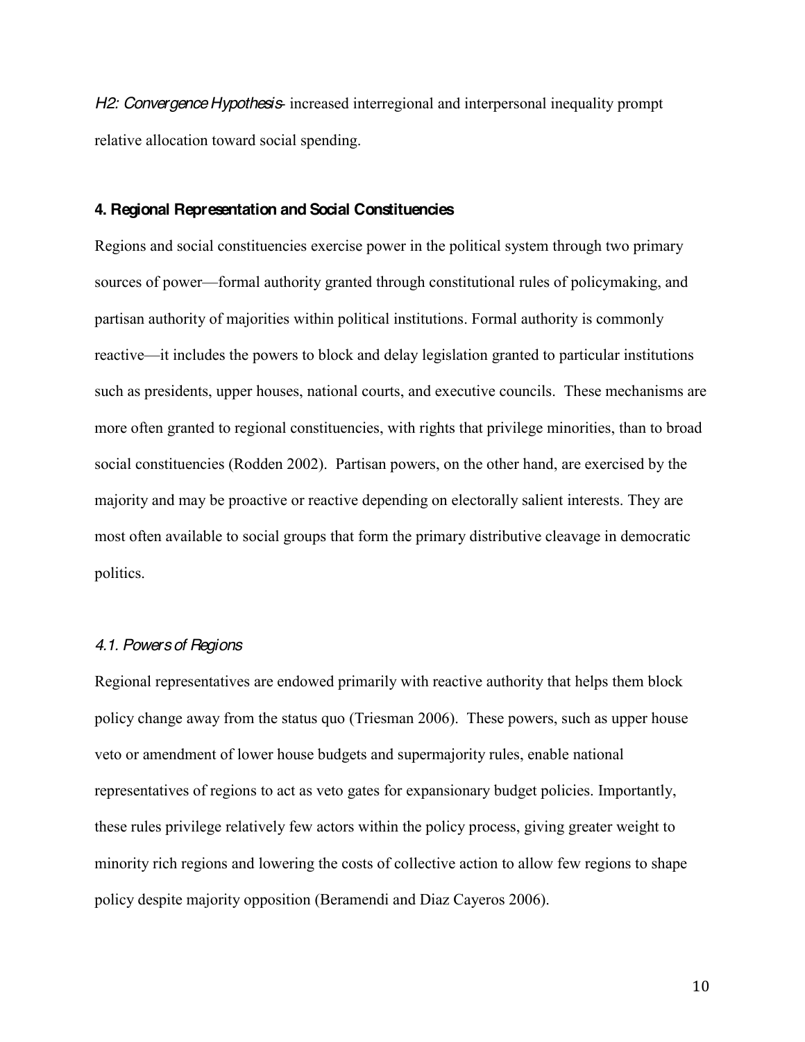*H2: Convergence Hypothesis*- increased interregional and interpersonal inequality prompt relative allocation toward social spending.

## 4. Regional Representation and Social Constituencies

Regions and social constituencies exercise power in the political system through two primary sources of power—formal authority granted through constitutional rules of policymaking, and partisan authority of majorities within political institutions. Formal authority is commonly reactive—it includes the powers to block and delay legislation granted to particular institutions such as presidents, upper houses, national courts, and executive councils. These mechanisms are more often granted to regional constituencies, with rights that privilege minorities, than to broad social constituencies (Rodden 2002). Partisan powers, on the other hand, are exercised by the majority and may be proactive or reactive depending on electorally salient interests. They are most often available to social groups that form the primary distributive cleavage in democratic politics.

### *4.1. Powers of Regions*

Regional representatives are endowed primarily with reactive authority that helps them block policy change away from the status quo (Triesman 2006). These powers, such as upper house veto or amendment of lower house budgets and supermajority rules, enable national representatives of regions to act as veto gates for expansionary budget policies. Importantly, these rules privilege relatively few actors within the policy process, giving greater weight to minority rich regions and lowering the costs of collective action to allow few regions to shape policy despite majority opposition (Beramendi and Diaz Cayeros 2006).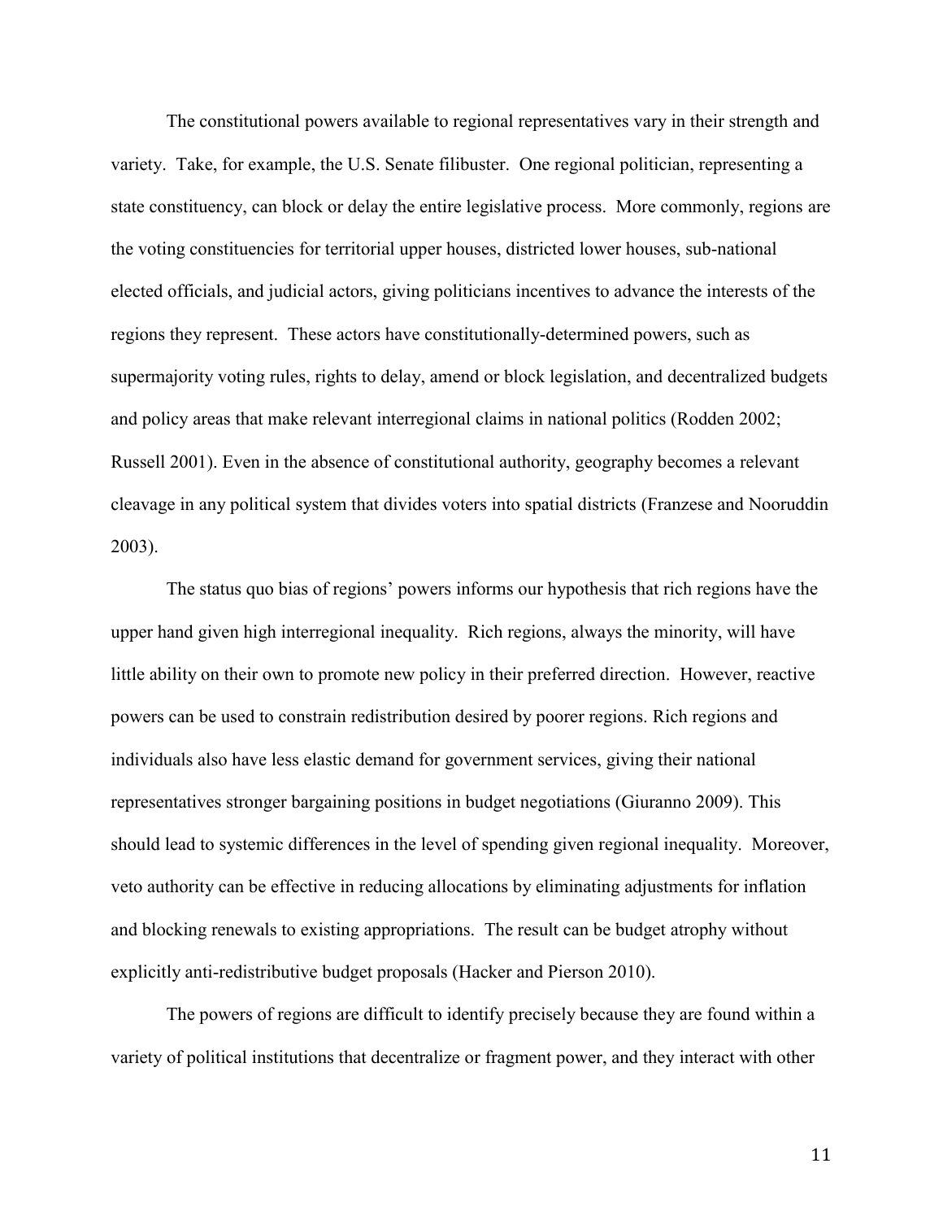The constitutional powers available to regional representatives vary in their strength and variety. Take, for example, the U.S. Senate filibuster. One regional politician, representing a state constituency, can block or delay the entire legislative process. More commonly, regions are the voting constituencies for territorial upper houses, districted lower houses, sub-national elected officials, and judicial actors, giving politicians incentives to advance the interests of the regions they represent. These actors have constitutionally-determined powers, such as supermajority voting rules, rights to delay, amend or block legislation, and decentralized budgets and policy areas that make relevant interregional claims in national politics (Rodden 2002; Russell 2001). Even in the absence of constitutional authority, geography becomes a relevant cleavage in any political system that divides voters into spatial districts (Franzese and Nooruddin 2003).

The status quo bias of regions' powers informs our hypothesis that rich regions have the upper hand given high interregional inequality. Rich regions, always the minority, will have little ability on their own to promote new policy in their preferred direction. However, reactive powers can be used to constrain redistribution desired by poorer regions. Rich regions and individuals also have less elastic demand for government services, giving their national representatives stronger bargaining positions in budget negotiations (Giuranno 2009). This should lead to systemic differences in the level of spending given regional inequality. Moreover, veto authority can be effective in reducing allocations by eliminating adjustments for inflation and blocking renewals to existing appropriations. The result can be budget atrophy without explicitly anti-redistributive budget proposals (Hacker and Pierson 2010).

The powers of regions are difficult to identify precisely because they are found within a variety of political institutions that decentralize or fragment power, and they interact with other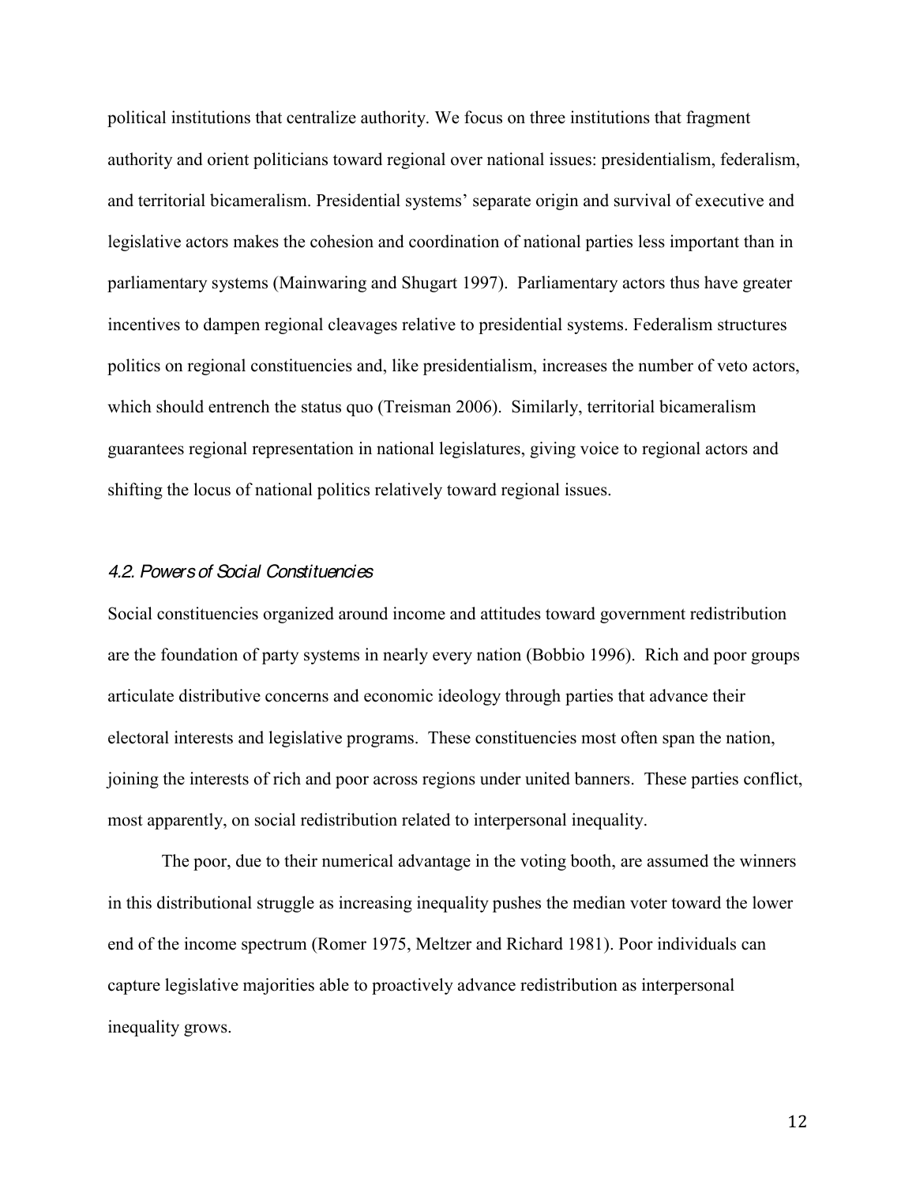political institutions that centralize authority. We focus on three institutions that fragment authority and orient politicians toward regional over national issues: presidentialism, federalism, and territorial bicameralism. Presidential systems' separate origin and survival of executive and legislative actors makes the cohesion and coordination of national parties less important than in parliamentary systems (Mainwaring and Shugart 1997). Parliamentary actors thus have greater incentives to dampen regional cleavages relative to presidential systems. Federalism structures politics on regional constituencies and, like presidentialism, increases the number of veto actors, which should entrench the status quo (Treisman 2006). Similarly, territorial bicameralism guarantees regional representation in national legislatures, giving voice to regional actors and shifting the locus of national politics relatively toward regional issues.

### *4.2. Powers of Social Constituencies*

Social constituencies organized around income and attitudes toward government redistribution are the foundation of party systems in nearly every nation (Bobbio 1996). Rich and poor groups articulate distributive concerns and economic ideology through parties that advance their electoral interests and legislative programs. These constituencies most often span the nation, joining the interests of rich and poor across regions under united banners. These parties conflict, most apparently, on social redistribution related to interpersonal inequality.

The poor, due to their numerical advantage in the voting booth, are assumed the winners in this distributional struggle as increasing inequality pushes the median voter toward the lower end of the income spectrum (Romer 1975, Meltzer and Richard 1981). Poor individuals can capture legislative majorities able to proactively advance redistribution as interpersonal inequality grows.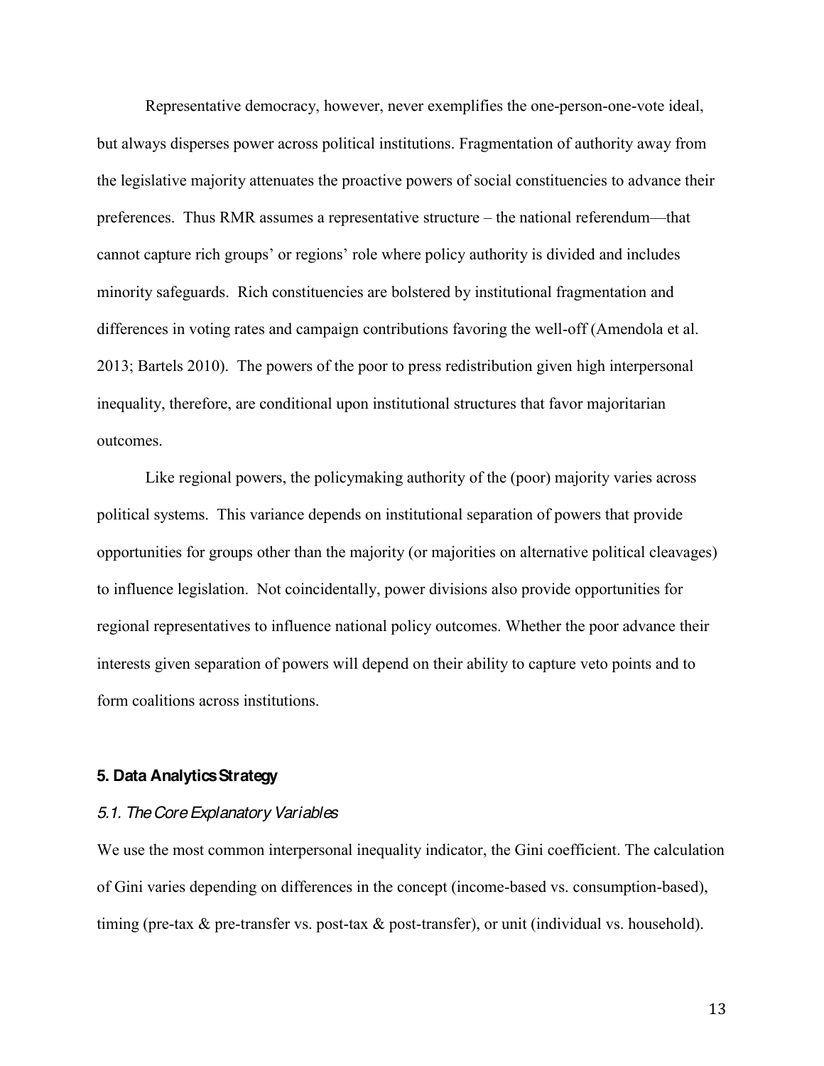Representative democracy, however, never exemplifies the one-person-one-vote ideal, but always disperses power across political institutions. Fragmentation of authority away from the legislative majority attenuates the proactive powers of social constituencies to advance their preferences. Thus RMR assumes a representative structure – the national referendum—that cannot capture rich groups' or regions' role where policy authority is divided and includes minority safeguards. Rich constituencies are bolstered by institutional fragmentation and differences in voting rates and campaign contributions favoring the well-off (Amendola et al. 2013; Bartels 2010). The powers of the poor to press redistribution given high interpersonal inequality, therefore, are conditional upon institutional structures that favor majoritarian outcomes.

Like regional powers, the policymaking authority of the (poor) majority varies across political systems. This variance depends on institutional separation of powers that provide opportunities for groups other than the majority (or majorities on alternative political cleavages) to influence legislation. Not coincidentally, power divisions also provide opportunities for regional representatives to influence national policy outcomes. Whether the poor advance their interests given separation of powers will depend on their ability to capture veto points and to form coalitions across institutions.

## 5. Data Analytics Strategy

### *5.1. The Core Explanatory Variables*

We use the most common interpersonal inequality indicator, the Gini coefficient. The calculation of Gini varies depending on differences in the concept (income-based vs. consumption-based), timing (pre-tax & pre-transfer vs. post-tax & post-transfer), or unit (individual vs. household).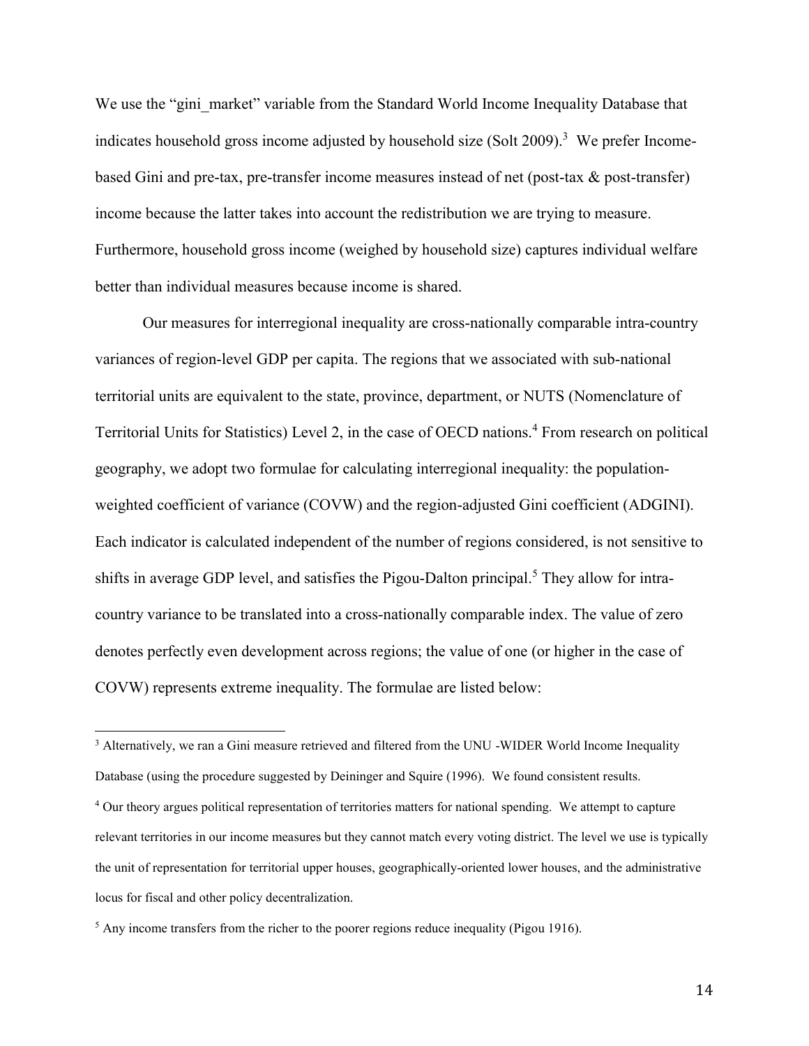We use the "gini_market" variable from the Standard World Income Inequality Database that indicates household gross income adjusted by household size (Solt 2009).[3] We prefer Income-based Gini and pre-tax, pre-transfer income measures instead of net (post-tax & post-transfer) income because the latter takes into account the redistribution we are trying to measure. Furthermore, household gross income (weighed by household size) captures individual welfare better than individual measures because income is shared.

Our measures for interregional inequality are cross-nationally comparable intra-country variances of region-level GDP per capita. The regions that we associated with sub-national territorial units are equivalent to the state, province, department, or NUTS (Nomenclature of Territorial Units for Statistics) Level 2, in the case of OECD nations.[4] From research on political geography, we adopt two formulae for calculating interregional inequality: the population-weighted coefficient of variance (COVW) and the region-adjusted Gini coefficient (ADGINI). Each indicator is calculated independent of the number of regions considered, is not sensitive to shifts in average GDP level, and satisfies the Pigou-Dalton principal.[5] They allow for intra-country variance to be translated into a cross-nationally comparable index. The value of zero denotes perfectly even development across regions; the value of one (or higher in the case of COVW) represents extreme inequality. The formulae are listed below:

---

[3] Alternatively, we ran a Gini measure retrieved and filtered from the UNU -WIDER World Income Inequality Database (using the procedure suggested by Deininger and Squire (1996). We found consistent results.

[4] Our theory argues political representation of territories matters for national spending. We attempt to capture relevant territories in our income measures but they cannot match every voting district. The level we use is typically the unit of representation for territorial upper houses, geographically-oriented lower houses, and the administrative locus for fiscal and other policy decentralization.

[5] Any income transfers from the richer to the poorer regions reduce inequality (Pigou 1916).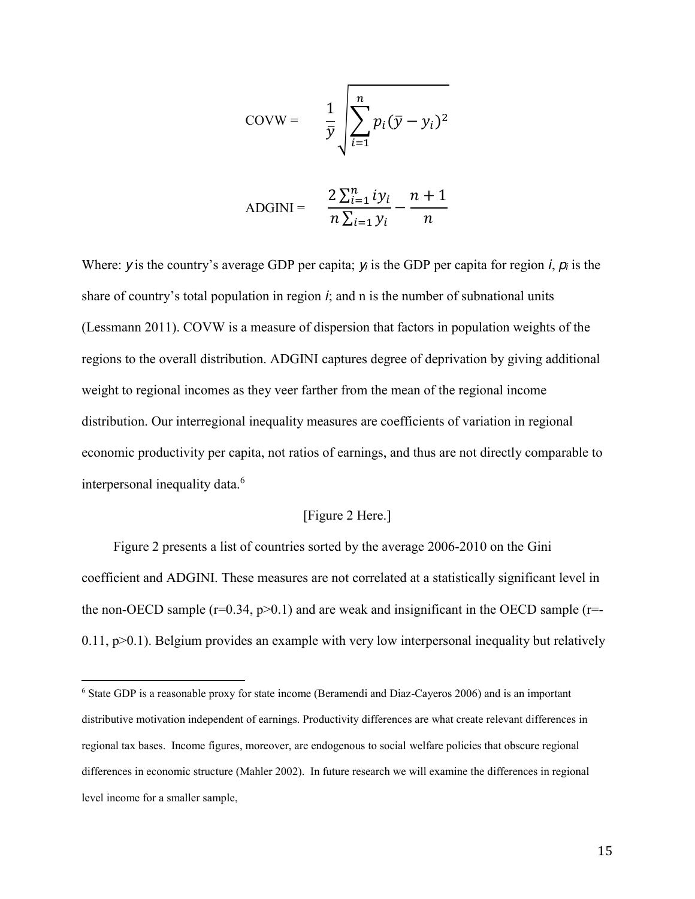$$\text{COVW} = \frac{1}{\bar{y}} \sqrt{\sum_{i=1}^{n} p_i (\bar{y} - y_i)^2}$$

$$\text{ADGINI} = \frac{2 \sum_{i=1}^{n} i y_i}{n \sum_{i=1} y_i} - \frac{n+1}{n}$$

Where: $y$ is the country's average GDP per capita; $y_i$ is the GDP per capita for region $i$, $p_i$ is the share of country's total population in region $i$; and n is the number of subnational units (Lessmann 2011). COVW is a measure of dispersion that factors in population weights of the regions to the overall distribution. ADGINI captures degree of deprivation by giving additional weight to regional incomes as they veer farther from the mean of the regional income distribution. Our interregional inequality measures are coefficients of variation in regional economic productivity per capita, not ratios of earnings, and thus are not directly comparable to interpersonal inequality data.[6]

[Figure 2 Here.]

Figure 2 presents a list of countries sorted by the average 2006-2010 on the Gini coefficient and ADGINI. These measures are not correlated at a statistically significant level in the non-OECD sample ($r=0.34$, $p>0.1$) and are weak and insignificant in the OECD sample ($r=-0.11$, $p>0.1$). Belgium provides an example with very low interpersonal inequality but relatively

---

[6] State GDP is a reasonable proxy for state income (Beramendi and Diaz-Cayeros 2006) and is an important distributive motivation independent of earnings. Productivity differences are what create relevant differences in regional tax bases. Income figures, moreover, are endogenous to social welfare policies that obscure regional differences in economic structure (Mahler 2002). In future research we will examine the differences in regional level income for a smaller sample,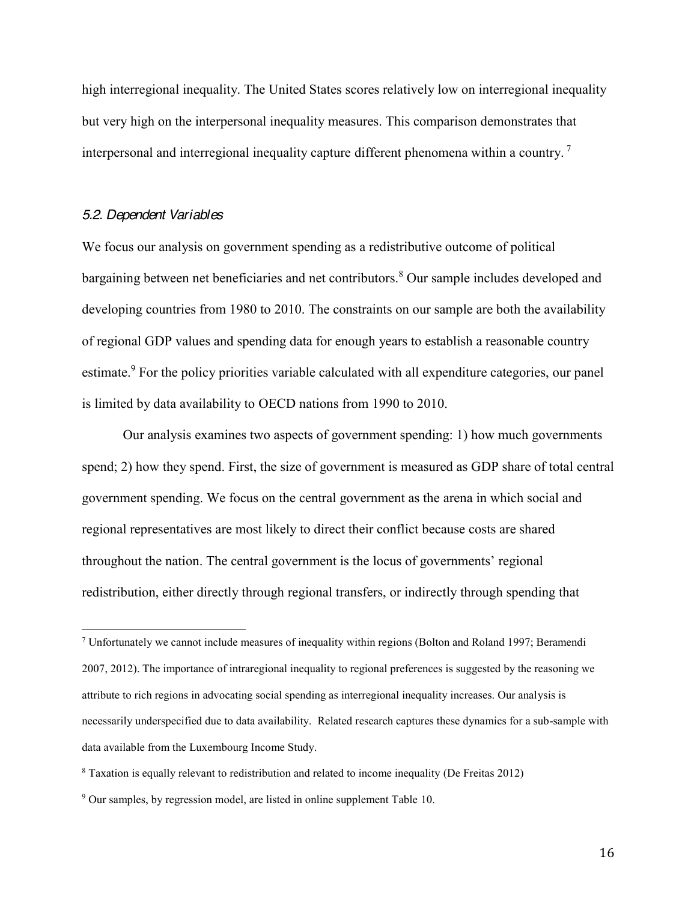high interregional inequality. The United States scores relatively low on interregional inequality but very high on the interpersonal inequality measures. This comparison demonstrates that interpersonal and interregional inequality capture different phenomena within a country. [7]

### *5.2. Dependent Variables*

We focus our analysis on government spending as a redistributive outcome of political bargaining between net beneficiaries and net contributors.[8] Our sample includes developed and developing countries from 1980 to 2010. The constraints on our sample are both the availability of regional GDP values and spending data for enough years to establish a reasonable country estimate.[9] For the policy priorities variable calculated with all expenditure categories, our panel is limited by data availability to OECD nations from 1990 to 2010.

Our analysis examines two aspects of government spending: 1) how much governments spend; 2) how they spend. First, the size of government is measured as GDP share of total central government spending. We focus on the central government as the arena in which social and regional representatives are most likely to direct their conflict because costs are shared throughout the nation. The central government is the locus of governments' regional redistribution, either directly through regional transfers, or indirectly through spending that

---

[7] Unfortunately we cannot include measures of inequality within regions (Bolton and Roland 1997; Beramendi 2007, 2012). The importance of intraregional inequality to regional preferences is suggested by the reasoning we attribute to rich regions in advocating social spending as interregional inequality increases. Our analysis is necessarily underspecified due to data availability. Related research captures these dynamics for a sub-sample with data available from the Luxembourg Income Study.

[8] Taxation is equally relevant to redistribution and related to income inequality (De Freitas 2012)

[9] Our samples, by regression model, are listed in online supplement Table 10.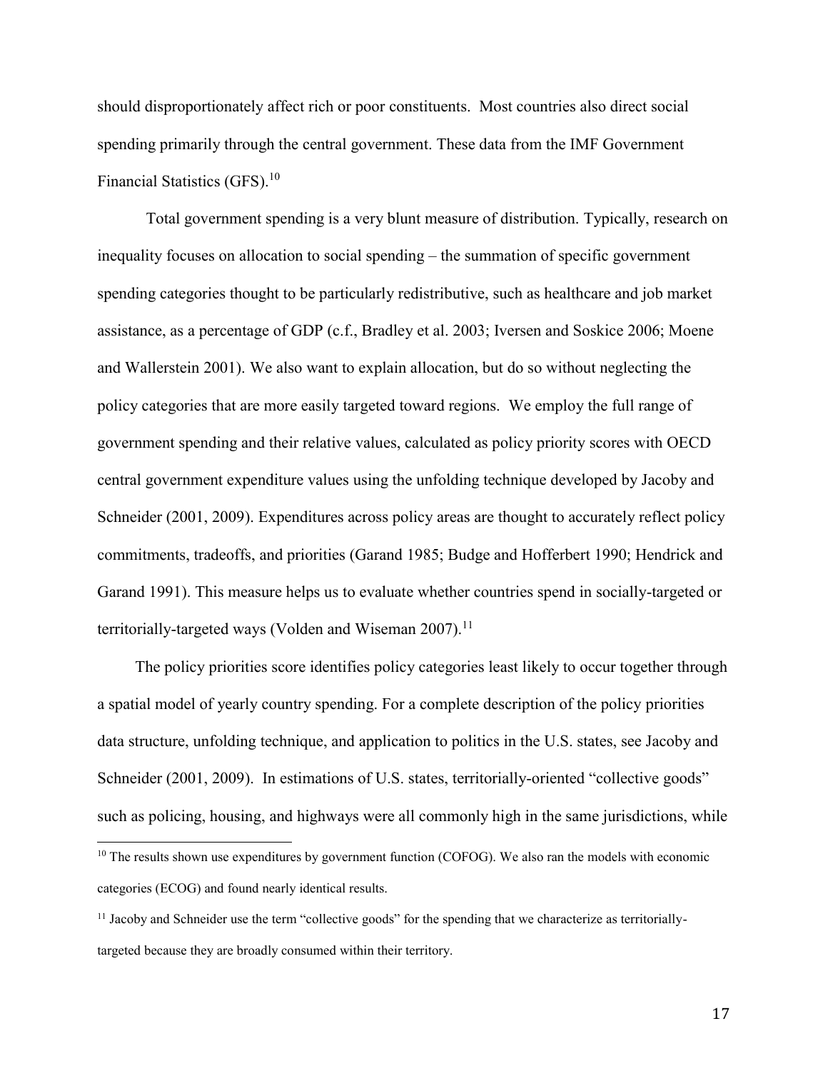should disproportionately affect rich or poor constituents. Most countries also direct social spending primarily through the central government. These data from the IMF Government Financial Statistics (GFS).[10]

Total government spending is a very blunt measure of distribution. Typically, research on inequality focuses on allocation to social spending – the summation of specific government spending categories thought to be particularly redistributive, such as healthcare and job market assistance, as a percentage of GDP (c.f., Bradley et al. 2003; Iversen and Soskice 2006; Moene and Wallerstein 2001). We also want to explain allocation, but do so without neglecting the policy categories that are more easily targeted toward regions. We employ the full range of government spending and their relative values, calculated as policy priority scores with OECD central government expenditure values using the unfolding technique developed by Jacoby and Schneider (2001, 2009). Expenditures across policy areas are thought to accurately reflect policy commitments, tradeoffs, and priorities (Garand 1985; Budge and Hofferbert 1990; Hendrick and Garand 1991). This measure helps us to evaluate whether countries spend in socially-targeted or territorially-targeted ways (Volden and Wiseman 2007).[11]

The policy priorities score identifies policy categories least likely to occur together through a spatial model of yearly country spending. For a complete description of the policy priorities data structure, unfolding technique, and application to politics in the U.S. states, see Jacoby and Schneider (2001, 2009). In estimations of U.S. states, territorially-oriented "collective goods" such as policing, housing, and highways were all commonly high in the same jurisdictions, while

[10] The results shown use expenditures by government function (COFOG). We also ran the models with economic categories (ECOG) and found nearly identical results.

[11] Jacoby and Schneider use the term "collective goods" for the spending that we characterize as territorially-targeted because they are broadly consumed within their territory.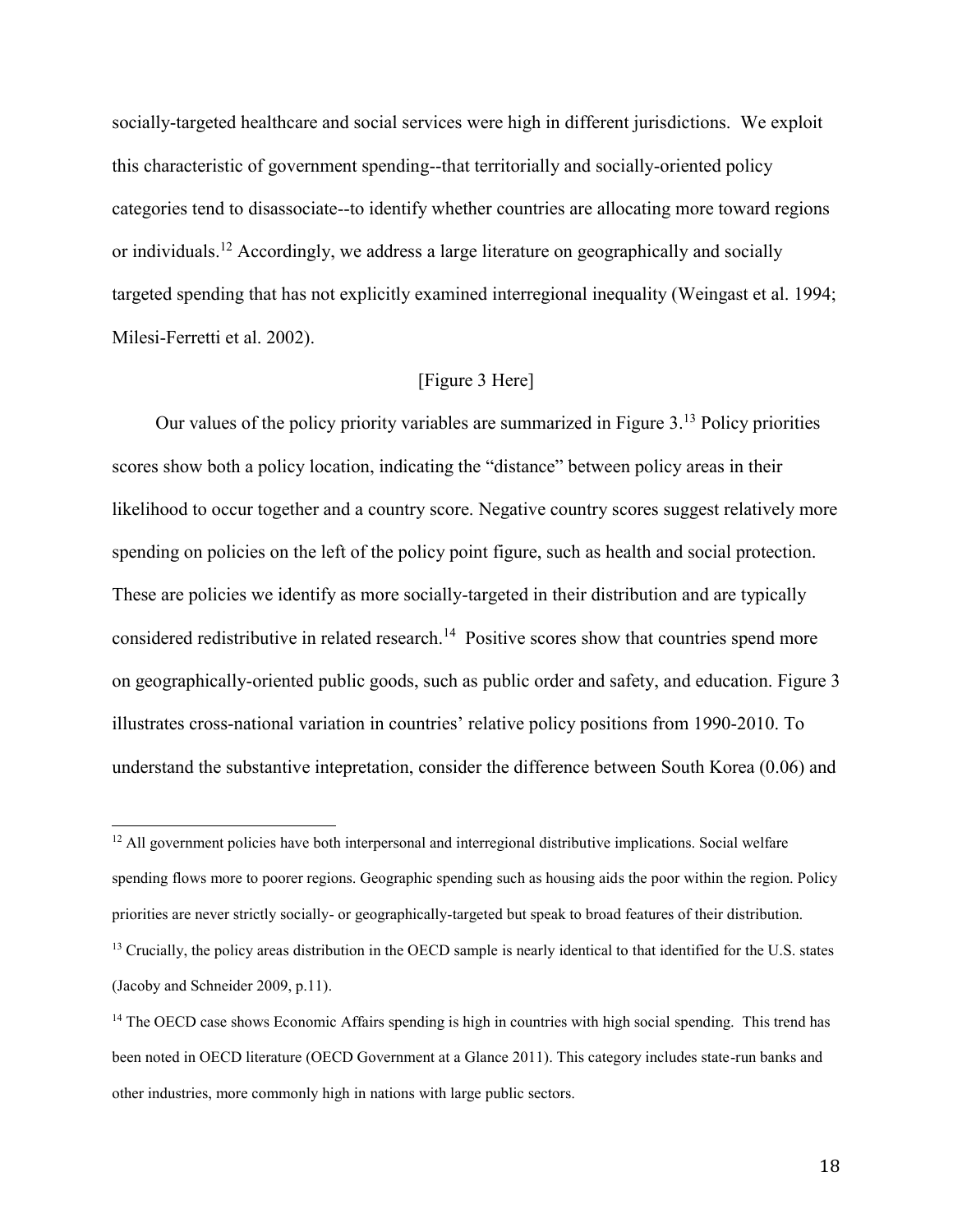socially-targeted healthcare and social services were high in different jurisdictions. We exploit this characteristic of government spending--that territorially and socially-oriented policy categories tend to disassociate--to identify whether countries are allocating more toward regions or individuals.[12] Accordingly, we address a large literature on geographically and socially targeted spending that has not explicitly examined interregional inequality (Weingast et al. 1994; Milesi-Ferretti et al. 2002).

[Figure 3 Here]

Our values of the policy priority variables are summarized in Figure 3.[13] Policy priorities scores show both a policy location, indicating the "distance" between policy areas in their likelihood to occur together and a country score. Negative country scores suggest relatively more spending on policies on the left of the policy point figure, such as health and social protection. These are policies we identify as more socially-targeted in their distribution and are typically considered redistributive in related research.[14] Positive scores show that countries spend more on geographically-oriented public goods, such as public order and safety, and education. Figure 3 illustrates cross-national variation in countries' relative policy positions from 1990-2010. To understand the substantive intepretation, consider the difference between South Korea (0.06) and

---

[12] All government policies have both interpersonal and interregional distributive implications. Social welfare spending flows more to poorer regions. Geographic spending such as housing aids the poor within the region. Policy priorities are never strictly socially- or geographically-targeted but speak to broad features of their distribution.

[13] Crucially, the policy areas distribution in the OECD sample is nearly identical to that identified for the U.S. states (Jacoby and Schneider 2009, p.11).

[14] The OECD case shows Economic Affairs spending is high in countries with high social spending. This trend has been noted in OECD literature (OECD Government at a Glance 2011). This category includes state-run banks and other industries, more commonly high in nations with large public sectors.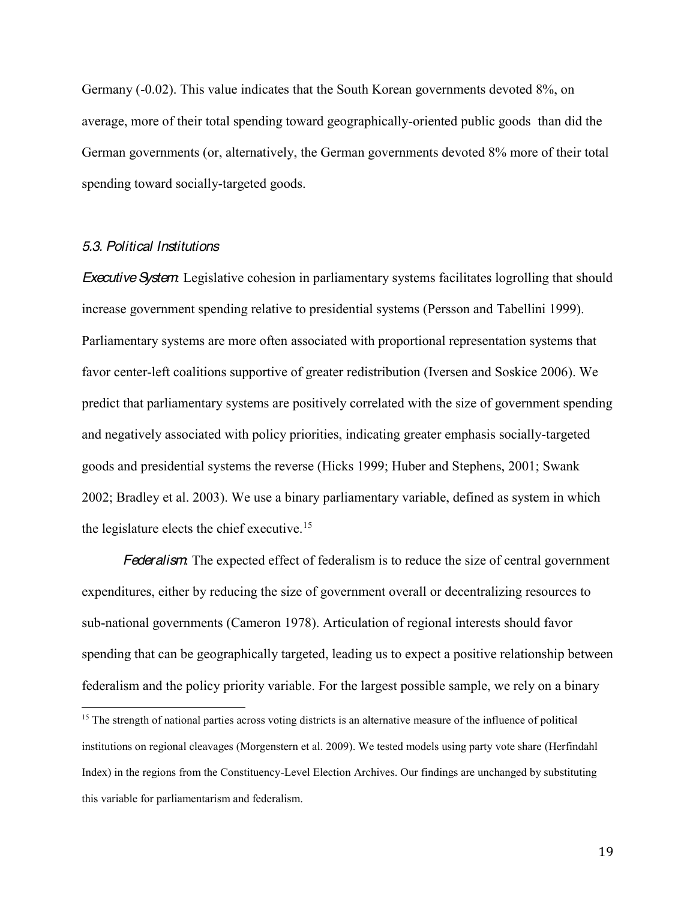Germany (-0.02). This value indicates that the South Korean governments devoted 8%, on average, more of their total spending toward geographically-oriented public goods than did the German governments (or, alternatively, the German governments devoted 8% more of their total spending toward socially-targeted goods.

### *5.3. Political Institutions*

*Executive System*: Legislative cohesion in parliamentary systems facilitates logrolling that should increase government spending relative to presidential systems (Persson and Tabellini 1999). Parliamentary systems are more often associated with proportional representation systems that favor center-left coalitions supportive of greater redistribution (Iversen and Soskice 2006). We predict that parliamentary systems are positively correlated with the size of government spending and negatively associated with policy priorities, indicating greater emphasis socially-targeted goods and presidential systems the reverse (Hicks 1999; Huber and Stephens, 2001; Swank 2002; Bradley et al. 2003). We use a binary parliamentary variable, defined as system in which the legislature elects the chief executive.[15]

*Federalism*: The expected effect of federalism is to reduce the size of central government expenditures, either by reducing the size of government overall or decentralizing resources to sub-national governments (Cameron 1978). Articulation of regional interests should favor spending that can be geographically targeted, leading us to expect a positive relationship between federalism and the policy priority variable. For the largest possible sample, we rely on a binary

---

[15] The strength of national parties across voting districts is an alternative measure of the influence of political institutions on regional cleavages (Morgenstern et al. 2009). We tested models using party vote share (Herfindahl Index) in the regions from the Constituency-Level Election Archives. Our findings are unchanged by substituting this variable for parliamentarism and federalism.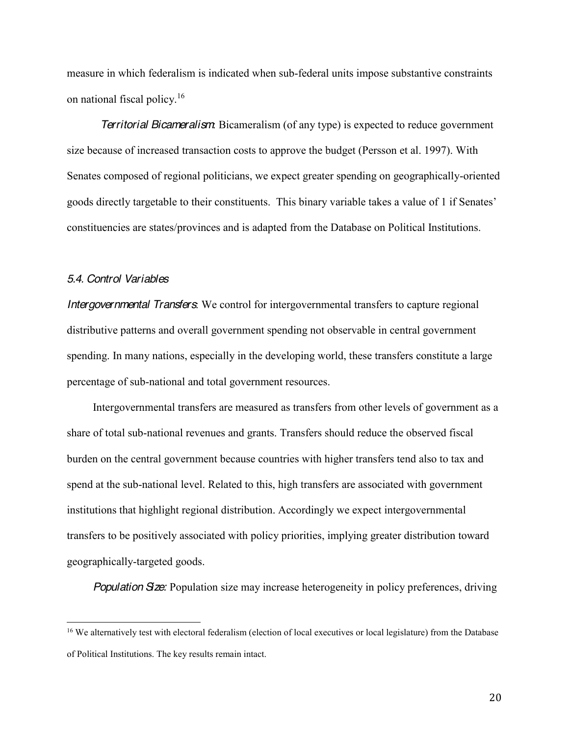measure in which federalism is indicated when sub-federal units impose substantive constraints on national fiscal policy.[16]

*Territorial Bicameralism*: Bicameralism (of any type) is expected to reduce government size because of increased transaction costs to approve the budget (Persson et al. 1997). With Senates composed of regional politicians, we expect greater spending on geographically-oriented goods directly targetable to their constituents. This binary variable takes a value of 1 if Senates' constituencies are states/provinces and is adapted from the Database on Political Institutions.

### *5.4. Control Variables*

*Intergovernmental Transfers*: We control for intergovernmental transfers to capture regional distributive patterns and overall government spending not observable in central government spending. In many nations, especially in the developing world, these transfers constitute a large percentage of sub-national and total government resources.

Intergovernmental transfers are measured as transfers from other levels of government as a share of total sub-national revenues and grants. Transfers should reduce the observed fiscal burden on the central government because countries with higher transfers tend also to tax and spend at the sub-national level. Related to this, high transfers are associated with government institutions that highlight regional distribution. Accordingly we expect intergovernmental transfers to be positively associated with policy priorities, implying greater distribution toward geographically-targeted goods.

*Population Size:* Population size may increase heterogeneity in policy preferences, driving

---

[16] We alternatively test with electoral federalism (election of local executives or local legislature) from the Database of Political Institutions. The key results remain intact.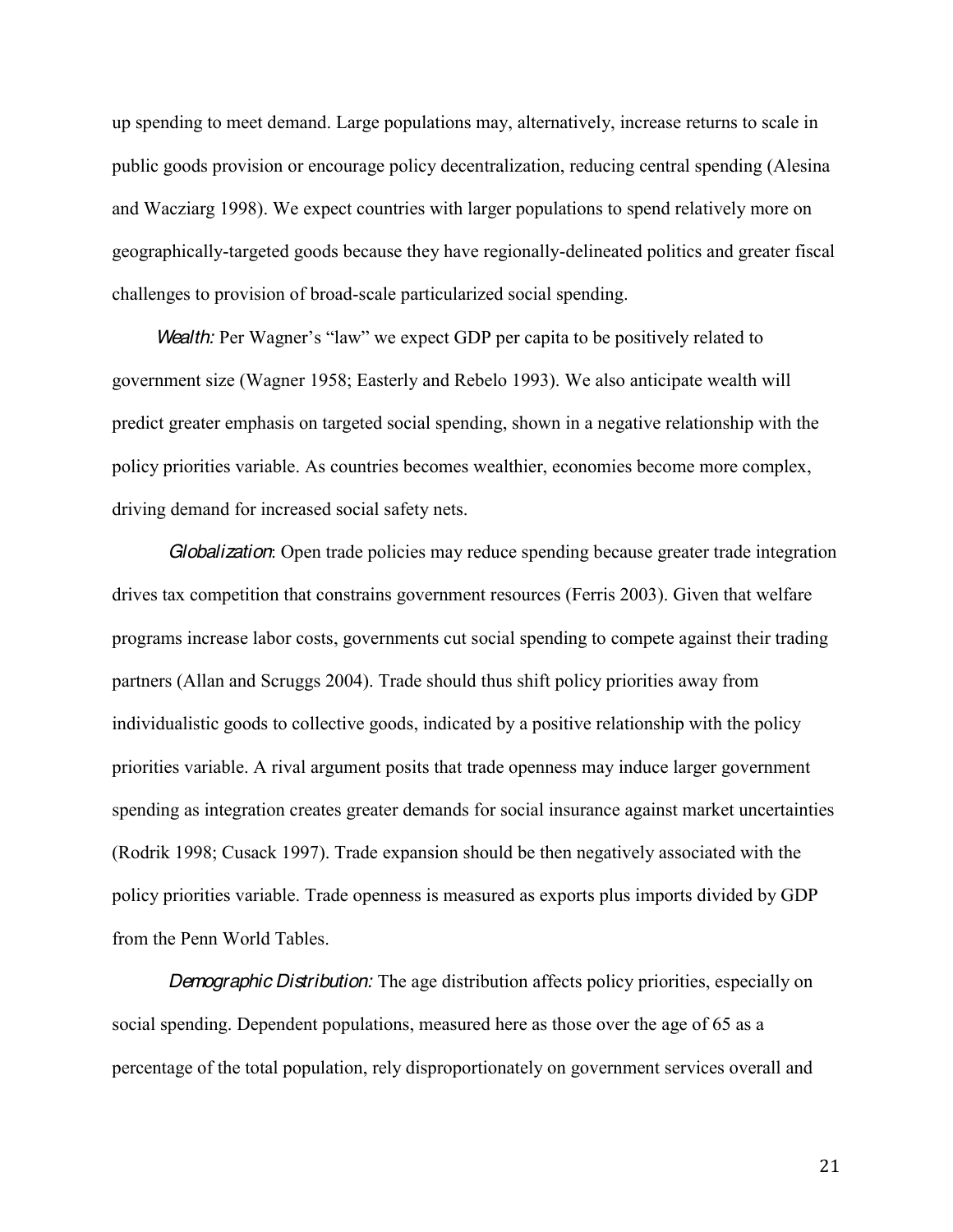up spending to meet demand. Large populations may, alternatively, increase returns to scale in public goods provision or encourage policy decentralization, reducing central spending (Alesina and Wacziarg 1998). We expect countries with larger populations to spend relatively more on geographically-targeted goods because they have regionally-delineated politics and greater fiscal challenges to provision of broad-scale particularized social spending.

*Wealth:* Per Wagner's "law" we expect GDP per capita to be positively related to government size (Wagner 1958; Easterly and Rebelo 1993). We also anticipate wealth will predict greater emphasis on targeted social spending, shown in a negative relationship with the policy priorities variable. As countries becomes wealthier, economies become more complex, driving demand for increased social safety nets.

*Globalization*: Open trade policies may reduce spending because greater trade integration drives tax competition that constrains government resources (Ferris 2003). Given that welfare programs increase labor costs, governments cut social spending to compete against their trading partners (Allan and Scruggs 2004). Trade should thus shift policy priorities away from individualistic goods to collective goods, indicated by a positive relationship with the policy priorities variable. A rival argument posits that trade openness may induce larger government spending as integration creates greater demands for social insurance against market uncertainties (Rodrik 1998; Cusack 1997). Trade expansion should be then negatively associated with the policy priorities variable. Trade openness is measured as exports plus imports divided by GDP from the Penn World Tables.

*Demographic Distribution:* The age distribution affects policy priorities, especially on social spending. Dependent populations, measured here as those over the age of 65 as a percentage of the total population, rely disproportionately on government services overall and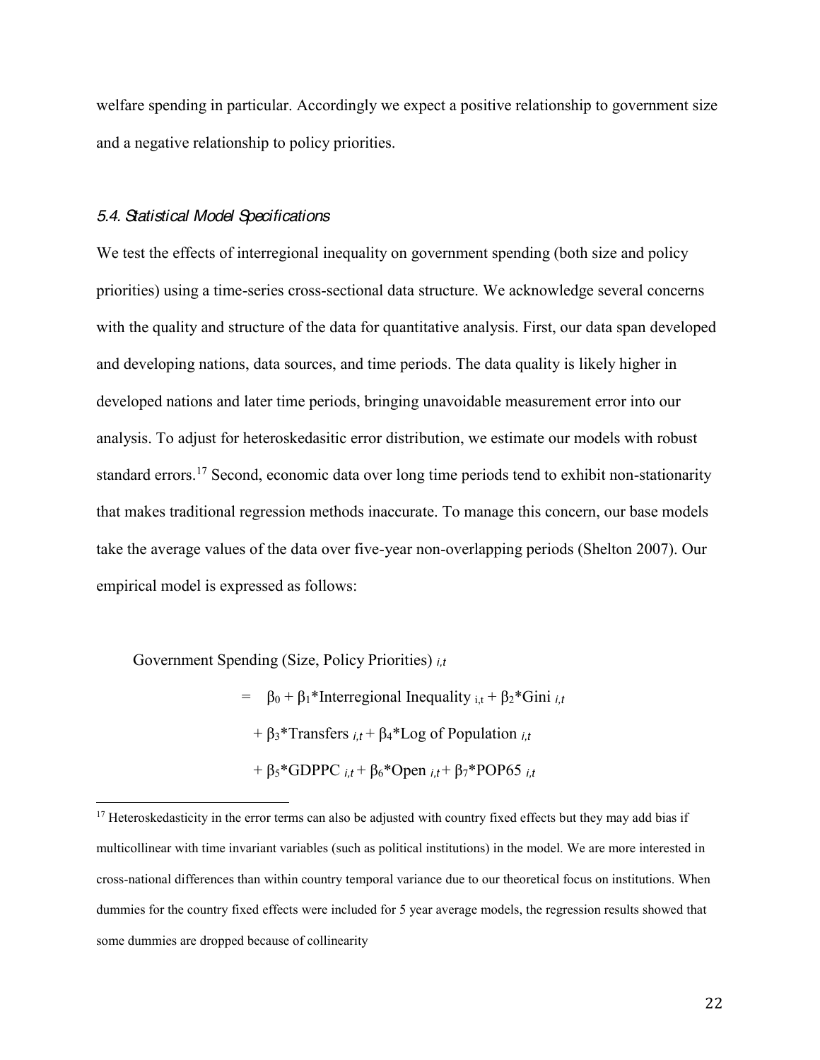welfare spending in particular. Accordingly we expect a positive relationship to government size and a negative relationship to policy priorities.

### *5.4. Statistical Model Specifications*

We test the effects of interregional inequality on government spending (both size and policy priorities) using a time-series cross-sectional data structure. We acknowledge several concerns with the quality and structure of the data for quantitative analysis. First, our data span developed and developing nations, data sources, and time periods. The data quality is likely higher in developed nations and later time periods, bringing unavoidable measurement error into our analysis. To adjust for heteroskedasitic error distribution, we estimate our models with robust standard errors.[17] Second, economic data over long time periods tend to exhibit non-stationarity that makes traditional regression methods inaccurate. To manage this concern, our base models take the average values of the data over five-year non-overlapping periods (Shelton 2007). Our empirical model is expressed as follows:

$$
\begin{aligned}
\text{Government Spending (Size, Policy Priorities)}_{i,t} \\
= \; & \beta_0 + \beta_1\text{*Interregional Inequality}_{i,t} + \beta_2\text{*Gini}_{i,t} \\
& + \beta_3\text{*Transfers}_{i,t} + \beta_4\text{*Log of Population}_{i,t} \\
& + \beta_5\text{*GDPPC}_{i,t} + \beta_6\text{*Open}_{i,t} + \beta_7\text{*POP65}_{i,t}
\end{aligned}
$$

[17] Heteroskedasticity in the error terms can also be adjusted with country fixed effects but they may add bias if multicollinear with time invariant variables (such as political institutions) in the model. We are more interested in cross-national differences than within country temporal variance due to our theoretical focus on institutions. When dummies for the country fixed effects were included for 5 year average models, the regression results showed that some dummies are dropped because of collinearity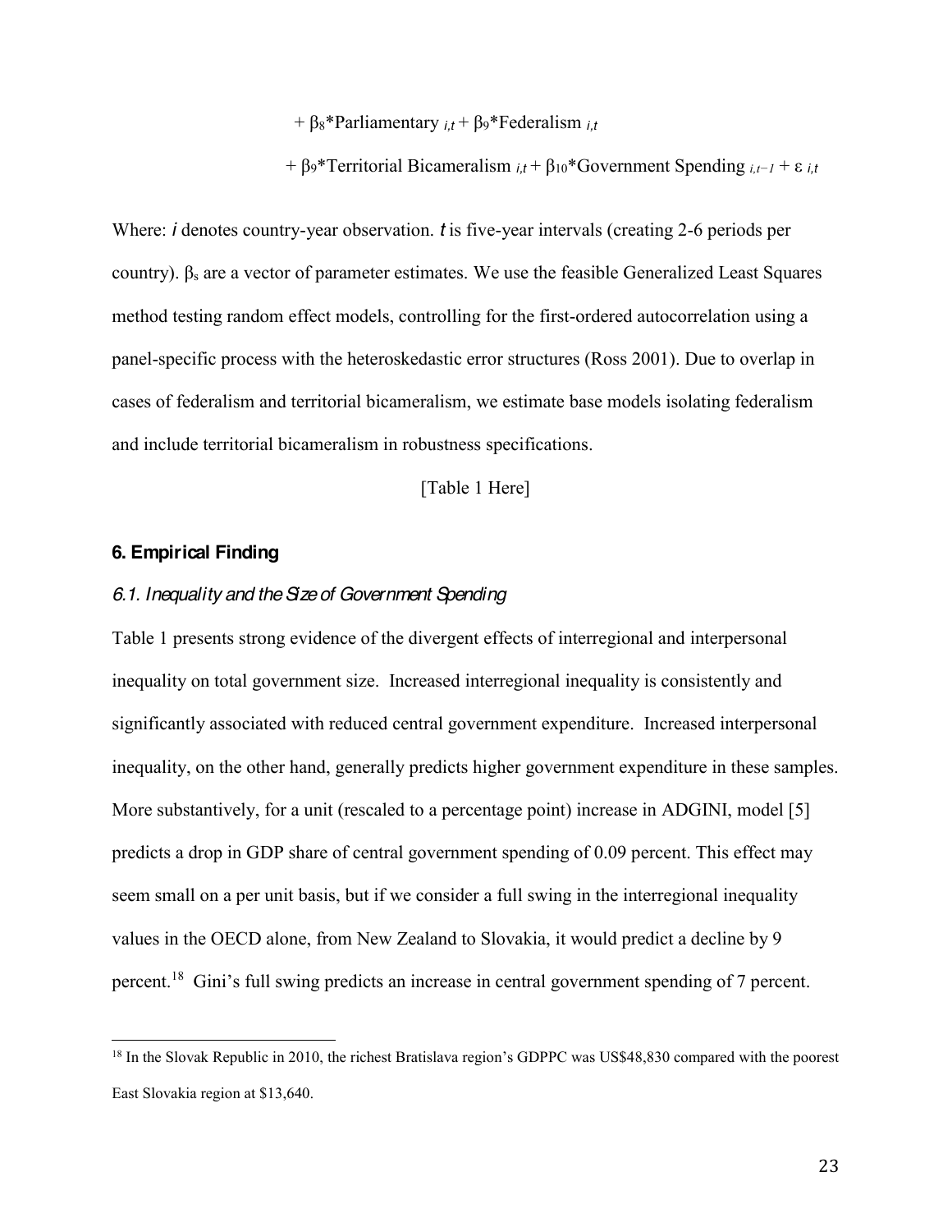$$+ \beta_8\text{*Parliamentary}_{i,t} + \beta_9\text{*Federalism}_{i,t}$$

$$+ \beta_9\text{*Territorial Bicameralism}_{i,t} + \beta_{10}\text{*Government Spending}_{i,t-1} + \varepsilon_{i,t}$$

Where: *i* denotes country-year observation. *t* is five-year intervals (creating 2-6 periods per country). $\beta_s$ are a vector of parameter estimates. We use the feasible Generalized Least Squares method testing random effect models, controlling for the first-ordered autocorrelation using a panel-specific process with the heteroskedastic error structures (Ross 2001). Due to overlap in cases of federalism and territorial bicameralism, we estimate base models isolating federalism and include territorial bicameralism in robustness specifications.

[Table 1 Here]

## 6. Empirical Finding

### *6.1. Inequality and the Size of Government Spending*

Table 1 presents strong evidence of the divergent effects of interregional and interpersonal inequality on total government size. Increased interregional inequality is consistently and significantly associated with reduced central government expenditure. Increased interpersonal inequality, on the other hand, generally predicts higher government expenditure in these samples. More substantively, for a unit (rescaled to a percentage point) increase in ADGINI, model [5] predicts a drop in GDP share of central government spending of 0.09 percent. This effect may seem small on a per unit basis, but if we consider a full swing in the interregional inequality values in the OECD alone, from New Zealand to Slovakia, it would predict a decline by 9 percent.[18] Gini's full swing predicts an increase in central government spending of 7 percent.

[18] In the Slovak Republic in 2010, the richest Bratislava region's GDPPC was US$48,830 compared with the poorest East Slovakia region at $13,640.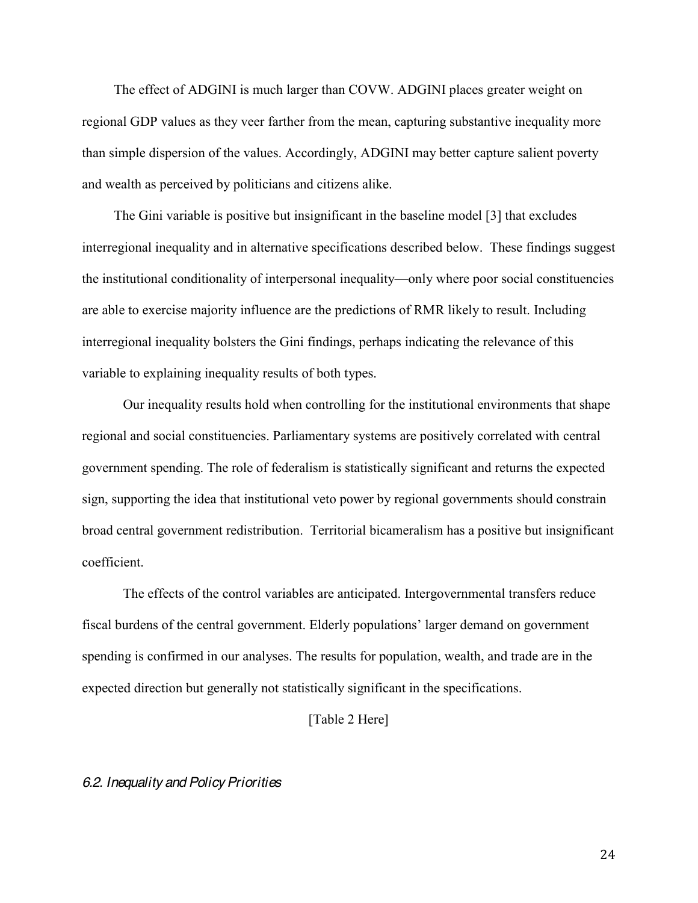The effect of ADGINI is much larger than COVW. ADGINI places greater weight on regional GDP values as they veer farther from the mean, capturing substantive inequality more than simple dispersion of the values. Accordingly, ADGINI may better capture salient poverty and wealth as perceived by politicians and citizens alike.

The Gini variable is positive but insignificant in the baseline model [3] that excludes interregional inequality and in alternative specifications described below. These findings suggest the institutional conditionality of interpersonal inequality—only where poor social constituencies are able to exercise majority influence are the predictions of RMR likely to result. Including interregional inequality bolsters the Gini findings, perhaps indicating the relevance of this variable to explaining inequality results of both types.

Our inequality results hold when controlling for the institutional environments that shape regional and social constituencies. Parliamentary systems are positively correlated with central government spending. The role of federalism is statistically significant and returns the expected sign, supporting the idea that institutional veto power by regional governments should constrain broad central government redistribution. Territorial bicameralism has a positive but insignificant coefficient.

The effects of the control variables are anticipated. Intergovernmental transfers reduce fiscal burdens of the central government. Elderly populations' larger demand on government spending is confirmed in our analyses. The results for population, wealth, and trade are in the expected direction but generally not statistically significant in the specifications.

[Table 2 Here]

### *6.2. Inequality and Policy Priorities*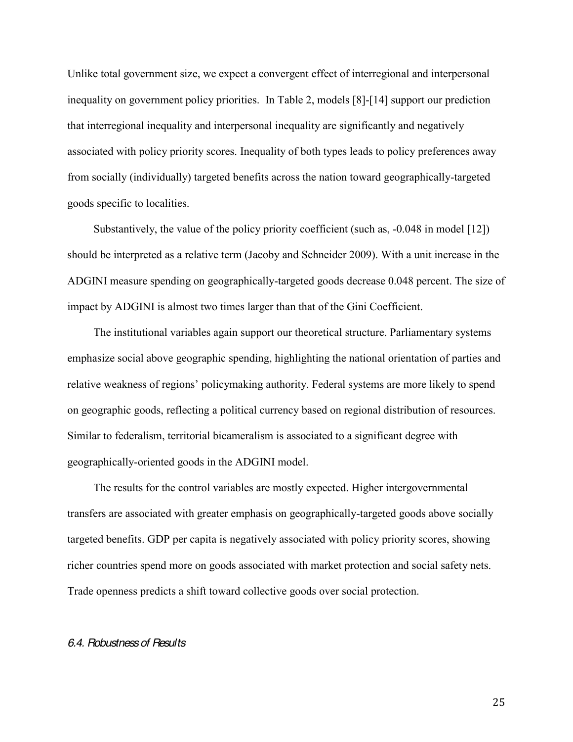Unlike total government size, we expect a convergent effect of interregional and interpersonal inequality on government policy priorities. In Table 2, models [8]-[14] support our prediction that interregional inequality and interpersonal inequality are significantly and negatively associated with policy priority scores. Inequality of both types leads to policy preferences away from socially (individually) targeted benefits across the nation toward geographically-targeted goods specific to localities.

Substantively, the value of the policy priority coefficient (such as, -0.048 in model [12]) should be interpreted as a relative term (Jacoby and Schneider 2009). With a unit increase in the ADGINI measure spending on geographically-targeted goods decrease 0.048 percent. The size of impact by ADGINI is almost two times larger than that of the Gini Coefficient.

The institutional variables again support our theoretical structure. Parliamentary systems emphasize social above geographic spending, highlighting the national orientation of parties and relative weakness of regions' policymaking authority. Federal systems are more likely to spend on geographic goods, reflecting a political currency based on regional distribution of resources. Similar to federalism, territorial bicameralism is associated to a significant degree with geographically-oriented goods in the ADGINI model.

The results for the control variables are mostly expected. Higher intergovernmental transfers are associated with greater emphasis on geographically-targeted goods above socially targeted benefits. GDP per capita is negatively associated with policy priority scores, showing richer countries spend more on goods associated with market protection and social safety nets. Trade openness predicts a shift toward collective goods over social protection.

### *6.4. Robustness of Results*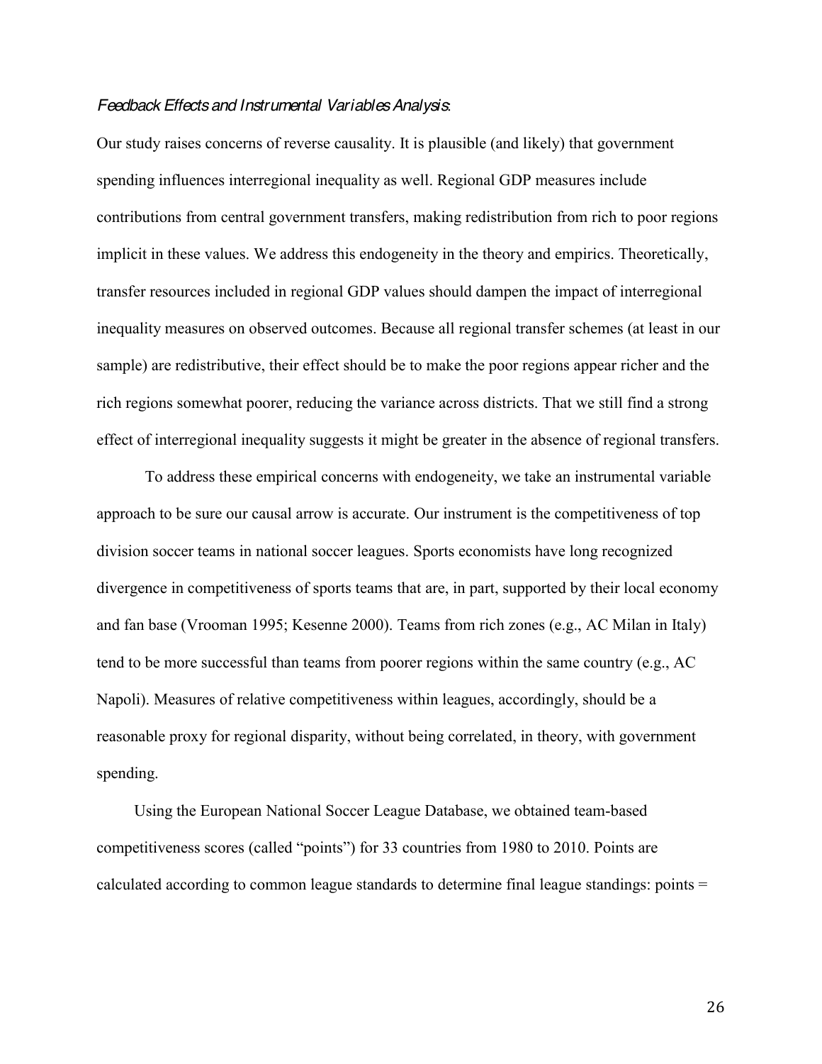*Feedback Effects and Instrumental Variables Analysis*:

Our study raises concerns of reverse causality. It is plausible (and likely) that government spending influences interregional inequality as well. Regional GDP measures include contributions from central government transfers, making redistribution from rich to poor regions implicit in these values. We address this endogeneity in the theory and empirics. Theoretically, transfer resources included in regional GDP values should dampen the impact of interregional inequality measures on observed outcomes. Because all regional transfer schemes (at least in our sample) are redistributive, their effect should be to make the poor regions appear richer and the rich regions somewhat poorer, reducing the variance across districts. That we still find a strong effect of interregional inequality suggests it might be greater in the absence of regional transfers.

To address these empirical concerns with endogeneity, we take an instrumental variable approach to be sure our causal arrow is accurate. Our instrument is the competitiveness of top division soccer teams in national soccer leagues. Sports economists have long recognized divergence in competitiveness of sports teams that are, in part, supported by their local economy and fan base (Vrooman 1995; Kesenne 2000). Teams from rich zones (e.g., AC Milan in Italy) tend to be more successful than teams from poorer regions within the same country (e.g., AC Napoli). Measures of relative competitiveness within leagues, accordingly, should be a reasonable proxy for regional disparity, without being correlated, in theory, with government spending.

Using the European National Soccer League Database, we obtained team-based competitiveness scores (called "points") for 33 countries from 1980 to 2010. Points are calculated according to common league standards to determine final league standings: points =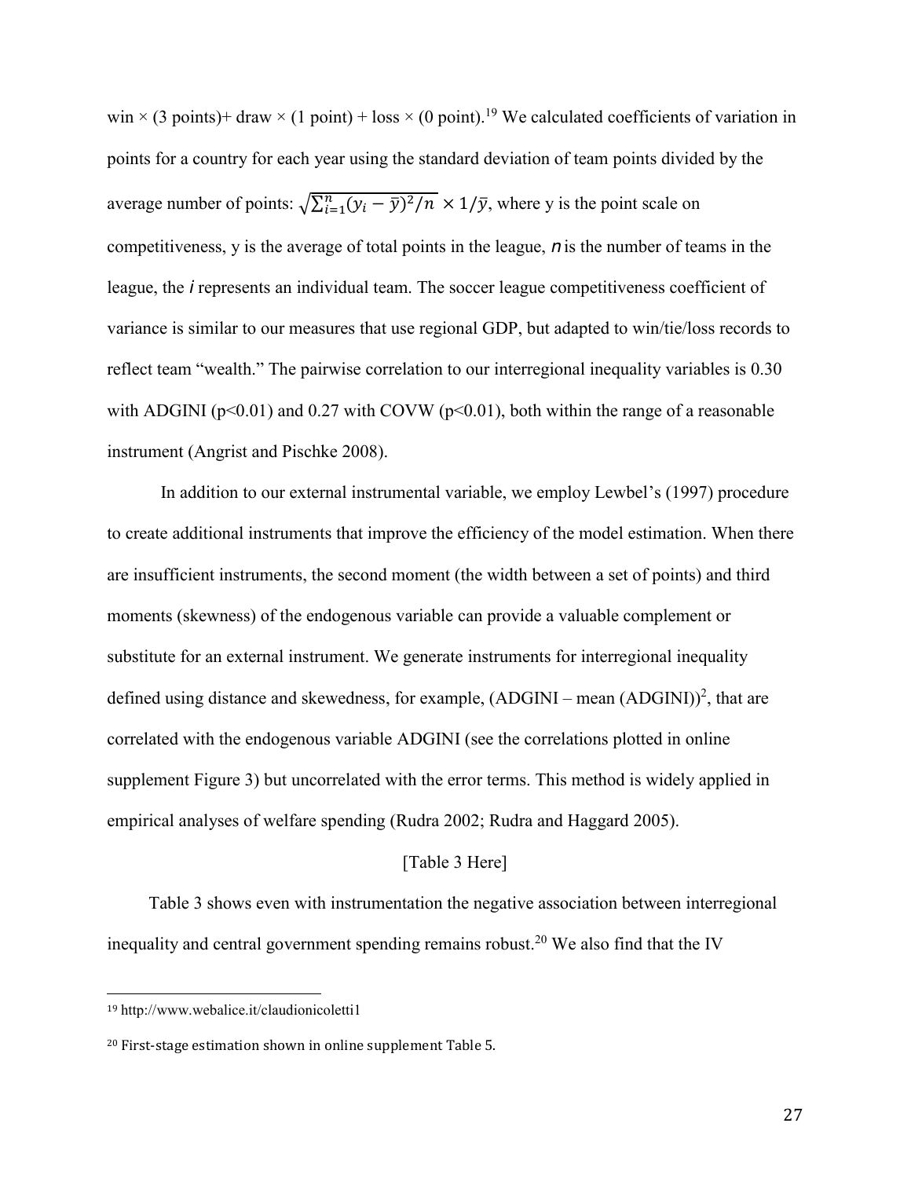win × (3 points)+ draw × (1 point) + loss × (0 point).[19] We calculated coefficients of variation in points for a country for each year using the standard deviation of team points divided by the average number of points: $\sqrt{\sum_{i=1}^{n}(y_i - \bar{y})^2/n} \times 1/\bar{y}$, where y is the point scale on competitiveness, y is the average of total points in the league, *n* is the number of teams in the league, the *i* represents an individual team. The soccer league competitiveness coefficient of variance is similar to our measures that use regional GDP, but adapted to win/tie/loss records to reflect team "wealth." The pairwise correlation to our interregional inequality variables is 0.30 with ADGINI ($p<0.01$) and 0.27 with COVW ($p<0.01$), both within the range of a reasonable instrument (Angrist and Pischke 2008).

In addition to our external instrumental variable, we employ Lewbel's (1997) procedure to create additional instruments that improve the efficiency of the model estimation. When there are insufficient instruments, the second moment (the width between a set of points) and third moments (skewness) of the endogenous variable can provide a valuable complement or substitute for an external instrument. We generate instruments for interregional inequality defined using distance and skewedness, for example, (ADGINI – mean (ADGINI))$^2$, that are correlated with the endogenous variable ADGINI (see the correlations plotted in online supplement Figure 3) but uncorrelated with the error terms. This method is widely applied in empirical analyses of welfare spending (Rudra 2002; Rudra and Haggard 2005).

[Table 3 Here]

Table 3 shows even with instrumentation the negative association between interregional inequality and central government spending remains robust.[20] We also find that the IV

---

[19] http://www.webalice.it/claudionicoletti1

[20] First-stage estimation shown in online supplement Table 5.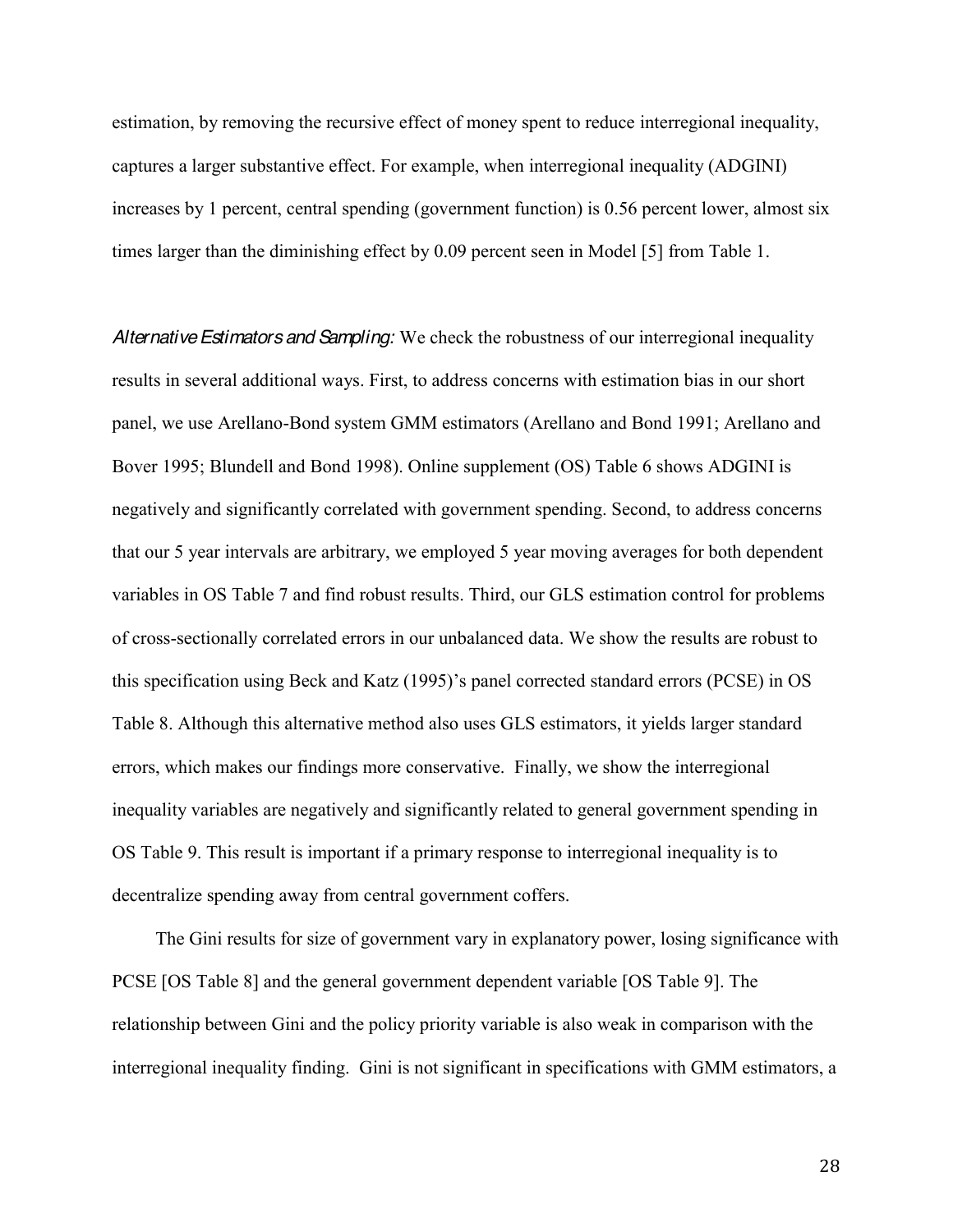estimation, by removing the recursive effect of money spent to reduce interregional inequality, captures a larger substantive effect. For example, when interregional inequality (ADGINI) increases by 1 percent, central spending (government function) is 0.56 percent lower, almost six times larger than the diminishing effect by 0.09 percent seen in Model [5] from Table 1.

*Alternative Estimators and Sampling:* We check the robustness of our interregional inequality results in several additional ways. First, to address concerns with estimation bias in our short panel, we use Arellano-Bond system GMM estimators (Arellano and Bond 1991; Arellano and Bover 1995; Blundell and Bond 1998). Online supplement (OS) Table 6 shows ADGINI is negatively and significantly correlated with government spending. Second, to address concerns that our 5 year intervals are arbitrary, we employed 5 year moving averages for both dependent variables in OS Table 7 and find robust results. Third, our GLS estimation control for problems of cross-sectionally correlated errors in our unbalanced data. We show the results are robust to this specification using Beck and Katz (1995)'s panel corrected standard errors (PCSE) in OS Table 8. Although this alternative method also uses GLS estimators, it yields larger standard errors, which makes our findings more conservative. Finally, we show the interregional inequality variables are negatively and significantly related to general government spending in OS Table 9. This result is important if a primary response to interregional inequality is to decentralize spending away from central government coffers.

The Gini results for size of government vary in explanatory power, losing significance with PCSE [OS Table 8] and the general government dependent variable [OS Table 9]. The relationship between Gini and the policy priority variable is also weak in comparison with the interregional inequality finding. Gini is not significant in specifications with GMM estimators, a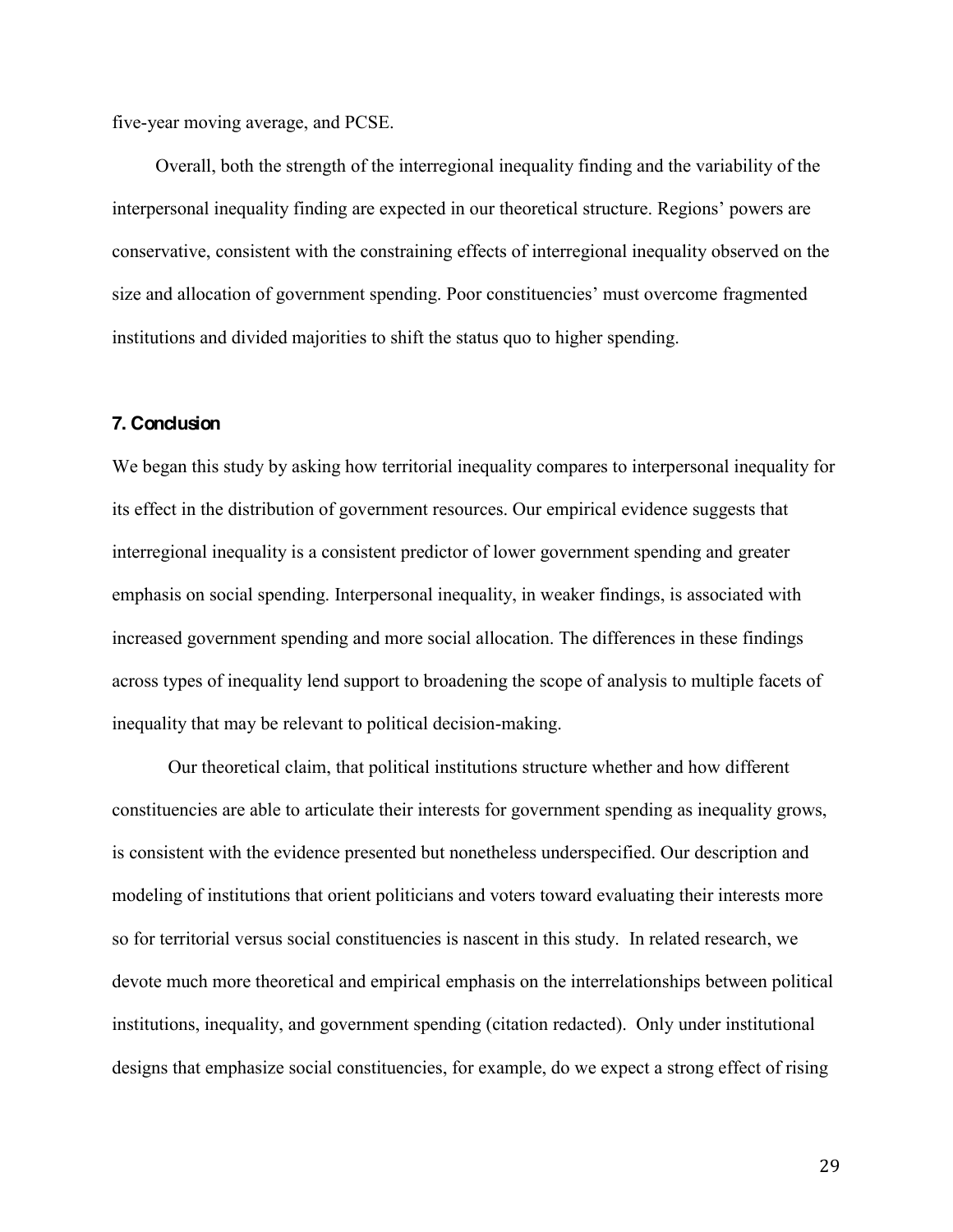five-year moving average, and PCSE.

Overall, both the strength of the interregional inequality finding and the variability of the interpersonal inequality finding are expected in our theoretical structure. Regions' powers are conservative, consistent with the constraining effects of interregional inequality observed on the size and allocation of government spending. Poor constituencies' must overcome fragmented institutions and divided majorities to shift the status quo to higher spending.

## 7. Conclusion

We began this study by asking how territorial inequality compares to interpersonal inequality for its effect in the distribution of government resources. Our empirical evidence suggests that interregional inequality is a consistent predictor of lower government spending and greater emphasis on social spending. Interpersonal inequality, in weaker findings, is associated with increased government spending and more social allocation. The differences in these findings across types of inequality lend support to broadening the scope of analysis to multiple facets of inequality that may be relevant to political decision-making.

Our theoretical claim, that political institutions structure whether and how different constituencies are able to articulate their interests for government spending as inequality grows, is consistent with the evidence presented but nonetheless underspecified. Our description and modeling of institutions that orient politicians and voters toward evaluating their interests more so for territorial versus social constituencies is nascent in this study. In related research, we devote much more theoretical and empirical emphasis on the interrelationships between political institutions, inequality, and government spending (citation redacted). Only under institutional designs that emphasize social constituencies, for example, do we expect a strong effect of rising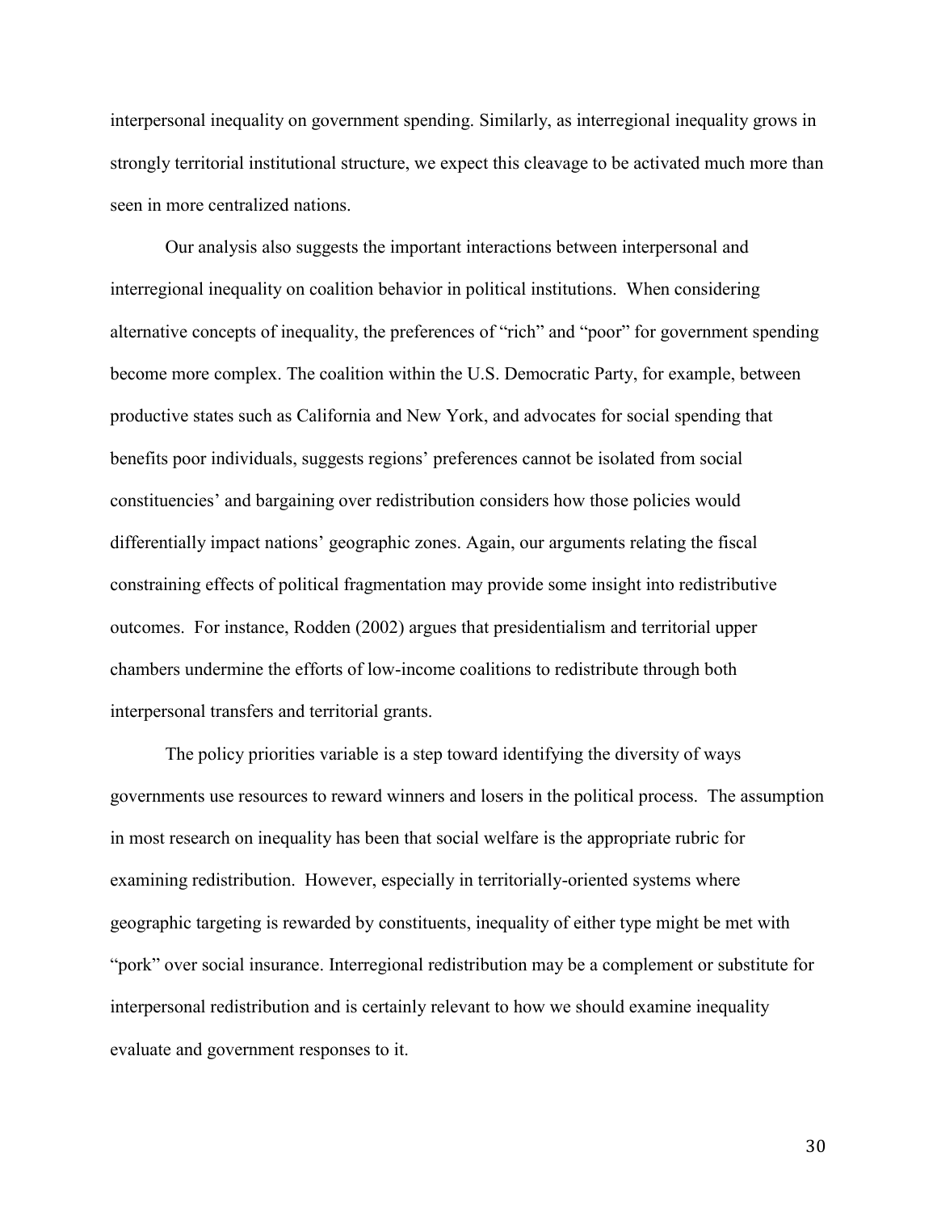interpersonal inequality on government spending. Similarly, as interregional inequality grows in strongly territorial institutional structure, we expect this cleavage to be activated much more than seen in more centralized nations.

Our analysis also suggests the important interactions between interpersonal and interregional inequality on coalition behavior in political institutions. When considering alternative concepts of inequality, the preferences of "rich" and "poor" for government spending become more complex. The coalition within the U.S. Democratic Party, for example, between productive states such as California and New York, and advocates for social spending that benefits poor individuals, suggests regions' preferences cannot be isolated from social constituencies' and bargaining over redistribution considers how those policies would differentially impact nations' geographic zones. Again, our arguments relating the fiscal constraining effects of political fragmentation may provide some insight into redistributive outcomes. For instance, Rodden (2002) argues that presidentialism and territorial upper chambers undermine the efforts of low-income coalitions to redistribute through both interpersonal transfers and territorial grants.

The policy priorities variable is a step toward identifying the diversity of ways governments use resources to reward winners and losers in the political process. The assumption in most research on inequality has been that social welfare is the appropriate rubric for examining redistribution. However, especially in territorially-oriented systems where geographic targeting is rewarded by constituents, inequality of either type might be met with "pork" over social insurance. Interregional redistribution may be a complement or substitute for interpersonal redistribution and is certainly relevant to how we should examine inequality evaluate and government responses to it.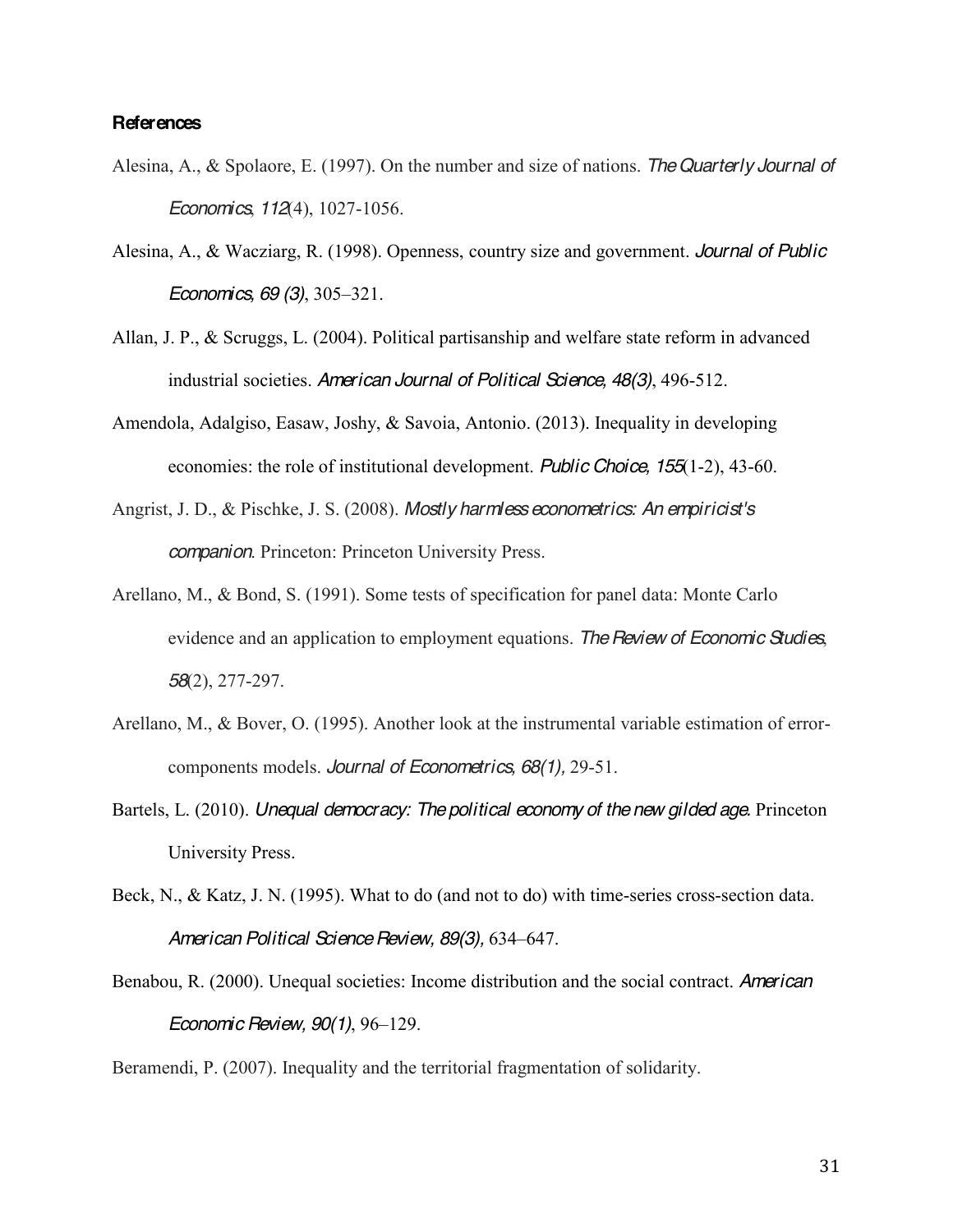**References**

Alesina, A., & Spolaore, E. (1997). On the number and size of nations. *The Quarterly Journal of Economics*, *112*(4), 1027-1056.

Alesina, A., & Wacziarg, R. (1998). Openness, country size and government. *Journal of Public Economics, 69 (3)*, 305–321.

Allan, J. P., & Scruggs, L. (2004). Political partisanship and welfare state reform in advanced industrial societies. *American Journal of Political Science, 48(3)*, 496-512.

Amendola, Adalgiso, Easaw, Joshy, & Savoia, Antonio. (2013). Inequality in developing economies: the role of institutional development. *Public Choice*, *155*(1-2), 43-60.

Angrist, J. D., & Pischke, J. S. (2008). *Mostly harmless econometrics: An empiricist's companion*. Princeton: Princeton University Press.

Arellano, M., & Bond, S. (1991). Some tests of specification for panel data: Monte Carlo evidence and an application to employment equations. *The Review of Economic Studies*, *58*(2), 277-297.

Arellano, M., & Bover, O. (1995). Another look at the instrumental variable estimation of error-components models. *Journal of Econometrics, 68(1),* 29-51.

Bartels, L. (2010). *Unequal democracy: The political economy of the new gilded age*. Princeton University Press.

Beck, N., & Katz, J. N. (1995). What to do (and not to do) with time-series cross-section data. *American Political Science Review, 89(3),* 634–647.

Benabou, R. (2000). Unequal societies: Income distribution and the social contract. *American Economic Review, 90(1)*, 96–129.

Beramendi, P. (2007). Inequality and the territorial fragmentation of solidarity.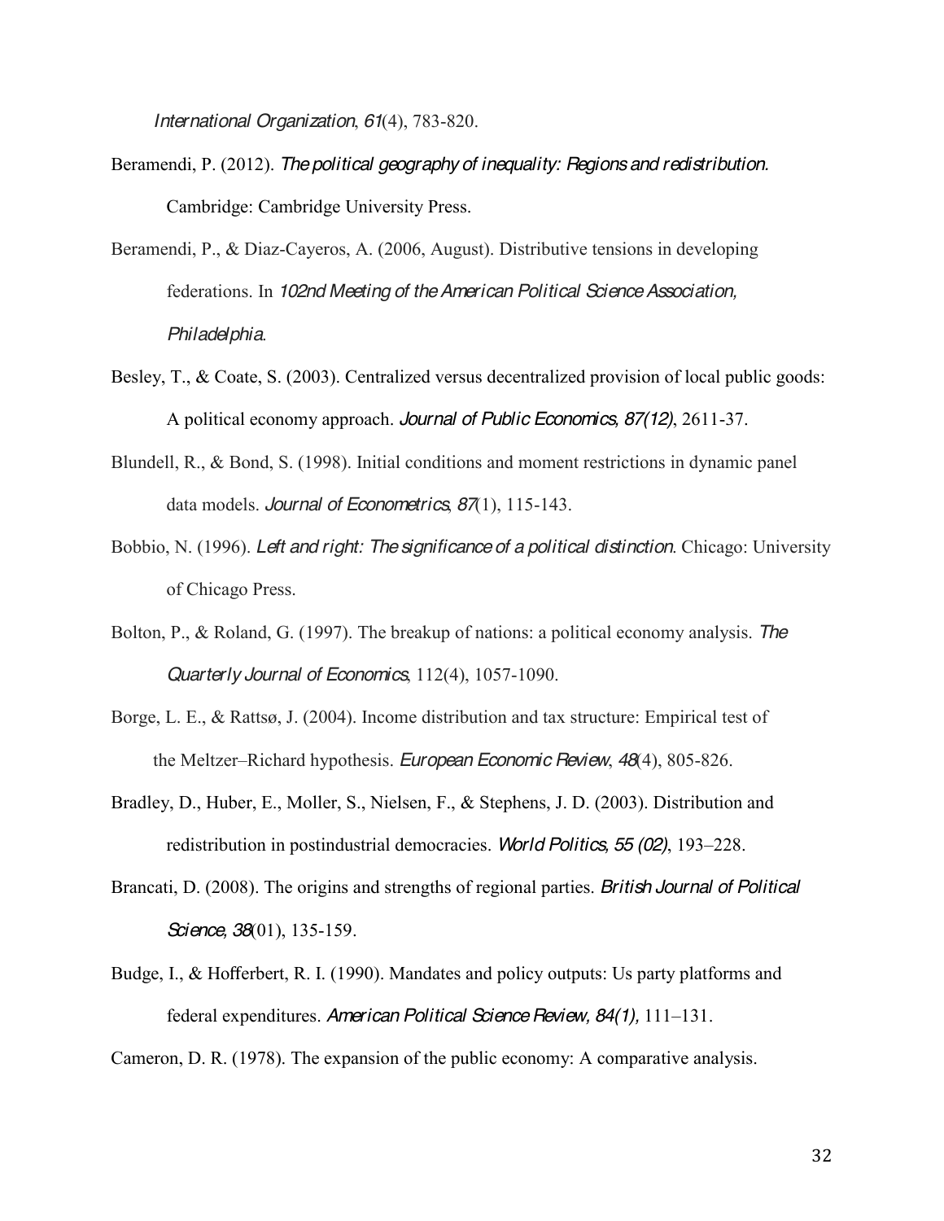*International Organization*, *61*(4), 783-820.

Beramendi, P. (2012). *The political geography of inequality: Regions and redistribution.* Cambridge: Cambridge University Press.

Beramendi, P., & Diaz-Cayeros, A. (2006, August). Distributive tensions in developing federations. In *102nd Meeting of the American Political Science Association, Philadelphia*.

Besley, T., & Coate, S. (2003). Centralized versus decentralized provision of local public goods: A political economy approach. *Journal of Public Economics, 87(12)*, 2611-37.

Blundell, R., & Bond, S. (1998). Initial conditions and moment restrictions in dynamic panel data models. *Journal of Econometrics*, *87*(1), 115-143.

Bobbio, N. (1996). *Left and right: The significance of a political distinction*. Chicago: University of Chicago Press.

Bolton, P., & Roland, G. (1997). The breakup of nations: a political economy analysis. *The Quarterly Journal of Economics*, 112(4), 1057-1090.

Borge, L. E., & Rattsø, J. (2004). Income distribution and tax structure: Empirical test of the Meltzer–Richard hypothesis. *European Economic Review*, *48*(4), 805-826.

Bradley, D., Huber, E., Moller, S., Nielsen, F., & Stephens, J. D. (2003). Distribution and redistribution in postindustrial democracies. *World Politics, 55 (02)*, 193–228.

Brancati, D. (2008). The origins and strengths of regional parties. *British Journal of Political Science*, *38*(01), 135-159.

Budge, I., & Hofferbert, R. I. (1990). Mandates and policy outputs: Us party platforms and federal expenditures. *American Political Science Review, 84(1),* 111–131.

Cameron, D. R. (1978). The expansion of the public economy: A comparative analysis.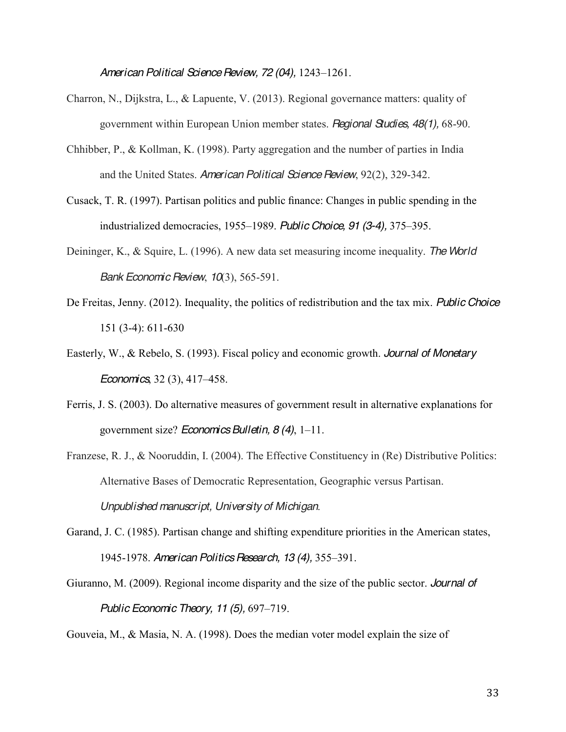*American Political Science Review, 72 (04),* 1243–1261.

Charron, N., Dijkstra, L., & Lapuente, V. (2013). Regional governance matters: quality of government within European Union member states. *Regional Studies, 48(1),* 68-90.

Chhibber, P., & Kollman, K. (1998). Party aggregation and the number of parties in India and the United States. *American Political Science Review*, 92(2), 329-342.

Cusack, T. R. (1997). Partisan politics and public finance: Changes in public spending in the industrialized democracies, 1955–1989. *Public Choice, 91 (3-4),* 375–395.

Deininger, K., & Squire, L. (1996). A new data set measuring income inequality. *The World Bank Economic Review*, *10*(3), 565-591.

De Freitas, Jenny. (2012). Inequality, the politics of redistribution and the tax mix. *Public Choice* 151 (3-4): 611-630

Easterly, W., & Rebelo, S. (1993). Fiscal policy and economic growth. *Journal of Monetary Economics*, 32 (3), 417–458.

Ferris, J. S. (2003). Do alternative measures of government result in alternative explanations for government size? *Economics Bulletin, 8 (4)*, 1–11.

Franzese, R. J., & Nooruddin, I. (2004). The Effective Constituency in (Re) Distributive Politics: Alternative Bases of Democratic Representation, Geographic versus Partisan. *Unpublished manuscript, University of Michigan*.

Garand, J. C. (1985). Partisan change and shifting expenditure priorities in the American states, 1945-1978. *American Politics Research, 13 (4),* 355–391.

Giuranno, M. (2009). Regional income disparity and the size of the public sector. *Journal of Public Economic Theory, 11 (5),* 697–719.

Gouveia, M., & Masia, N. A. (1998). Does the median voter model explain the size of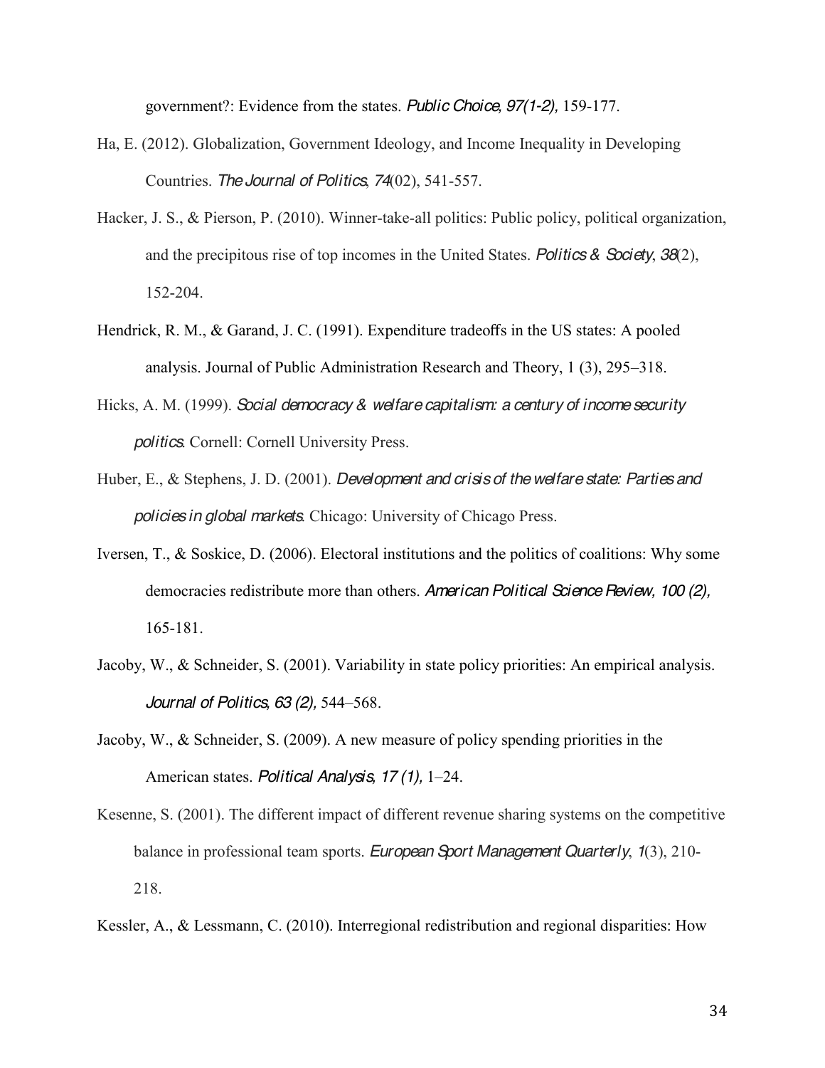government?: Evidence from the states. *Public Choice, 97(1-2),* 159-177.

Ha, E. (2012). Globalization, Government Ideology, and Income Inequality in Developing Countries. *The Journal of Politics*, *74*(02), 541-557.

Hacker, J. S., & Pierson, P. (2010). Winner-take-all politics: Public policy, political organization, and the precipitous rise of top incomes in the United States. *Politics & Society*, *38*(2), 152-204.

Hendrick, R. M., & Garand, J. C. (1991). Expenditure tradeoffs in the US states: A pooled analysis. Journal of Public Administration Research and Theory, 1 (3), 295–318.

Hicks, A. M. (1999). *Social democracy & welfare capitalism: a century of income security politics*. Cornell: Cornell University Press.

Huber, E., & Stephens, J. D. (2001). *Development and crisis of the welfare state: Parties and policies in global markets*. Chicago: University of Chicago Press.

Iversen, T., & Soskice, D. (2006). Electoral institutions and the politics of coalitions: Why some democracies redistribute more than others. *American Political Science Review, 100 (2),* 165-181.

Jacoby, W., & Schneider, S. (2001). Variability in state policy priorities: An empirical analysis. *Journal of Politics, 63 (2),* 544–568.

Jacoby, W., & Schneider, S. (2009). A new measure of policy spending priorities in the American states. *Political Analysis, 17 (1),* 1–24.

Kesenne, S. (2001). The different impact of different revenue sharing systems on the competitive balance in professional team sports. *European Sport Management Quarterly*, *1*(3), 210-218.

Kessler, A., & Lessmann, C. (2010). Interregional redistribution and regional disparities: How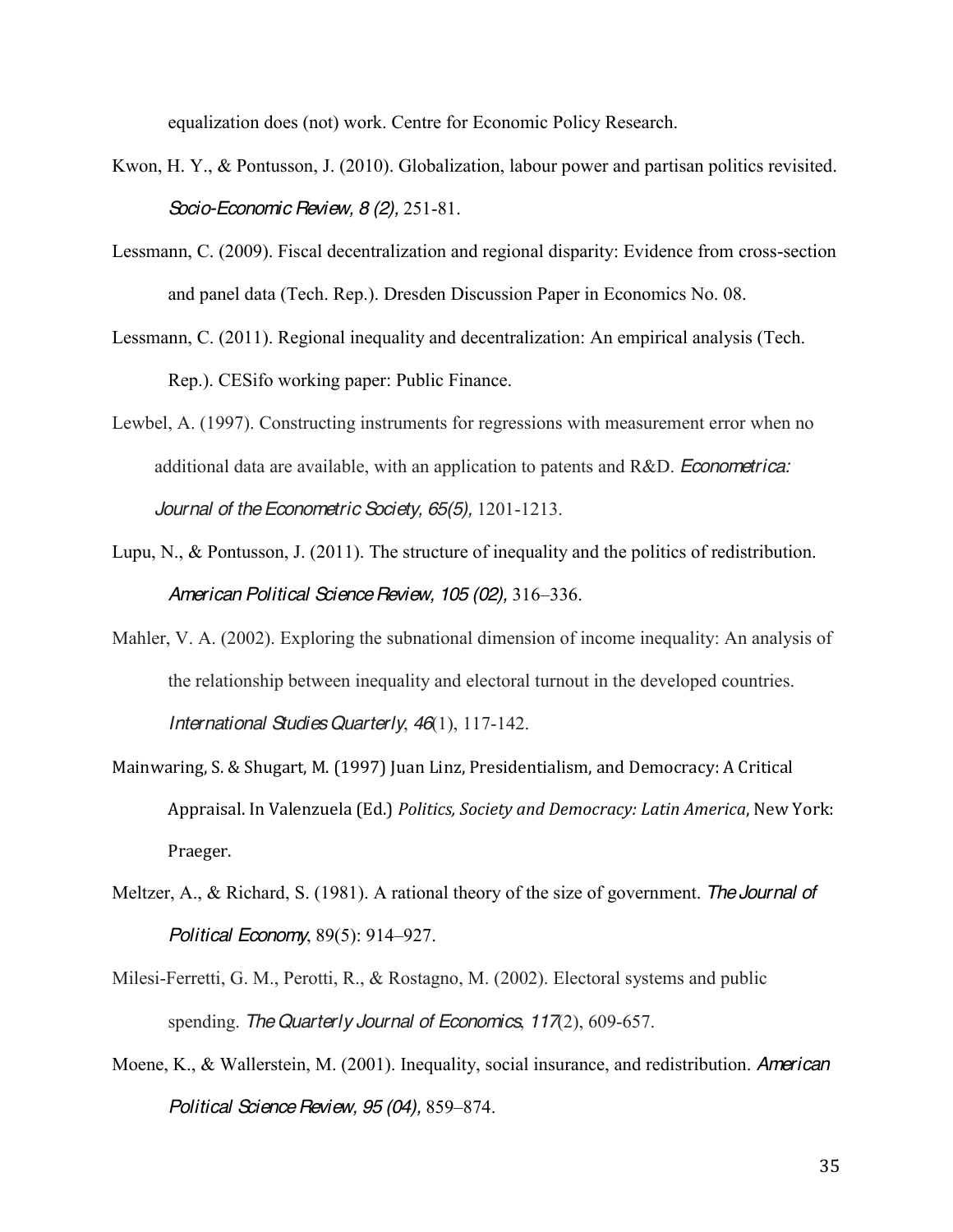equalization does (not) work. Centre for Economic Policy Research.

Kwon, H. Y., & Pontusson, J. (2010). Globalization, labour power and partisan politics revisited. *Socio-Economic Review, 8 (2),* 251-81.

Lessmann, C. (2009). Fiscal decentralization and regional disparity: Evidence from cross-section and panel data (Tech. Rep.). Dresden Discussion Paper in Economics No. 08.

Lessmann, C. (2011). Regional inequality and decentralization: An empirical analysis (Tech. Rep.). CESifo working paper: Public Finance.

Lewbel, A. (1997). Constructing instruments for regressions with measurement error when no additional data are available, with an application to patents and R&D. *Econometrica: Journal of the Econometric Society, 65(5),* 1201-1213.

Lupu, N., & Pontusson, J. (2011). The structure of inequality and the politics of redistribution. *American Political Science Review, 105 (02),* 316–336.

Mahler, V. A. (2002). Exploring the subnational dimension of income inequality: An analysis of the relationship between inequality and electoral turnout in the developed countries. *International Studies Quarterly*, *46*(1), 117-142.

Mainwaring, S. & Shugart, M. (1997) Juan Linz, Presidentialism, and Democracy: A Critical Appraisal. In Valenzuela (Ed.) *Politics, Society and Democracy: Latin America*, New York: Praeger.

Meltzer, A., & Richard, S. (1981). A rational theory of the size of government. *The Journal of Political Economy*, 89(5): 914–927.

Milesi-Ferretti, G. M., Perotti, R., & Rostagno, M. (2002). Electoral systems and public spending. *The Quarterly Journal of Economics*, *117*(2), 609-657.

Moene, K., & Wallerstein, M. (2001). Inequality, social insurance, and redistribution. *American Political Science Review, 95 (04),* 859–874.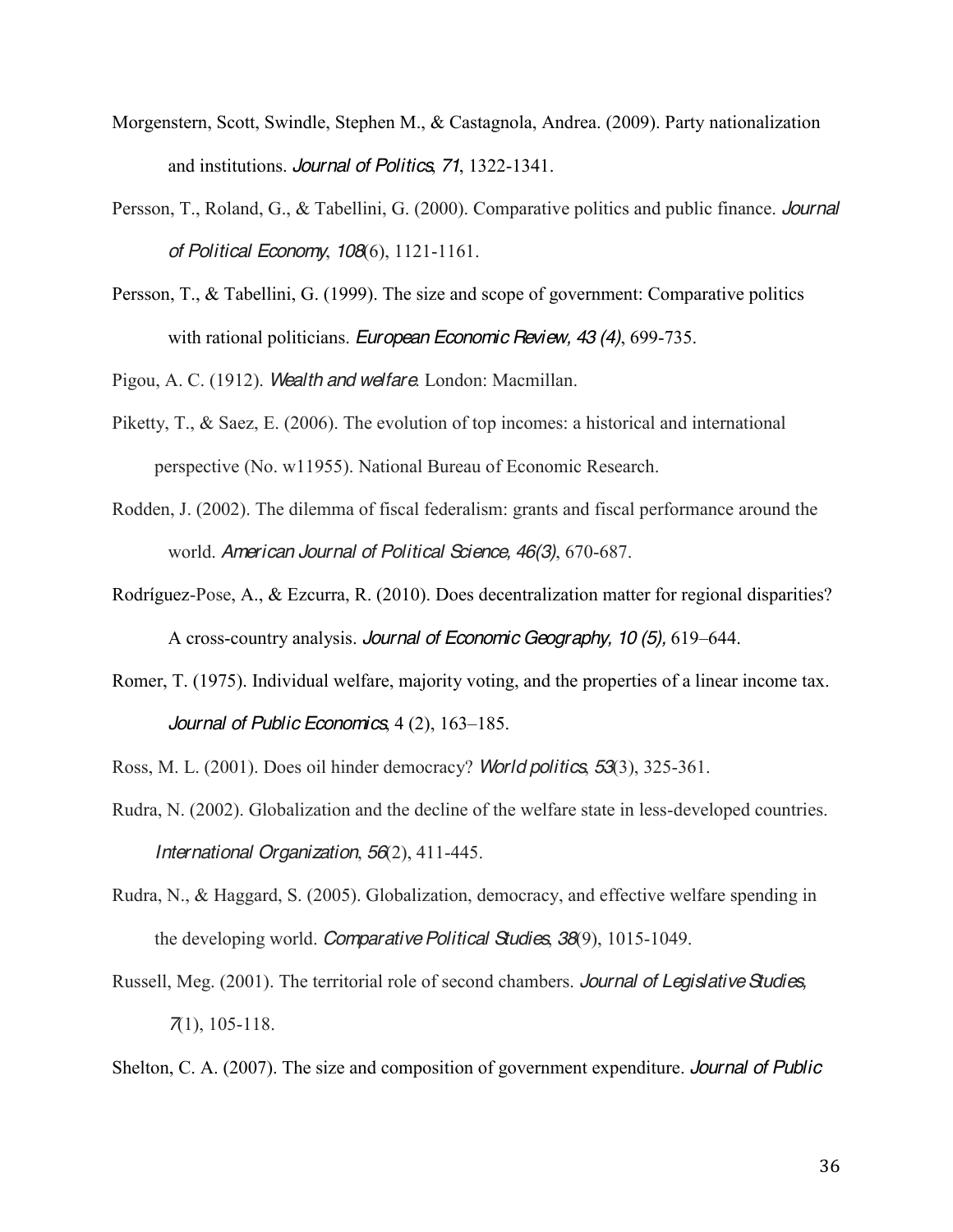Morgenstern, Scott, Swindle, Stephen M., & Castagnola, Andrea. (2009). Party nationalization and institutions. *Journal of Politics*, *71*, 1322-1341.

Persson, T., Roland, G., & Tabellini, G. (2000). Comparative politics and public finance. *Journal of Political Economy*, *108*(6), 1121-1161.

Persson, T., & Tabellini, G. (1999). The size and scope of government: Comparative politics with rational politicians. *European Economic Review, 43 (4)*, 699-735.

Pigou, A. C. (1912). *Wealth and welfare*. London: Macmillan.

Piketty, T., & Saez, E. (2006). The evolution of top incomes: a historical and international perspective (No. w11955). National Bureau of Economic Research.

Rodden, J. (2002). The dilemma of fiscal federalism: grants and fiscal performance around the world. *American Journal of Political Science, 46(3)*, 670-687.

Rodríguez-Pose, A., & Ezcurra, R. (2010). Does decentralization matter for regional disparities? A cross-country analysis. *Journal of Economic Geography, 10 (5),* 619–644.

Romer, T. (1975). Individual welfare, majority voting, and the properties of a linear income tax. *Journal of Public Economics*, 4 (2), 163–185.

Ross, M. L. (2001). Does oil hinder democracy? *World politics*, *53*(3), 325-361.

Rudra, N. (2002). Globalization and the decline of the welfare state in less-developed countries. *International Organization*, *56*(2), 411-445.

Rudra, N., & Haggard, S. (2005). Globalization, democracy, and effective welfare spending in the developing world. *Comparative Political Studies*, *38*(9), 1015-1049.

Russell, Meg. (2001). The territorial role of second chambers. *Journal of Legislative Studies*, *7*(1), 105-118.

Shelton, C. A. (2007). The size and composition of government expenditure. *Journal of Public*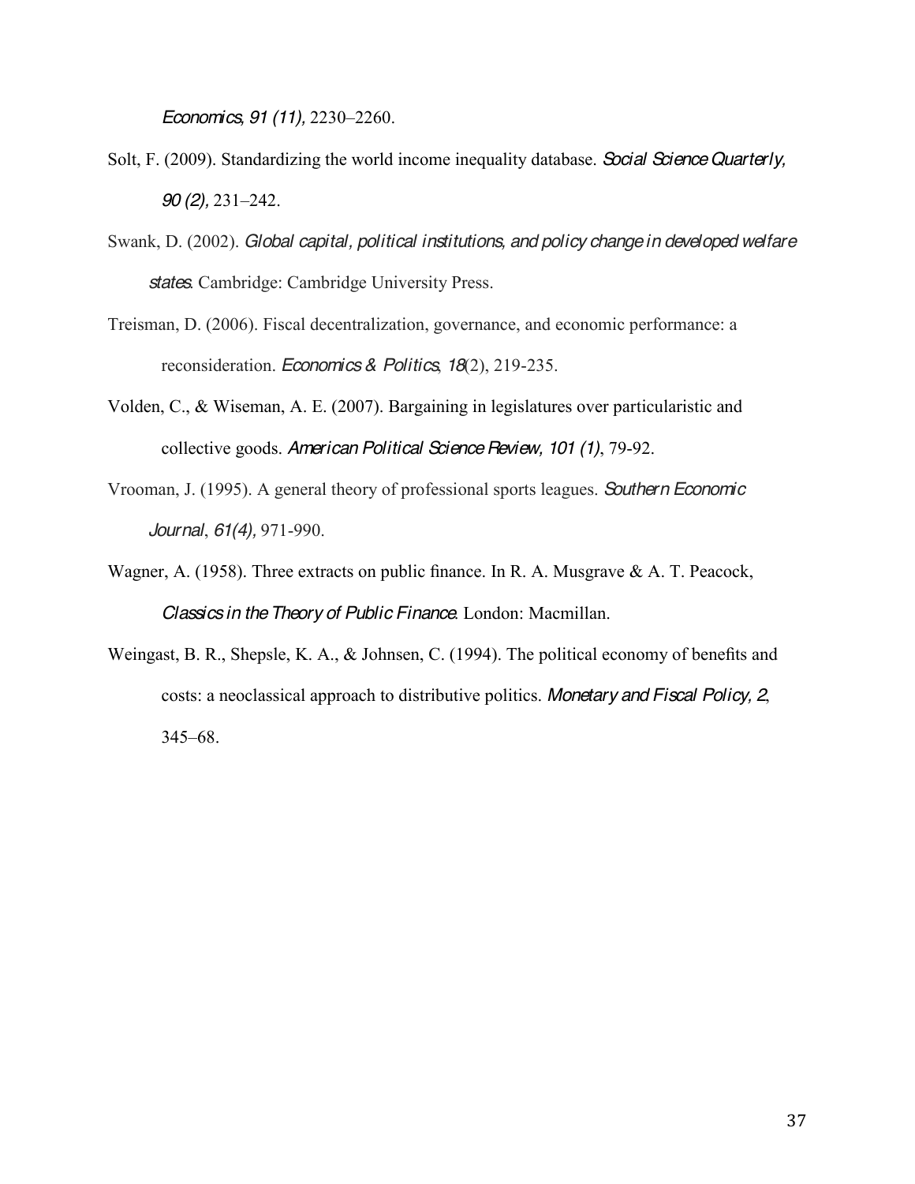*Economics, 91 (11),* 2230–2260.

Solt, F. (2009). Standardizing the world income inequality database. *Social Science Quarterly, 90 (2),* 231–242.

Swank, D. (2002). *Global capital, political institutions, and policy change in developed welfare states*. Cambridge: Cambridge University Press.

Treisman, D. (2006). Fiscal decentralization, governance, and economic performance: a reconsideration. *Economics & Politics*, *18*(2), 219-235.

Volden, C., & Wiseman, A. E. (2007). Bargaining in legislatures over particularistic and collective goods. *American Political Science Review, 101 (1)*, 79-92.

Vrooman, J. (1995). A general theory of professional sports leagues. *Southern Economic Journal*, *61(4),* 971-990.

Wagner, A. (1958). Three extracts on public finance. In R. A. Musgrave & A. T. Peacock, *Classics in the Theory of Public Finance*. London: Macmillan.

Weingast, B. R., Shepsle, K. A., & Johnsen, C. (1994). The political economy of benefits and costs: a neoclassical approach to distributive politics. *Monetary and Fiscal Policy, 2*, 345–68.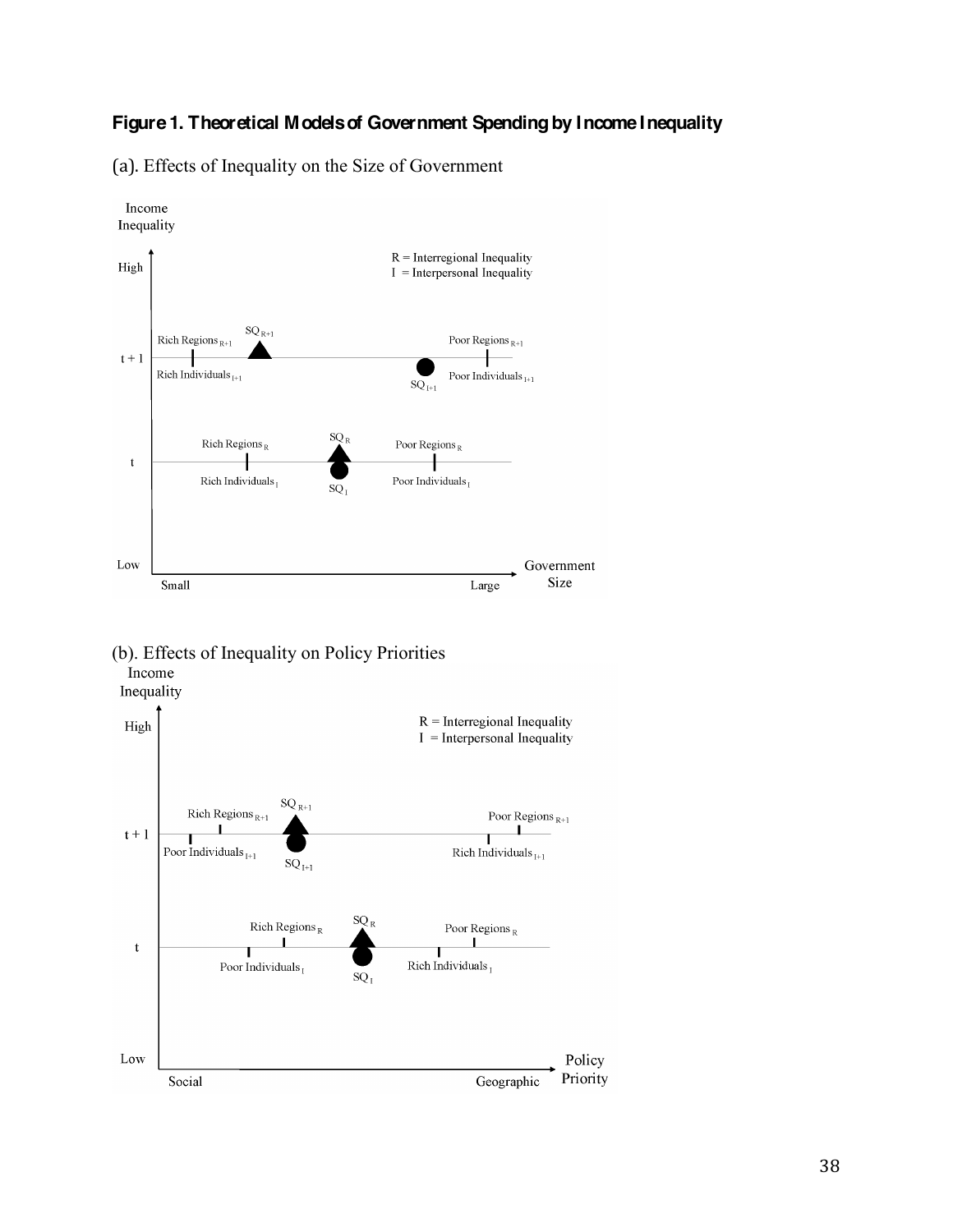**Figure 1. Theoretical Models of Government Spending by Income Inequality**

(a). Effects of Inequality on the Size of Government

(b). Effects of Inequality on Policy Priorities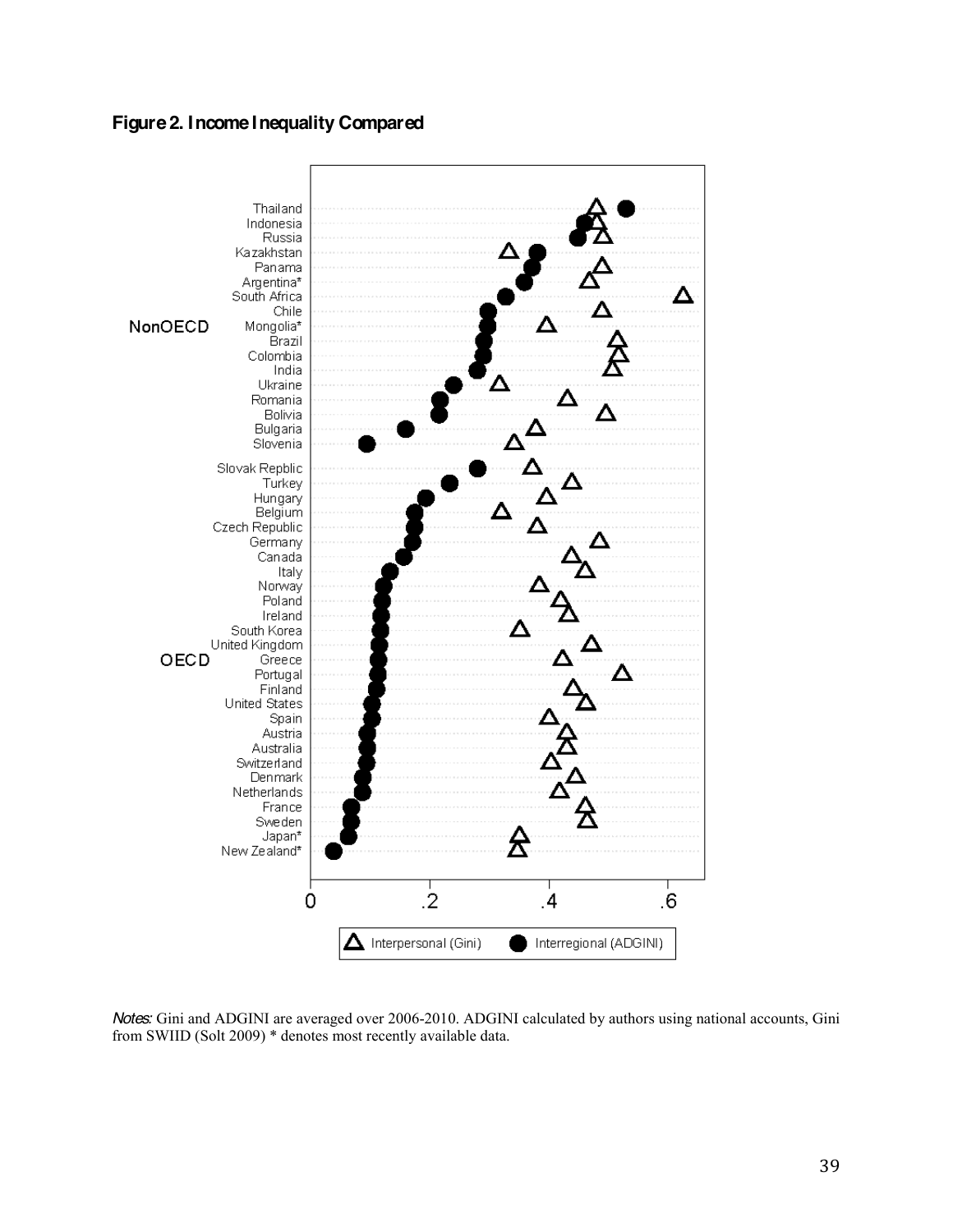**Figure 2. Income Inequality Compared**

*Notes:* Gini and ADGINI are averaged over 2006-2010. ADGINI calculated by authors using national accounts, Gini from SWIID (Solt 2009) * denotes most recently available data.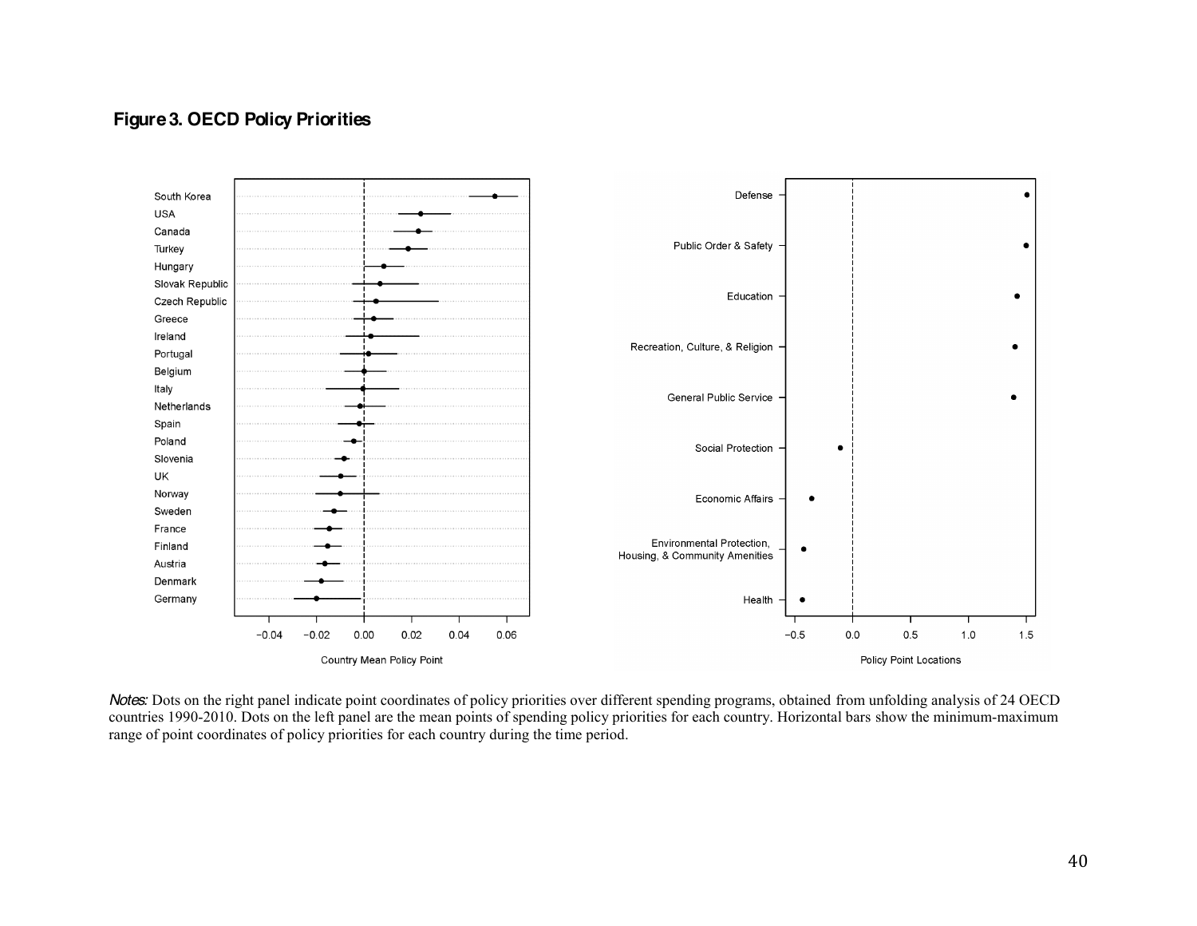**Figure 3. OECD Policy Priorities**

*Notes:* Dots on the right panel indicate point coordinates of policy priorities over different spending programs, obtained from unfolding analysis of 24 OECD countries 1990-2010. Dots on the left panel are the mean points of spending policy priorities for each country. Horizontal bars show the minimum-maximum range of point coordinates of policy priorities for each country during the time period.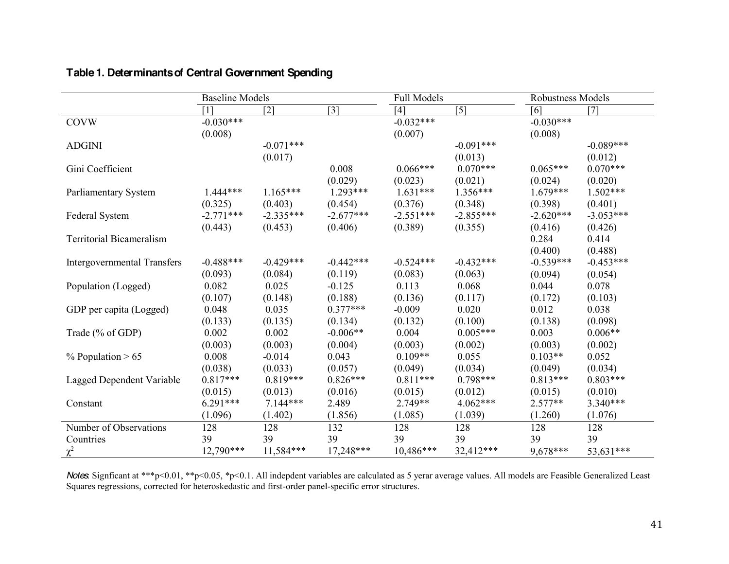**Table 1. Determinants of Central Government Spending**

| | Baseline Models | | | Full Models | | Robustness Models | |
|---|---|---|---|---|---|---|---|
| | [1] | [2] | [3] | [4] | [5] | [6] | [7] |
| COVW | -0.030*** | | | -0.032*** | | -0.030*** | |
| | (0.008) | | | (0.007) | | (0.008) | |
| ADGINI | | -0.071*** | | | -0.091*** | | -0.089*** |
| | | (0.017) | | | (0.013) | | (0.012) |
| Gini Coefficient | | | 0.008 | 0.066*** | 0.070*** | 0.065*** | 0.070*** |
| | | | (0.029) | (0.023) | (0.021) | (0.024) | (0.020) |
| Parliamentary System | 1.444*** | 1.165*** | 1.293*** | 1.631*** | 1.356*** | 1.679*** | 1.502*** |
| | (0.325) | (0.403) | (0.454) | (0.376) | (0.348) | (0.398) | (0.401) |
| Federal System | -2.771*** | -2.335*** | -2.677*** | -2.551*** | -2.855*** | -2.620*** | -3.053*** |
| | (0.443) | (0.453) | (0.406) | (0.389) | (0.355) | (0.416) | (0.426) |
| Territorial Bicameralism | | | | | | 0.284 | 0.414 |
| | | | | | | (0.400) | (0.488) |
| Intergovernmental Transfers | -0.488*** | -0.429*** | -0.442*** | -0.524*** | -0.432*** | -0.539*** | -0.453*** |
| | (0.093) | (0.084) | (0.119) | (0.083) | (0.063) | (0.094) | (0.054) |
| Population (Logged) | 0.082 | 0.025 | -0.125 | 0.113 | 0.068 | 0.044 | 0.078 |
| | (0.107) | (0.148) | (0.188) | (0.136) | (0.117) | (0.172) | (0.103) |
| GDP per capita (Logged) | 0.048 | 0.035 | 0.377*** | -0.009 | 0.020 | 0.012 | 0.038 |
| | (0.133) | (0.135) | (0.134) | (0.132) | (0.100) | (0.138) | (0.098) |
| Trade (% of GDP) | 0.002 | 0.002 | -0.006** | 0.004 | 0.005*** | 0.003 | 0.006** |
| | (0.003) | (0.003) | (0.004) | (0.003) | (0.002) | (0.003) | (0.002) |
| % Population > 65 | 0.008 | -0.014 | 0.043 | 0.109** | 0.055 | 0.103** | 0.052 |
| | (0.038) | (0.033) | (0.057) | (0.049) | (0.034) | (0.049) | (0.034) |
| Lagged Dependent Variable | 0.817*** | 0.819*** | 0.826*** | 0.811*** | 0.798*** | 0.813*** | 0.803*** |
| | (0.015) | (0.013) | (0.016) | (0.015) | (0.012) | (0.015) | (0.010) |
| Constant | 6.291*** | 7.144*** | 2.489 | 2.749** | 4.062*** | 2.577** | 3.340*** |
| | (1.096) | (1.402) | (1.856) | (1.085) | (1.039) | (1.260) | (1.076) |
| Number of Observations | 128 | 128 | 132 | 128 | 128 | 128 | 128 |
| Countries | 39 | 39 | 39 | 39 | 39 | 39 | 39 |
| $\chi^2$ | 12,790*** | 11,584*** | 17,248*** | 10,486*** | 32,412*** | 9,678*** | 53,631*** |

*Notes*: Signficant at ***p<0.01, **p<0.05, *p<0.1. All indepdent variables are calculated as 5 yerar average values. All models are Feasible Generalized Least Squares regressions, corrected for heteroskedastic and first-order panel-specific error structures.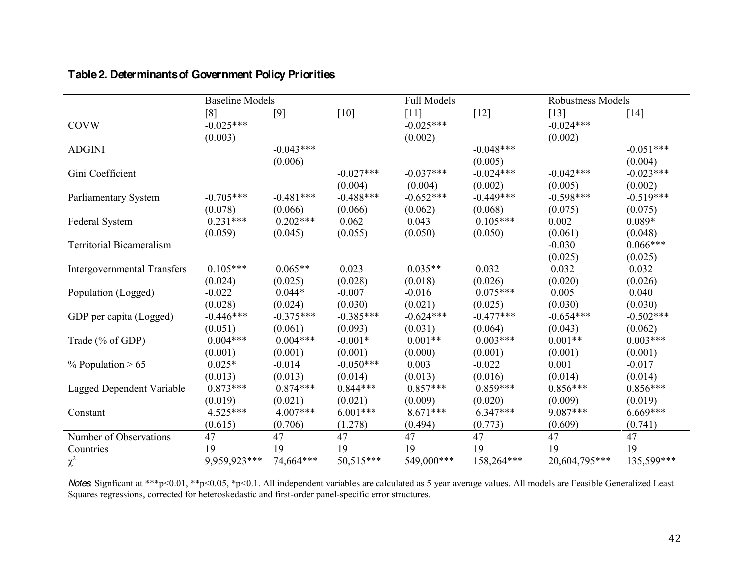**Table 2. Determinants of Government Policy Priorities**

| | Baseline Models | | | Full Models | | Robustness Models | |
|---|---|---|---|---|---|---|---|
| | [8] | [9] | [10] | [11] | [12] | [13] | [14] |
| COVW | -0.025*** | | | -0.025*** | | -0.024*** | |
| | (0.003) | | | (0.002) | | (0.002) | |
| ADGINI | | -0.043*** | | | -0.048*** | | -0.051*** |
| | | (0.006) | | | (0.005) | | (0.004) |
| Gini Coefficient | | | -0.027*** | -0.037*** | -0.024*** | -0.042*** | -0.023*** |
| | | | (0.004) | (0.004) | (0.002) | (0.005) | (0.002) |
| Parliamentary System | -0.705*** | -0.481*** | -0.488*** | -0.652*** | -0.449*** | -0.598*** | -0.519*** |
| | (0.078) | (0.066) | (0.066) | (0.062) | (0.068) | (0.075) | (0.075) |
| Federal System | 0.231*** | 0.202*** | 0.062 | 0.043 | 0.105*** | 0.002 | 0.089* |
| | (0.059) | (0.045) | (0.055) | (0.050) | (0.050) | (0.061) | (0.048) |
| Territorial Bicameralism | | | | | | -0.030 | 0.066*** |
| | | | | | | (0.025) | (0.025) |
| Intergovernmental Transfers | 0.105*** | 0.065** | 0.023 | 0.035** | 0.032 | 0.032 | 0.032 |
| | (0.024) | (0.025) | (0.028) | (0.018) | (0.026) | (0.020) | (0.026) |
| Population (Logged) | -0.022 | 0.044* | -0.007 | -0.016 | 0.075*** | 0.005 | 0.040 |
| | (0.028) | (0.024) | (0.030) | (0.021) | (0.025) | (0.030) | (0.030) |
| GDP per capita (Logged) | -0.446*** | -0.375*** | -0.385*** | -0.624*** | -0.477*** | -0.654*** | -0.502*** |
| | (0.051) | (0.061) | (0.093) | (0.031) | (0.064) | (0.043) | (0.062) |
| Trade (% of GDP) | 0.004*** | 0.004*** | -0.001* | 0.001** | 0.003*** | 0.001** | 0.003*** |
| | (0.001) | (0.001) | (0.001) | (0.000) | (0.001) | (0.001) | (0.001) |
| % Population > 65 | 0.025* | -0.014 | -0.050*** | 0.003 | -0.022 | 0.001 | -0.017 |
| | (0.013) | (0.013) | (0.014) | (0.013) | (0.016) | (0.014) | (0.014) |
| Lagged Dependent Variable | 0.873*** | 0.874*** | 0.844*** | 0.857*** | 0.859*** | 0.856*** | 0.856*** |
| | (0.019) | (0.021) | (0.021) | (0.009) | (0.020) | (0.009) | (0.019) |
| Constant | 4.525*** | 4.007*** | 6.001*** | 8.671*** | 6.347*** | 9.087*** | 6.669*** |
| | (0.615) | (0.706) | (1.278) | (0.494) | (0.773) | (0.609) | (0.741) |
| Number of Observations | 47 | 47 | 47 | 47 | 47 | 47 | 47 |
| Countries | 19 | 19 | 19 | 19 | 19 | 19 | 19 |
| $\chi^2$ | 9,959,923*** | 74,664*** | 50,515*** | 549,000*** | 158,264*** | 20,604,795*** | 135,599*** |

*Notes*: Signficant at ***p<0.01, **p<0.05, *p<0.1. All independent variables are calculated as 5 year average values. All models are Feasible Generalized Least Squares regressions, corrected for heteroskedastic and first-order panel-specific error structures.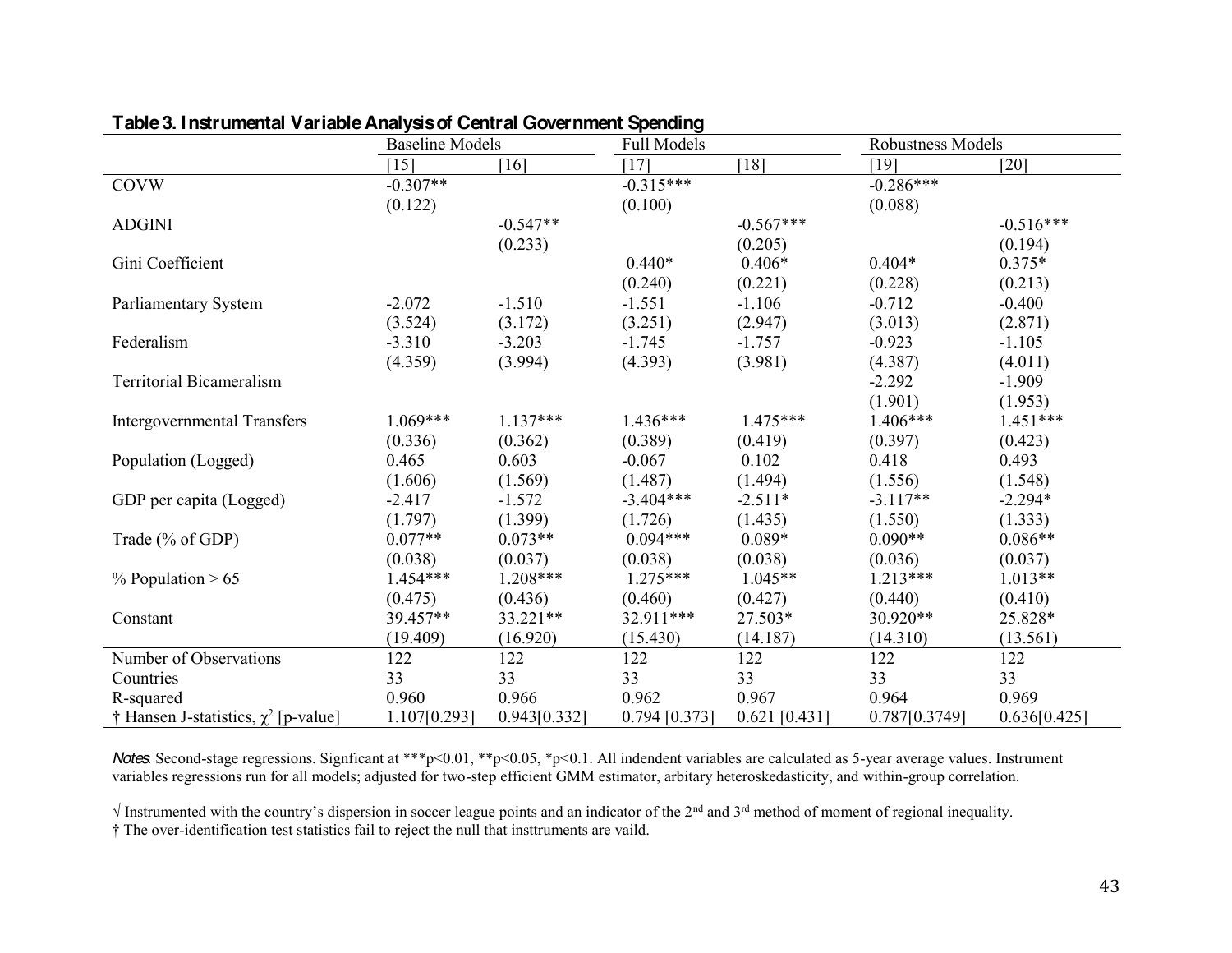**Table 3. Instrumental Variable Analysis of Central Government Spending**

| | Baseline Models | | Full Models | | Robustness Models | |
|---|---|---|---|---|---|---|
| | [15] | [16] | [17] | [18] | [19] | [20] |
| COVW | -0.307** | | -0.315*** | | -0.286*** | |
| | (0.122) | | (0.100) | | (0.088) | |
| ADGINI | | -0.547** | | -0.567*** | | -0.516*** |
| | | (0.233) | | (0.205) | | (0.194) |
| Gini Coefficient | | | 0.440* | 0.406* | 0.404* | 0.375* |
| | | | (0.240) | (0.221) | (0.228) | (0.213) |
| Parliamentary System | -2.072 | -1.510 | -1.551 | -1.106 | -0.712 | -0.400 |
| | (3.524) | (3.172) | (3.251) | (2.947) | (3.013) | (2.871) |
| Federalism | -3.310 | -3.203 | -1.745 | -1.757 | -0.923 | -1.105 |
| | (4.359) | (3.994) | (4.393) | (3.981) | (4.387) | (4.011) |
| Territorial Bicameralism | | | | | -2.292 | -1.909 |
| | | | | | (1.901) | (1.953) |
| Intergovernmental Transfers | 1.069*** | 1.137*** | 1.436*** | 1.475*** | 1.406*** | 1.451*** |
| | (0.336) | (0.362) | (0.389) | (0.419) | (0.397) | (0.423) |
| Population (Logged) | 0.465 | 0.603 | -0.067 | 0.102 | 0.418 | 0.493 |
| | (1.606) | (1.569) | (1.487) | (1.494) | (1.556) | (1.548) |
| GDP per capita (Logged) | -2.417 | -1.572 | -3.404*** | -2.511* | -3.117** | -2.294* |
| | (1.797) | (1.399) | (1.726) | (1.435) | (1.550) | (1.333) |
| Trade (% of GDP) | 0.077** | 0.073** | 0.094*** | 0.089* | 0.090** | 0.086** |
| | (0.038) | (0.037) | (0.038) | (0.038) | (0.036) | (0.037) |
| % Population > 65 | 1.454*** | 1.208*** | 1.275*** | 1.045** | 1.213*** | 1.013** |
| | (0.475) | (0.436) | (0.460) | (0.427) | (0.440) | (0.410) |
| Constant | 39.457** | 33.221** | 32.911*** | 27.503* | 30.920** | 25.828* |
| | (19.409) | (16.920) | (15.430) | (14.187) | (14.310) | (13.561) |
| Number of Observations | 122 | 122 | 122 | 122 | 122 | 122 |
| Countries | 33 | 33 | 33 | 33 | 33 | 33 |
| R-squared | 0.960 | 0.966 | 0.962 | 0.967 | 0.964 | 0.969 |
| † Hansen J-statistics, $\chi^2$ [p-value] | 1.107[0.293] | 0.943[0.332] | 0.794 [0.373] | 0.621 [0.431] | 0.787[0.3749] | 0.636[0.425] |

*Notes*: Second-stage regressions. Signficant at ***p<0.01, **p<0.05, *p<0.1. All indendent variables are calculated as 5-year average values. Instrument variables regressions run for all models; adjusted for two-step efficient GMM estimator, arbitary heteroskedasticity, and within-group correlation.

√ Instrumented with the country's dispersion in soccer league points and an indicator of the 2nd and 3rd method of moment of regional inequality.

† The over-identification test statistics fail to reject the null that insttruments are vaild.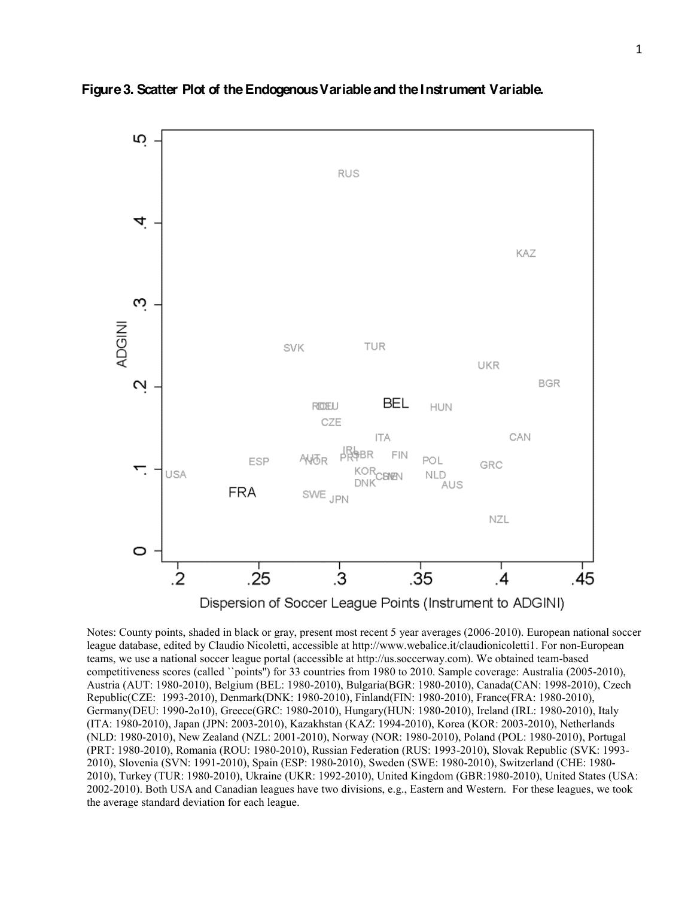**Figure 3. Scatter Plot of the Endogenous Variable and the Instrument Variable.**

Notes: County points, shaded in black or gray, present most recent 5 year averages (2006-2010). European national soccer league database, edited by Claudio Nicoletti, accessible at http://www.webalice.it/claudionicoletti1. For non-European teams, we use a national soccer league portal (accessible at http://us.soccerway.com). We obtained team-based competitiveness scores (called ``points'') for 33 countries from 1980 to 2010. Sample coverage: Australia (2005-2010), Austria (AUT: 1980-2010), Belgium (BEL: 1980-2010), Bulgaria(BGR: 1980-2010), Canada(CAN: 1998-2010), Czech Republic(CZE: 1993-2010), Denmark(DNK: 1980-2010), Finland(FIN: 1980-2010), France(FRA: 1980-2010), Germany(DEU: 1990-2o10), Greece(GRC: 1980-2010), Hungary(HUN: 1980-2010), Ireland (IRL: 1980-2010), Italy (ITA: 1980-2010), Japan (JPN: 2003-2010), Kazakhstan (KAZ: 1994-2010), Korea (KOR: 2003-2010), Netherlands (NLD: 1980-2010), New Zealand (NZL: 2001-2010), Norway (NOR: 1980-2010), Poland (POL: 1980-2010), Portugal (PRT: 1980-2010), Romania (ROU: 1980-2010), Russian Federation (RUS: 1993-2010), Slovak Republic (SVK: 1993-2010), Slovenia (SVN: 1991-2010), Spain (ESP: 1980-2010), Sweden (SWE: 1980-2010), Switzerland (CHE: 1980-2010), Turkey (TUR: 1980-2010), Ukraine (UKR: 1992-2010), United Kingdom (GBR:1980-2010), United States (USA: 2002-2010). Both USA and Canadian leagues have two divisions, e.g., Eastern and Western. For these leagues, we took the average standard deviation for each league.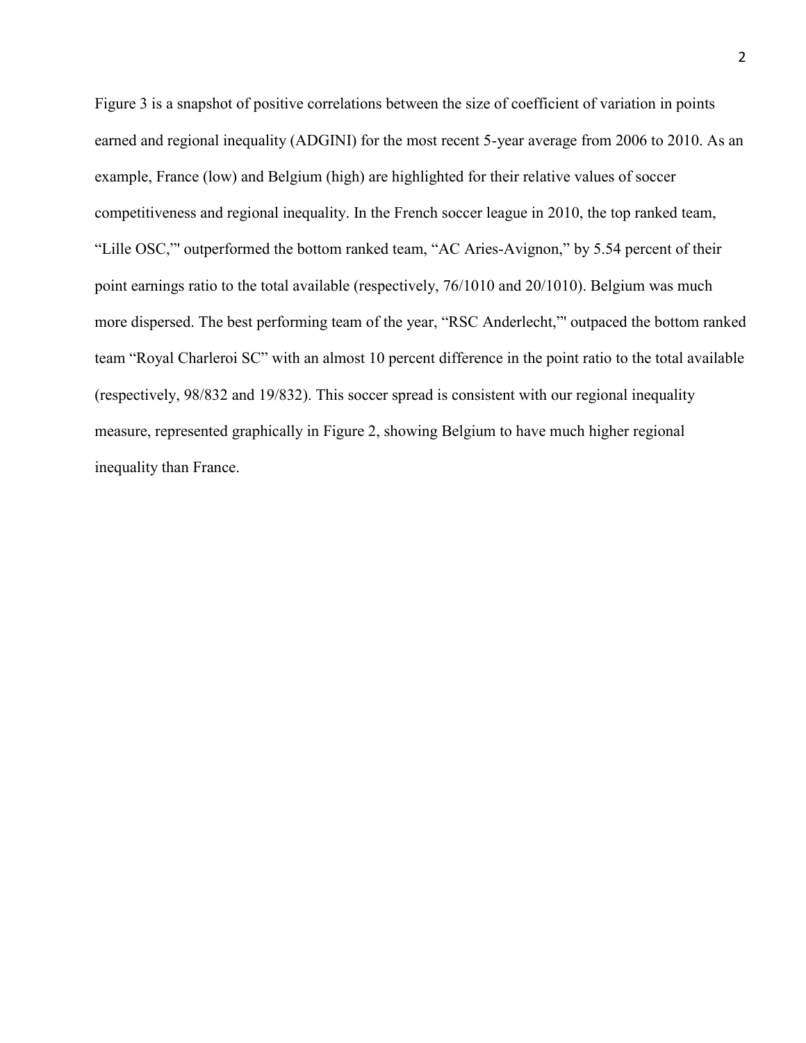Figure 3 is a snapshot of positive correlations between the size of coefficient of variation in points earned and regional inequality (ADGINI) for the most recent 5-year average from 2006 to 2010. As an example, France (low) and Belgium (high) are highlighted for their relative values of soccer competitiveness and regional inequality. In the French soccer league in 2010, the top ranked team, "Lille OSC,"' outperformed the bottom ranked team, "AC Aries-Avignon," by 5.54 percent of their point earnings ratio to the total available (respectively, 76/1010 and 20/1010). Belgium was much more dispersed. The best performing team of the year, "RSC Anderlecht,"' outpaced the bottom ranked team "Royal Charleroi SC" with an almost 10 percent difference in the point ratio to the total available (respectively, 98/832 and 19/832). This soccer spread is consistent with our regional inequality measure, represented graphically in Figure 2, showing Belgium to have much higher regional inequality than France.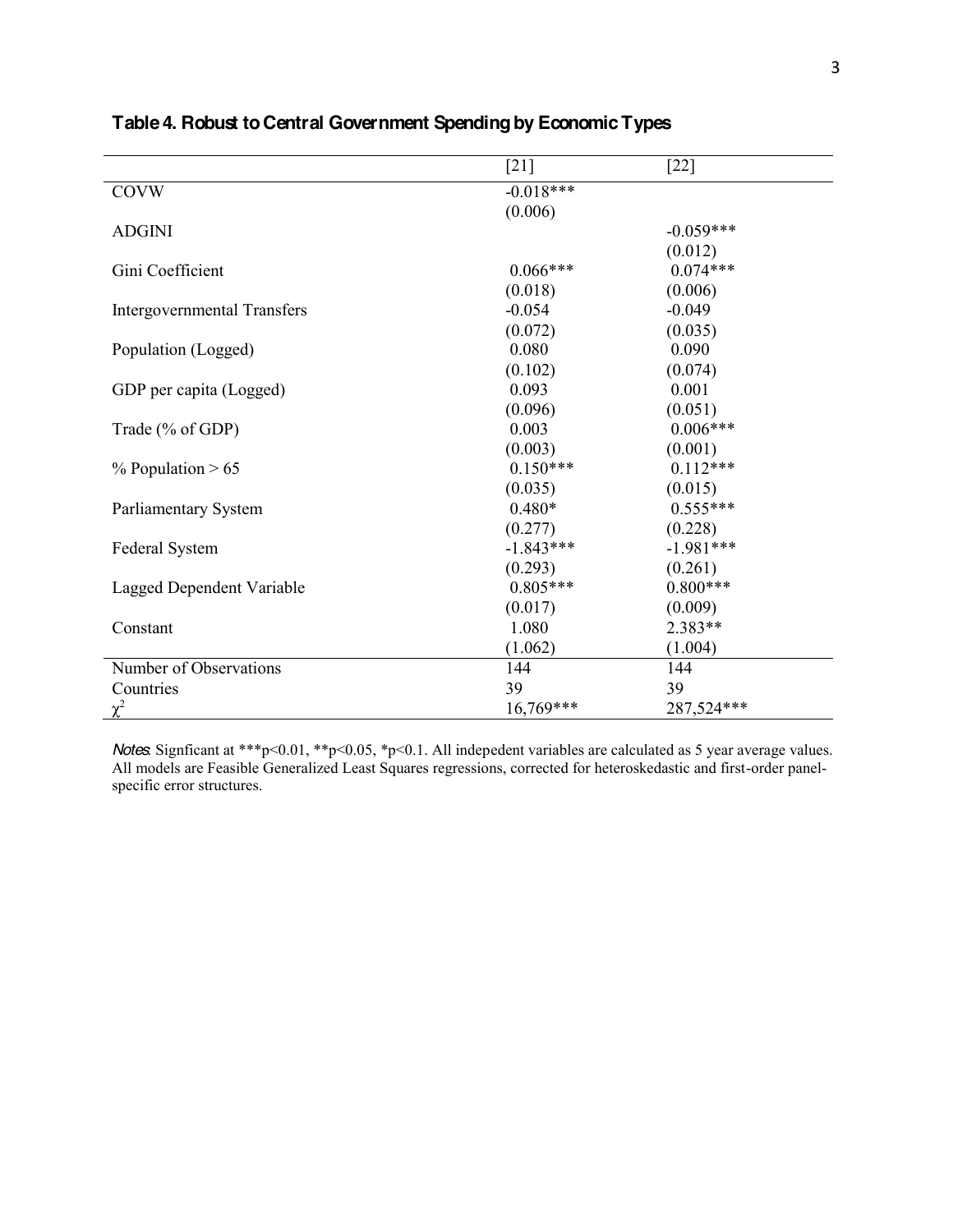**Table 4. Robust to Central Government Spending by Economic Types**

| | [21] | [22] |
|---|---|---|
| COVW | -0.018*** | |
| | (0.006) | |
| ADGINI | | -0.059*** |
| | | (0.012) |
| Gini Coefficient | 0.066*** | 0.074*** |
| | (0.018) | (0.006) |
| Intergovernmental Transfers | -0.054 | -0.049 |
| | (0.072) | (0.035) |
| Population (Logged) | 0.080 | 0.090 |
| | (0.102) | (0.074) |
| GDP per capita (Logged) | 0.093 | 0.001 |
| | (0.096) | (0.051) |
| Trade (% of GDP) | 0.003 | 0.006*** |
| | (0.003) | (0.001) |
| % Population > 65 | 0.150*** | 0.112*** |
| | (0.035) | (0.015) |
| Parliamentary System | 0.480* | 0.555*** |
| | (0.277) | (0.228) |
| Federal System | -1.843*** | -1.981*** |
| | (0.293) | (0.261) |
| Lagged Dependent Variable | 0.805*** | 0.800*** |
| | (0.017) | (0.009) |
| Constant | 1.080 | 2.383** |
| | (1.062) | (1.004) |
| Number of Observations | 144 | 144 |
| Countries | 39 | 39 |
| $\chi^2$ | 16,769*** | 287,524*** |

*Notes*: Signficant at ***p<0.01, **p<0.05, *p<0.1. All indepedent variables are calculated as 5 year average values. All models are Feasible Generalized Least Squares regressions, corrected for heteroskedastic and first-order panel-specific error structures.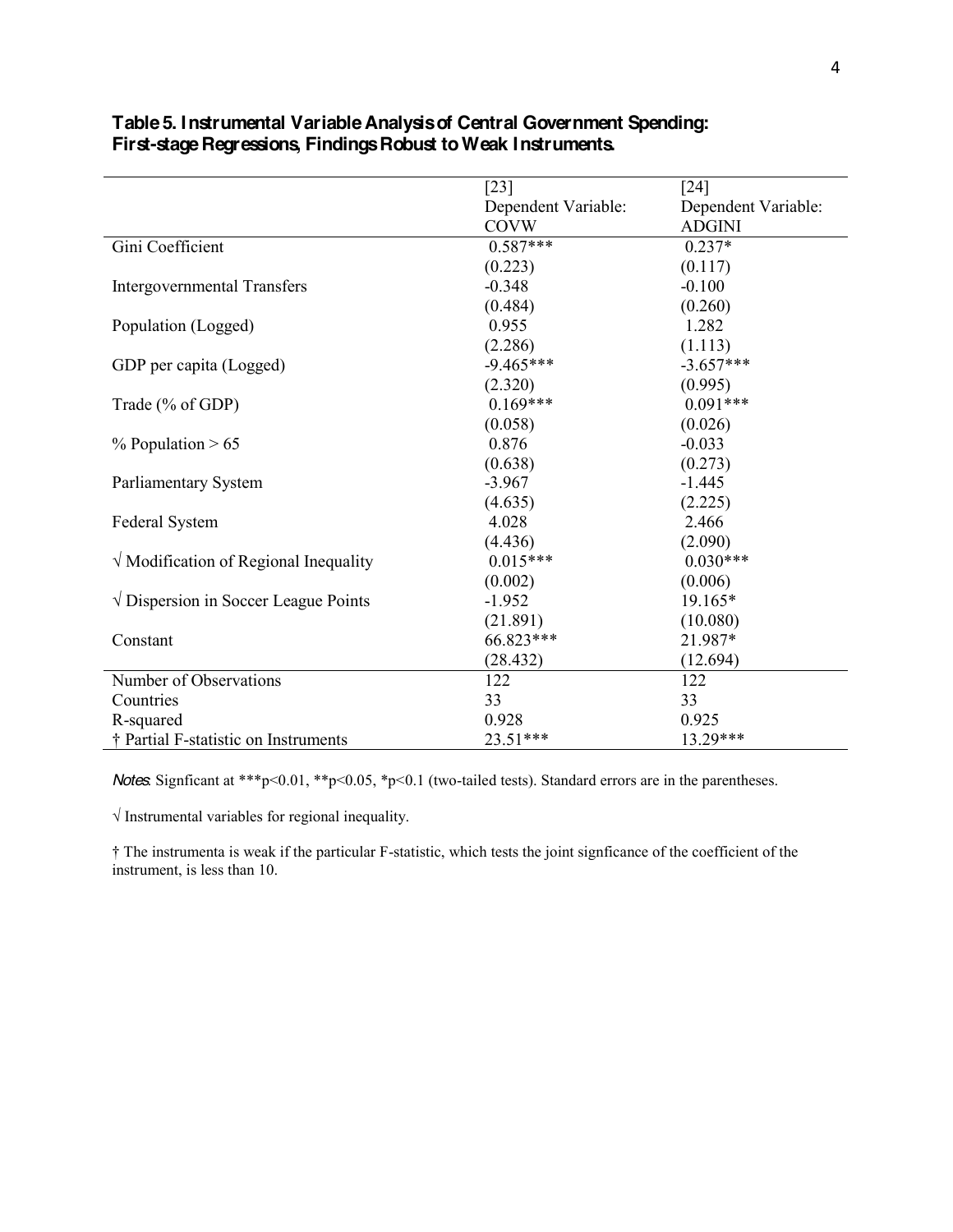**Table 5. Instrumental Variable Analysis of Central Government Spending: First-stage Regressions, Findings Robust to Weak Instruments.**

| | [23] Dependent Variable: COVW | [24] Dependent Variable: ADGINI |
|---|---|---|
| Gini Coefficient | 0.587*** | 0.237* |
| | (0.223) | (0.117) |
| Intergovernmental Transfers | -0.348 | -0.100 |
| | (0.484) | (0.260) |
| Population (Logged) | 0.955 | 1.282 |
| | (2.286) | (1.113) |
| GDP per capita (Logged) | -9.465*** | -3.657*** |
| | (2.320) | (0.995) |
| Trade (% of GDP) | 0.169*** | 0.091*** |
| | (0.058) | (0.026) |
| % Population > 65 | 0.876 | -0.033 |
| | (0.638) | (0.273) |
| Parliamentary System | -3.967 | -1.445 |
| | (4.635) | (2.225) |
| Federal System | 4.028 | 2.466 |
| | (4.436) | (2.090) |
| √ Modification of Regional Inequality | 0.015*** | 0.030*** |
| | (0.002) | (0.006) |
| √ Dispersion in Soccer League Points | -1.952 | 19.165* |
| | (21.891) | (10.080) |
| Constant | 66.823*** | 21.987* |
| | (28.432) | (12.694) |
| Number of Observations | 122 | 122 |
| Countries | 33 | 33 |
| R-squared | 0.928 | 0.925 |
| † Partial F-statistic on Instruments | 23.51*** | 13.29*** |

*Notes*: Signficant at ***p<0.01, **p<0.05, *p<0.1 (two-tailed tests). Standard errors are in the parentheses.

√ Instrumental variables for regional inequality.

† The instrumenta is weak if the particular F-statistic, which tests the joint signficance of the coefficient of the instrument, is less than 10.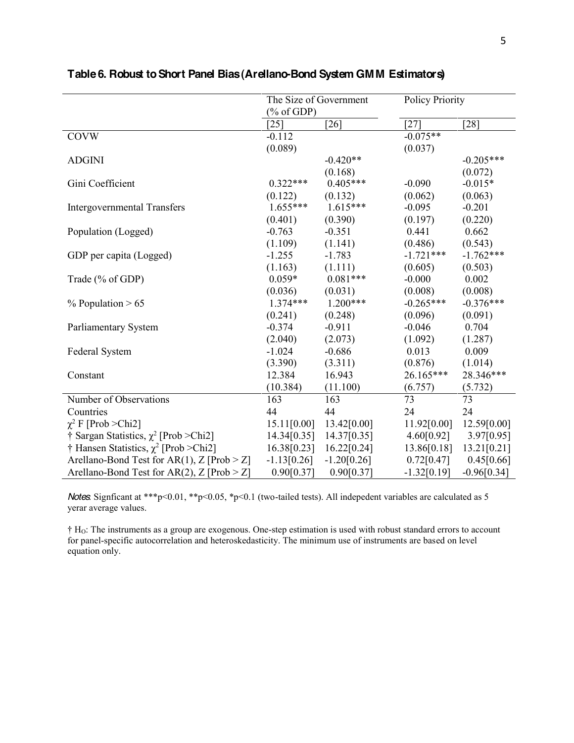**Table 6. Robust to Short Panel Bias (Arellano-Bond System GMM Estimators)**

| | The Size of Government (% of GDP) | | Policy Priority | |
|---|---|---|---|---|
| | [25] | [26] | [27] | [28] |
| COVW | -0.112 | | -0.075** | |
| | (0.089) | | (0.037) | |
| ADGINI | | -0.420** | | -0.205*** |
| | | (0.168) | | (0.072) |
| Gini Coefficient | 0.322*** | 0.405*** | -0.090 | -0.015* |
| | (0.122) | (0.132) | (0.062) | (0.063) |
| Intergovernmental Transfers | 1.655*** | 1.615*** | -0.095 | -0.201 |
| | (0.401) | (0.390) | (0.197) | (0.220) |
| Population (Logged) | -0.763 | -0.351 | 0.441 | 0.662 |
| | (1.109) | (1.141) | (0.486) | (0.543) |
| GDP per capita (Logged) | -1.255 | -1.783 | -1.721*** | -1.762*** |
| | (1.163) | (1.111) | (0.605) | (0.503) |
| Trade (% of GDP) | 0.059* | 0.081*** | -0.000 | 0.002 |
| | (0.036) | (0.031) | (0.008) | (0.008) |
| % Population > 65 | 1.374*** | 1.200*** | -0.265*** | -0.376*** |
| | (0.241) | (0.248) | (0.096) | (0.091) |
| Parliamentary System | -0.374 | -0.911 | -0.046 | 0.704 |
| | (2.040) | (2.073) | (1.092) | (1.287) |
| Federal System | -1.024 | -0.686 | 0.013 | 0.009 |
| | (3.390) | (3.311) | (0.876) | (1.014) |
| Constant | 12.384 | 16.943 | 26.165*** | 28.346*** |
| | (10.384) | (11.100) | (6.757) | (5.732) |
| Number of Observations | 163 | 163 | 73 | 73 |
| Countries | 44 | 44 | 24 | 24 |
| $\chi^2$ F [Prob >Chi2] | 15.11[0.00] | 13.42[0.00] | 11.92[0.00] | 12.59[0.00] |
| † Sargan Statistics, $\chi^2$ [Prob >Chi2] | 14.34[0.35] | 14.37[0.35] | 4.60[0.92] | 3.97[0.95] |
| † Hansen Statistics, $\chi^2$ [Prob >Chi2] | 16.38[0.23] | 16.22[0.24] | 13.86[0.18] | 13.21[0.21] |
| Arellano-Bond Test for AR(1), Z [Prob > Z] | -1.13[0.26] | -1.20[0.26] | 0.72[0.47] | 0.45[0.66] |
| Arellano-Bond Test for AR(2), Z [Prob > Z] | 0.90[0.37] | 0.90[0.37] | -1.32[0.19] | -0.96[0.34] |

*Notes*: Signficant at ***p<0.01, **p<0.05, *p<0.1 (two-tailed tests). All indepedent variables are calculated as 5 yerar average values.

† $H_O$: The instruments as a group are exogenous. One-step estimation is used with robust standard errors to account for panel-specific autocorrelation and heteroskedasticity. The minimum use of instruments are based on level equation only.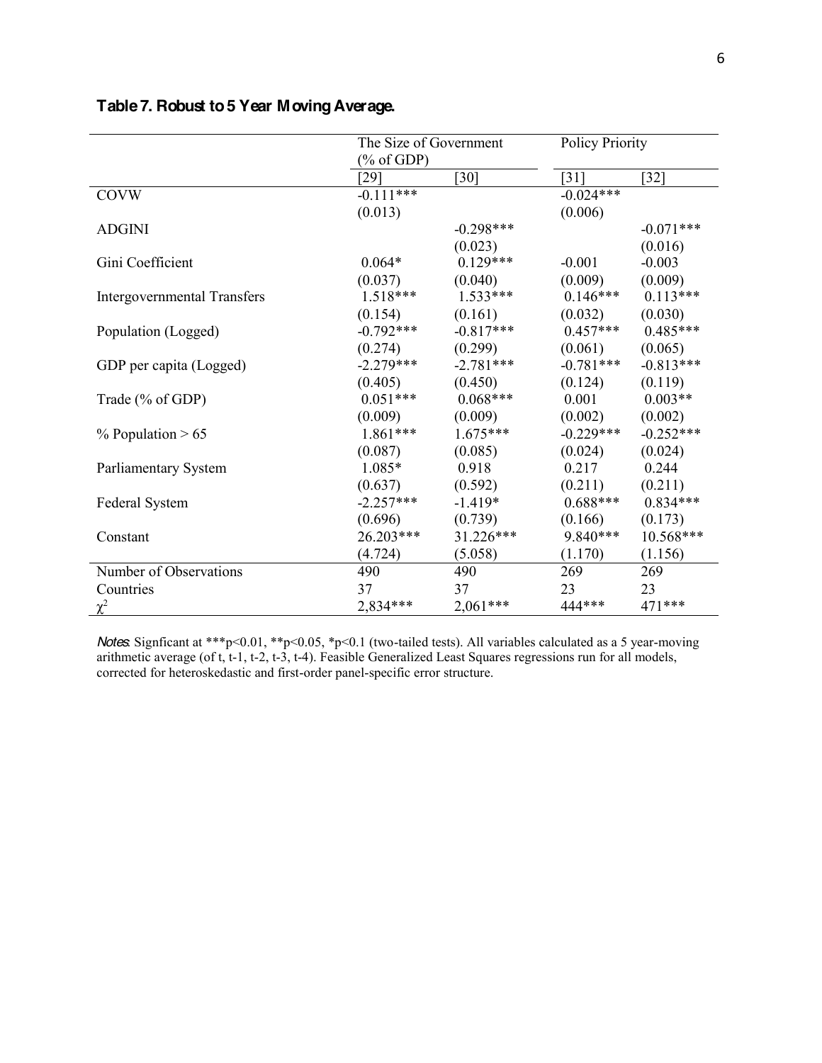**Table 7. Robust to 5 Year Moving Average.**

| | The Size of Government (% of GDP) | | Policy Priority | |
|---|---|---|---|---|
| | [29] | [30] | [31] | [32] |
| COVW | -0.111*** | | -0.024*** | |
| | (0.013) | | (0.006) | |
| ADGINI | | -0.298*** | | -0.071*** |
| | | (0.023) | | (0.016) |
| Gini Coefficient | 0.064* | 0.129*** | -0.001 | -0.003 |
| | (0.037) | (0.040) | (0.009) | (0.009) |
| Intergovernmental Transfers | 1.518*** | 1.533*** | 0.146*** | 0.113*** |
| | (0.154) | (0.161) | (0.032) | (0.030) |
| Population (Logged) | -0.792*** | -0.817*** | 0.457*** | 0.485*** |
| | (0.274) | (0.299) | (0.061) | (0.065) |
| GDP per capita (Logged) | -2.279*** | -2.781*** | -0.781*** | -0.813*** |
| | (0.405) | (0.450) | (0.124) | (0.119) |
| Trade (% of GDP) | 0.051*** | 0.068*** | 0.001 | 0.003** |
| | (0.009) | (0.009) | (0.002) | (0.002) |
| % Population > 65 | 1.861*** | 1.675*** | -0.229*** | -0.252*** |
| | (0.087) | (0.085) | (0.024) | (0.024) |
| Parliamentary System | 1.085* | 0.918 | 0.217 | 0.244 |
| | (0.637) | (0.592) | (0.211) | (0.211) |
| Federal System | -2.257*** | -1.419* | 0.688*** | 0.834*** |
| | (0.696) | (0.739) | (0.166) | (0.173) |
| Constant | 26.203*** | 31.226*** | 9.840*** | 10.568*** |
| | (4.724) | (5.058) | (1.170) | (1.156) |
| Number of Observations | 490 | 490 | 269 | 269 |
| Countries | 37 | 37 | 23 | 23 |
| $\chi^2$ | 2,834*** | 2,061*** | 444*** | 471*** |

*Notes*: Signficant at ***p<0.01, **p<0.05, *p<0.1 (two-tailed tests). All variables calculated as a 5 year-moving arithmetic average (of t, t-1, t-2, t-3, t-4). Feasible Generalized Least Squares regressions run for all models, corrected for heteroskedastic and first-order panel-specific error structure.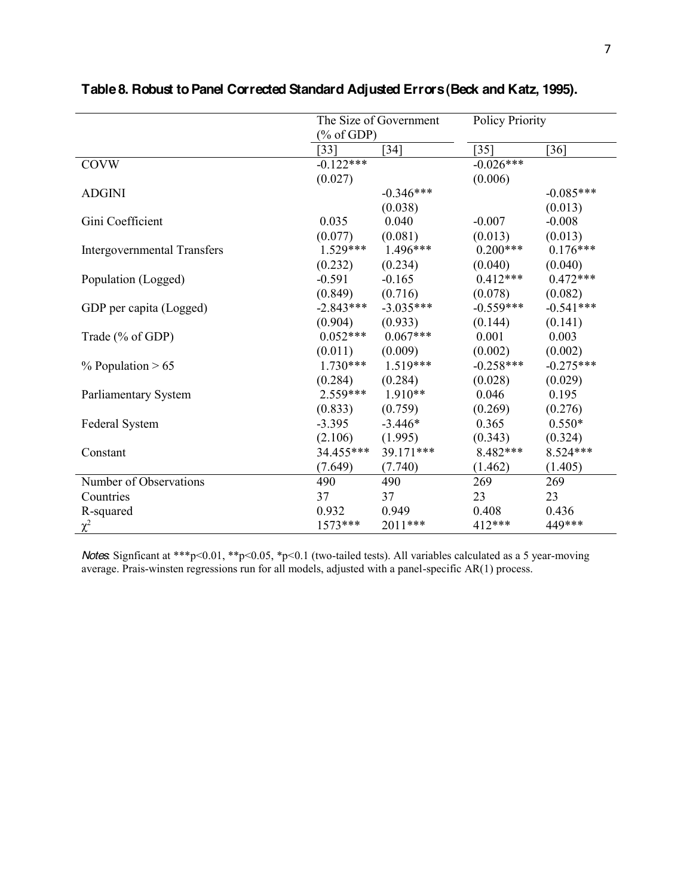**Table 8. Robust to Panel Corrected Standard Adjusted Errors (Beck and Katz, 1995).**

| | The Size of Government (% of GDP) | | Policy Priority | |
|---|---|---|---|---|
| | [33] | [34] | [35] | [36] |
| COVW | -0.122*** | | -0.026*** | |
| | (0.027) | | (0.006) | |
| ADGINI | | -0.346*** | | -0.085*** |
| | | (0.038) | | (0.013) |
| Gini Coefficient | 0.035 | 0.040 | -0.007 | -0.008 |
| | (0.077) | (0.081) | (0.013) | (0.013) |
| Intergovernmental Transfers | 1.529*** | 1.496*** | 0.200*** | 0.176*** |
| | (0.232) | (0.234) | (0.040) | (0.040) |
| Population (Logged) | -0.591 | -0.165 | 0.412*** | 0.472*** |
| | (0.849) | (0.716) | (0.078) | (0.082) |
| GDP per capita (Logged) | -2.843*** | -3.035*** | -0.559*** | -0.541*** |
| | (0.904) | (0.933) | (0.144) | (0.141) |
| Trade (% of GDP) | 0.052*** | 0.067*** | 0.001 | 0.003 |
| | (0.011) | (0.009) | (0.002) | (0.002) |
| % Population > 65 | 1.730*** | 1.519*** | -0.258*** | -0.275*** |
| | (0.284) | (0.284) | (0.028) | (0.029) |
| Parliamentary System | 2.559*** | 1.910** | 0.046 | 0.195 |
| | (0.833) | (0.759) | (0.269) | (0.276) |
| Federal System | -3.395 | -3.446* | 0.365 | 0.550* |
| | (2.106) | (1.995) | (0.343) | (0.324) |
| Constant | 34.455*** | 39.171*** | 8.482*** | 8.524*** |
| | (7.649) | (7.740) | (1.462) | (1.405) |
| Number of Observations | 490 | 490 | 269 | 269 |
| Countries | 37 | 37 | 23 | 23 |
| R-squared | 0.932 | 0.949 | 0.408 | 0.436 |
| $\chi^2$ | 1573*** | 2011*** | 412*** | 449*** |

*Notes*: Signficant at ***p<0.01, **p<0.05, *p<0.1 (two-tailed tests). All variables calculated as a 5 year-moving average. Prais-winsten regressions run for all models, adjusted with a panel-specific AR(1) process.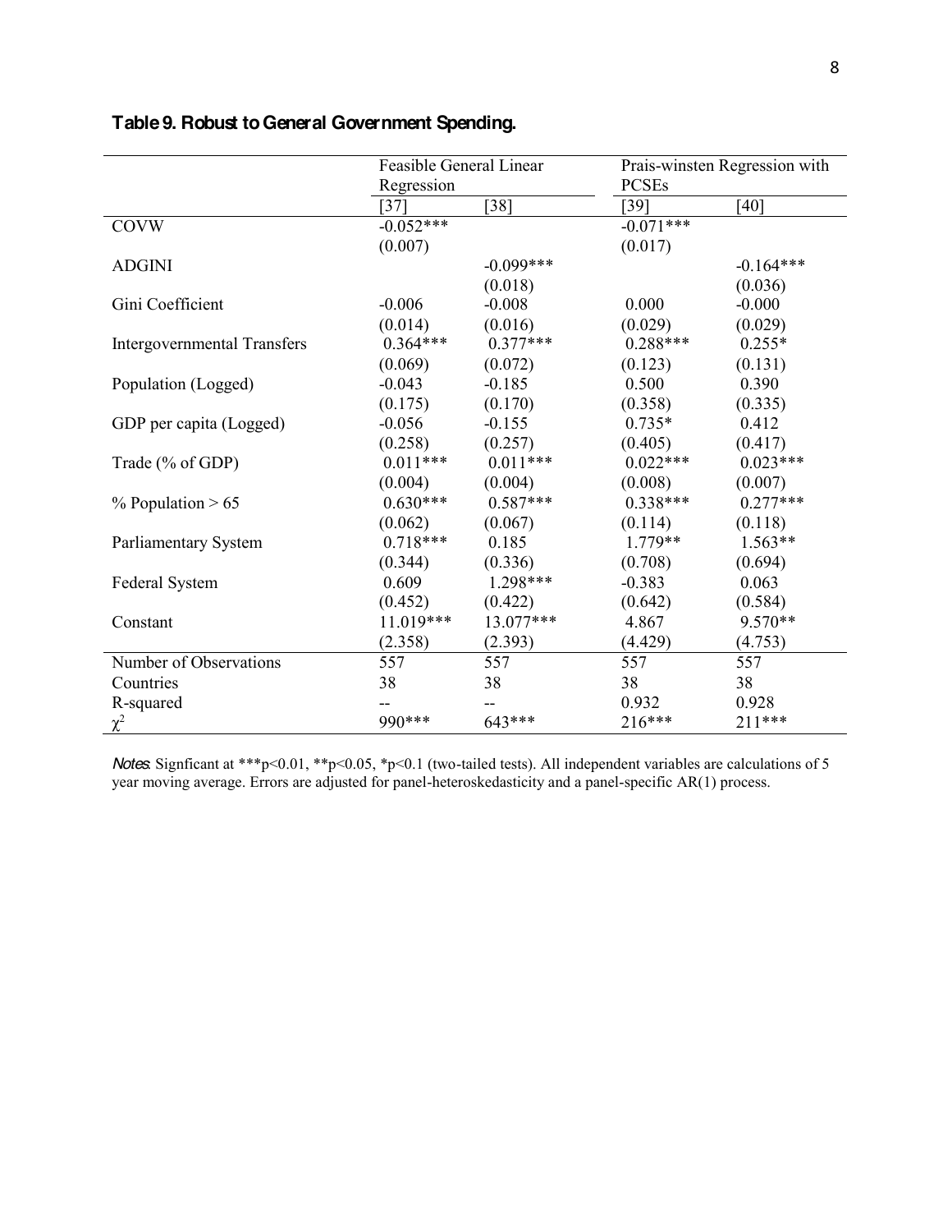**Table 9. Robust to General Government Spending.**

| | Feasible General Linear Regression | | Prais-winsten Regression with PCSEs | |
|---|---|---|---|---|
| | [37] | [38] | [39] | [40] |
| COVW | -0.052*** | | -0.071*** | |
| | (0.007) | | (0.017) | |
| ADGINI | | -0.099*** | | -0.164*** |
| | | (0.018) | | (0.036) |
| Gini Coefficient | -0.006 | -0.008 | 0.000 | -0.000 |
| | (0.014) | (0.016) | (0.029) | (0.029) |
| Intergovernmental Transfers | 0.364*** | 0.377*** | 0.288*** | 0.255* |
| | (0.069) | (0.072) | (0.123) | (0.131) |
| Population (Logged) | -0.043 | -0.185 | 0.500 | 0.390 |
| | (0.175) | (0.170) | (0.358) | (0.335) |
| GDP per capita (Logged) | -0.056 | -0.155 | 0.735* | 0.412 |
| | (0.258) | (0.257) | (0.405) | (0.417) |
| Trade (% of GDP) | 0.011*** | 0.011*** | 0.022*** | 0.023*** |
| | (0.004) | (0.004) | (0.008) | (0.007) |
| % Population > 65 | 0.630*** | 0.587*** | 0.338*** | 0.277*** |
| | (0.062) | (0.067) | (0.114) | (0.118) |
| Parliamentary System | 0.718*** | 0.185 | 1.779** | 1.563** |
| | (0.344) | (0.336) | (0.708) | (0.694) |
| Federal System | 0.609 | 1.298*** | -0.383 | 0.063 |
| | (0.452) | (0.422) | (0.642) | (0.584) |
| Constant | 11.019*** | 13.077*** | 4.867 | 9.570** |
| | (2.358) | (2.393) | (4.429) | (4.753) |
| Number of Observations | 557 | 557 | 557 | 557 |
| Countries | 38 | 38 | 38 | 38 |
| R-squared | -- | -- | 0.932 | 0.928 |
| $\chi^2$ | 990*** | 643*** | 216*** | 211*** |

*Notes*: Signficant at ***p<0.01, **p<0.05, *p<0.1 (two-tailed tests). All independent variables are calculations of 5 year moving average. Errors are adjusted for panel-heteroskedasticity and a panel-specific AR(1) process.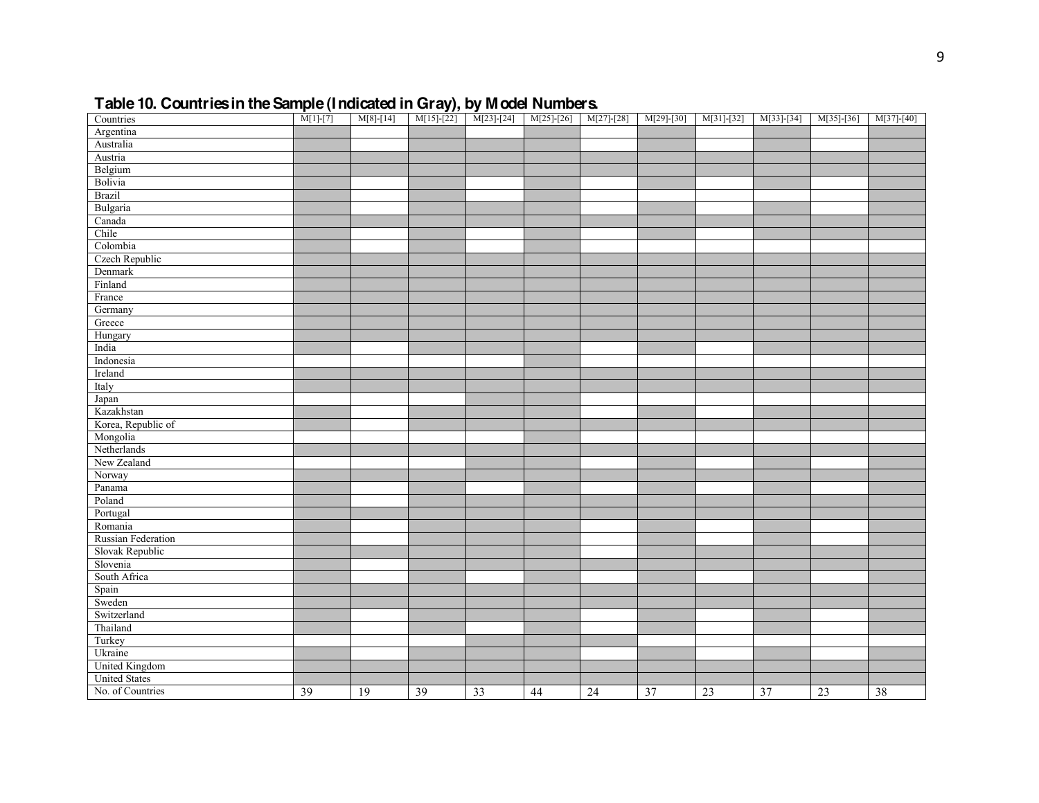**Table 10. Countries in the Sample (Indicated in Gray), by Model Numbers.**

(Gray cells are shown as ■.)

| Countries | M[1]-[7] | M[8]-[14] | M[15]-[22] | M[23]-[24] | M[25]-[26] | M[27]-[28] | M[29]-[30] | M[31]-[32] | M[33]-[34] | M[35]-[36] | M[37]-[40] |
|---|---|---|---|---|---|---|---|---|---|---|---|
| Argentina | ■ | | ■ | | ■ | | ■ | | ■ | | ■ |
| Australia | ■ | | ■ | ■ | ■ | | ■ | | ■ | | ■ |
| Austria | ■ | ■ | ■ | ■ | ■ | ■ | ■ | ■ | ■ | ■ | ■ |
| Belgium | ■ | ■ | ■ | ■ | ■ | ■ | ■ | ■ | ■ | ■ | ■ |
| Bolivia | ■ | | ■ | | ■ | | ■ | | ■ | | ■ |
| Brazil | ■ | | ■ | | ■ | | | | | | ■ |
| Bulgaria | ■ | | ■ | ■ | ■ | | ■ | | ■ | | ■ |
| Canada | ■ | ■ | ■ | ■ | ■ | ■ | ■ | ■ | ■ | ■ | ■ |
| Chile | ■ | | ■ | | ■ | | ■ | | ■ | ■ | ■ |
| Colombia | ■ | | ■ | | ■ | | | | | | |
| Czech Republic | ■ | ■ | ■ | ■ | ■ | ■ | ■ | ■ | ■ | ■ | ■ |
| Denmark | ■ | ■ | ■ | ■ | ■ | ■ | ■ | ■ | ■ | ■ | ■ |
| Finland | ■ | ■ | ■ | ■ | ■ | ■ | ■ | ■ | ■ | ■ | ■ |
| France | ■ | ■ | ■ | ■ | ■ | ■ | ■ | ■ | ■ | ■ | ■ |
| Germany | ■ | ■ | ■ | ■ | ■ | ■ | ■ | ■ | ■ | ■ | ■ |
| Greece | ■ | ■ | ■ | ■ | ■ | ■ | ■ | ■ | ■ | ■ | ■ |
| Hungary | ■ | ■ | ■ | ■ | ■ | ■ | ■ | ■ | ■ | ■ | ■ |
| India | ■ | | ■ | ■ | ■ | | ■ | | ■ | ■ | ■ |
| Indonesia | | | | | ■ | | | | | | |
| Ireland | ■ | ■ | ■ | ■ | ■ | ■ | ■ | ■ | ■ | ■ | ■ |
| Italy | ■ | ■ | ■ | ■ | ■ | ■ | ■ | ■ | ■ | ■ | ■ |
| Japan | | | | ■ | ■ | | | | | | |
| Kazakhstan | ■ | | ■ | ■ | ■ | | ■ | | ■ | ■ | ■ |
| Korea, Republic of | ■ | | ■ | ■ | ■ | ■ | ■ | ■ | ■ | ■ | ■ |
| Mongolia | | | | | ■ | | | | | | |
| Netherlands | ■ | ■ | ■ | ■ | ■ | ■ | ■ | ■ | ■ | ■ | ■ |
| New Zealand | | | | ■ | ■ | | ■ | | ■ | | ■ |
| Norway | ■ | ■ | ■ | ■ | ■ | ■ | ■ | ■ | ■ | ■ | ■ |
| Panama | ■ | | ■ | | ■ | | ■ | | ■ | | ■ |
| Poland | ■ | | ■ | ■ | ■ | ■ | ■ | ■ | ■ | ■ | ■ |
| Portugal | ■ | ■ | ■ | ■ | ■ | ■ | ■ | ■ | ■ | ■ | ■ |
| Romania | ■ | | ■ | ■ | ■ | | ■ | | ■ | | ■ |
| Russian Federation | ■ | | ■ | ■ | ■ | | ■ | | ■ | | ■ |
| Slovak Republic | ■ | ■ | ■ | ■ | ■ | | ■ | ■ | ■ | ■ | ■ |
| Slovenia | ■ | | ■ | ■ | ■ | ■ | ■ | ■ | ■ | ■ | ■ |
| South Africa | ■ | | ■ | | ■ | | ■ | | ■ | | ■ |
| Spain | ■ | ■ | ■ | ■ | ■ | ■ | ■ | ■ | ■ | ■ | ■ |
| Sweden | ■ | ■ | ■ | ■ | ■ | ■ | ■ | ■ | ■ | ■ | ■ |
| Switzerland | ■ | | ■ | ■ | ■ | | ■ | | ■ | | ■ |
| Thailand | ■ | | ■ | | ■ | | ■ | | ■ | | ■ |
| Turkey | | | | ■ | ■ | ■ | | | | | |
| Ukraine | ■ | | ■ | ■ | ■ | | ■ | | ■ | | ■ |
| United Kingdom | ■ | ■ | ■ | ■ | ■ | ■ | ■ | ■ | ■ | ■ | ■ |
| United States | ■ | ■ | ■ | ■ | ■ | ■ | ■ | ■ | ■ | ■ | ■ |
| No. of Countries | 39 | 19 | 39 | 33 | 44 | 24 | 37 | 23 | 37 | 23 | 38 |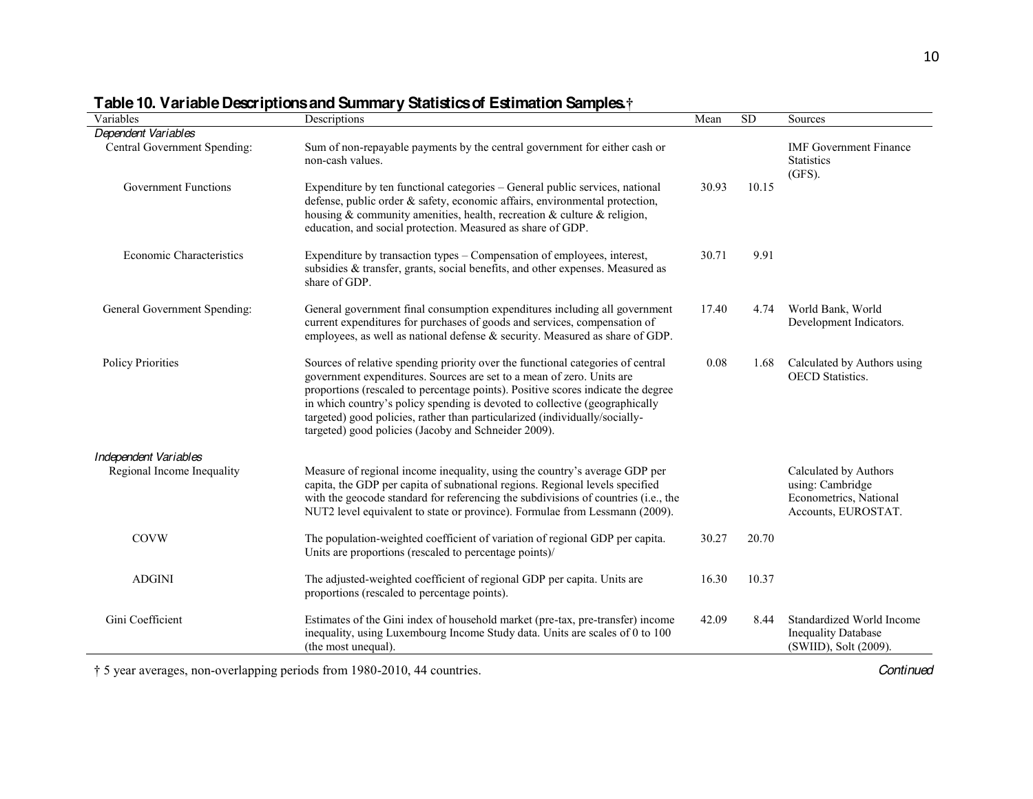**Table 10. Variable Descriptions and Summary Statistics of Estimation Samples.†**

| Variables | Descriptions | Mean | SD | Sources |
|---|---|---|---|---|
| *Dependent Variables* | | | | |
| Central Government Spending: | Sum of non-repayable payments by the central government for either cash or non-cash values. | | | IMF Government Finance Statistics (GFS). |
| Government Functions | Expenditure by ten functional categories – General public services, national defense, public order & safety, economic affairs, environmental protection, housing & community amenities, health, recreation & culture & religion, education, and social protection. Measured as share of GDP. | 30.93 | 10.15 | |
| Economic Characteristics | Expenditure by transaction types – Compensation of employees, interest, subsidies & transfer, grants, social benefits, and other expenses. Measured as share of GDP. | 30.71 | 9.91 | |
| General Government Spending: | General government final consumption expenditures including all government current expenditures for purchases of goods and services, compensation of employees, as well as national defense & security. Measured as share of GDP. | 17.40 | 4.74 | World Bank, World Development Indicators. |
| Policy Priorities | Sources of relative spending priority over the functional categories of central government expenditures. Sources are set to a mean of zero. Units are proportions (rescaled to percentage points). Positive scores indicate the degree in which country's policy spending is devoted to collective (geographically targeted) good policies, rather than particularized (individually/socially-targeted) good policies (Jacoby and Schneider 2009). | 0.08 | 1.68 | Calculated by Authors using OECD Statistics. |
| *Independent Variables* | | | | |
| Regional Income Inequality | Measure of regional income inequality, using the country's average GDP per capita, the GDP per capita of subnational regions. Regional levels specified with the geocode standard for referencing the subdivisions of countries (i.e., the NUT2 level equivalent to state or province). Formulae from Lessmann (2009). | | | Calculated by Authors using: Cambridge Econometrics, National Accounts, EUROSTAT. |
| COVW | The population-weighted coefficient of variation of regional GDP per capita. Units are proportions (rescaled to percentage points)/ | 30.27 | 20.70 | |
| ADGINI | The adjusted-weighted coefficient of regional GDP per capita. Units are proportions (rescaled to percentage points). | 16.30 | 10.37 | |
| Gini Coefficient | Estimates of the Gini index of household market (pre-tax, pre-transfer) income inequality, using Luxembourg Income Study data. Units are scales of 0 to 100 (the most unequal). | 42.09 | 8.44 | Standardized World Income Inequality Database (SWIID), Solt (2009). |

† 5 year averages, non-overlapping periods from 1980-2010, 44 countries.

*Continued*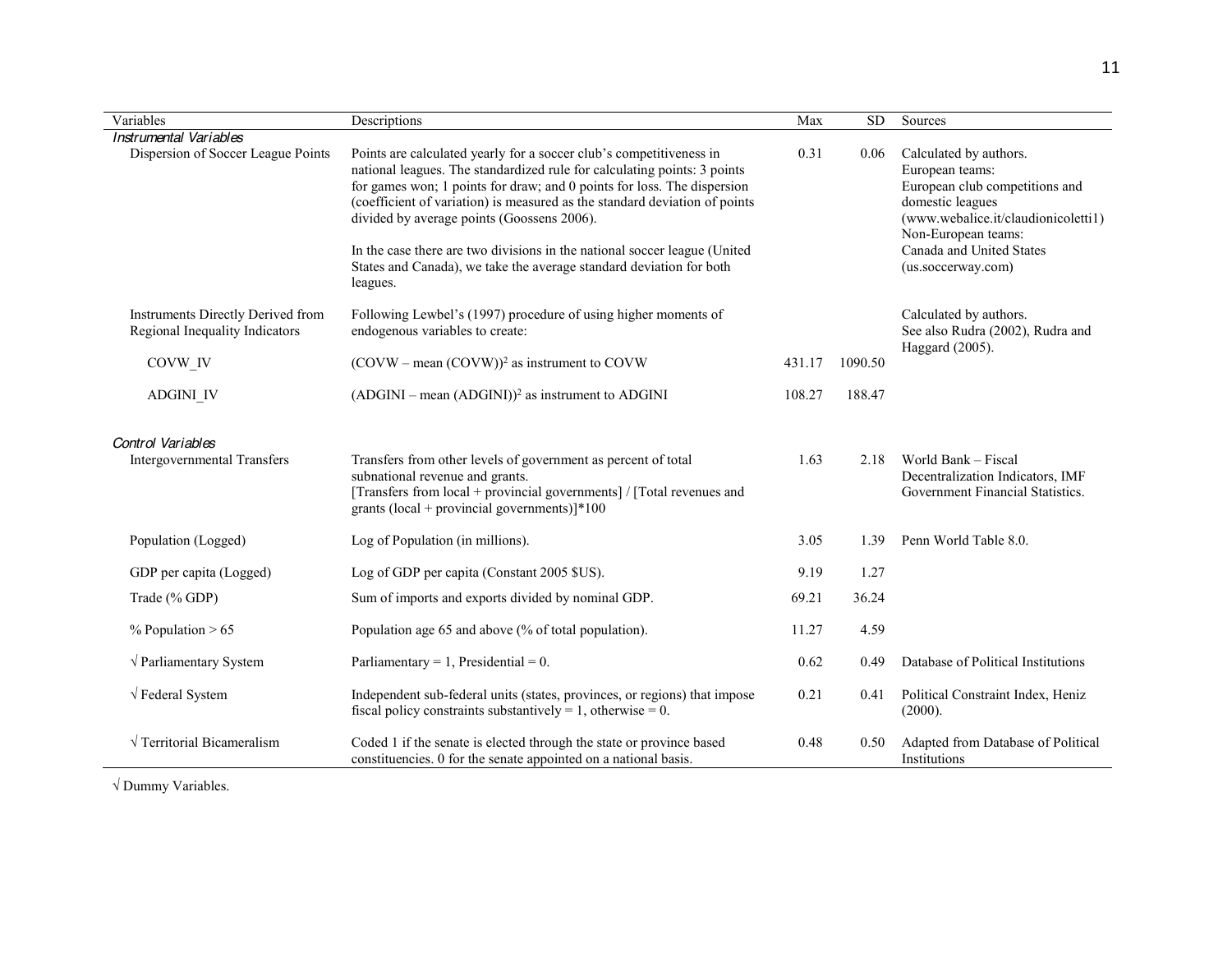| Variables | Descriptions | Max | SD | Sources |
|---|---|---|---|---|
| *Instrumental Variables* | | | | |
| Dispersion of Soccer League Points | Points are calculated yearly for a soccer club's competitiveness in national leagues. The standardized rule for calculating points: 3 points for games won; 1 points for draw; and 0 points for loss. The dispersion (coefficient of variation) is measured as the standard deviation of points divided by average points (Goossens 2006).<br><br>In the case there are two divisions in the national soccer league (United States and Canada), we take the average standard deviation for both leagues. | 0.31 | 0.06 | Calculated by authors.<br>European teams:<br>European club competitions and domestic leagues (www.webalice.it/claudionicoletti1)<br>Non-European teams:<br>Canada and United States (us.soccerway.com) |
| Instruments Directly Derived from Regional Inequality Indicators | Following Lewbel's (1997) procedure of using higher moments of endogenous variables to create: | | | Calculated by authors.<br>See also Rudra (2002), Rudra and Haggard (2005). |
| COVW_IV | $(\text{COVW} - \text{mean (COVW)})^2$ as instrument to COVW | 431.17 | 1090.50 | |
| ADGINI_IV | $(\text{ADGINI} - \text{mean (ADGINI)})^2$ as instrument to ADGINI | 108.27 | 188.47 | |
| *Control Variables* | | | | |
| Intergovernmental Transfers | Transfers from other levels of government as percent of total subnational revenue and grants.<br>[Transfers from local + provincial governments] / [Total revenues and grants (local + provincial governments)]*100 | 1.63 | 2.18 | World Bank – Fiscal Decentralization Indicators, IMF Government Financial Statistics. |
| Population (Logged) | Log of Population (in millions). | 3.05 | 1.39 | Penn World Table 8.0. |
| GDP per capita (Logged) | Log of GDP per capita (Constant 2005 $US). | 9.19 | 1.27 | |
| Trade (% GDP) | Sum of imports and exports divided by nominal GDP. | 69.21 | 36.24 | |
| % Population > 65 | Population age 65 and above (% of total population). | 11.27 | 4.59 | |
| √ Parliamentary System | Parliamentary = 1, Presidential = 0. | 0.62 | 0.49 | Database of Political Institutions |
| √ Federal System | Independent sub-federal units (states, provinces, or regions) that impose fiscal policy constraints substantively = 1, otherwise = 0. | 0.21 | 0.41 | Political Constraint Index, Heniz (2000). |
| √ Territorial Bicameralism | Coded 1 if the senate is elected through the state or province based constituencies. 0 for the senate appointed on a national basis. | 0.48 | 0.50 | Adapted from Database of Political Institutions |

√ Dummy Variables.